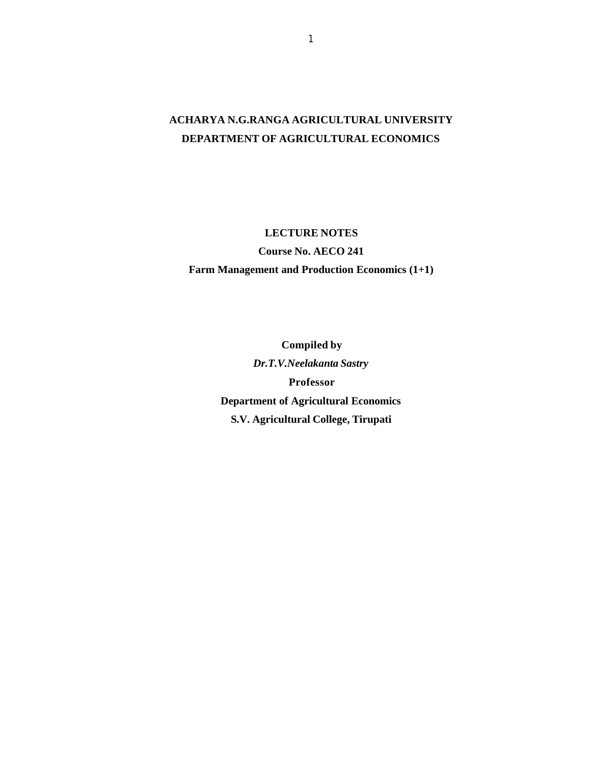**ACHARYA N.G.RANGA AGRICULTURAL UNIVERSITY**
**DEPARTMENT OF AGRICULTURAL ECONOMICS**

**LECTURE NOTES**
**Course No. AECO 241**
**Farm Management and Production Economics (1+1)**

**Compiled by**
***Dr.T.V.Neelakanta Sastry***
**Professor**
**Department of Agricultural Economics**
**S.V. Agricultural College, Tirupati**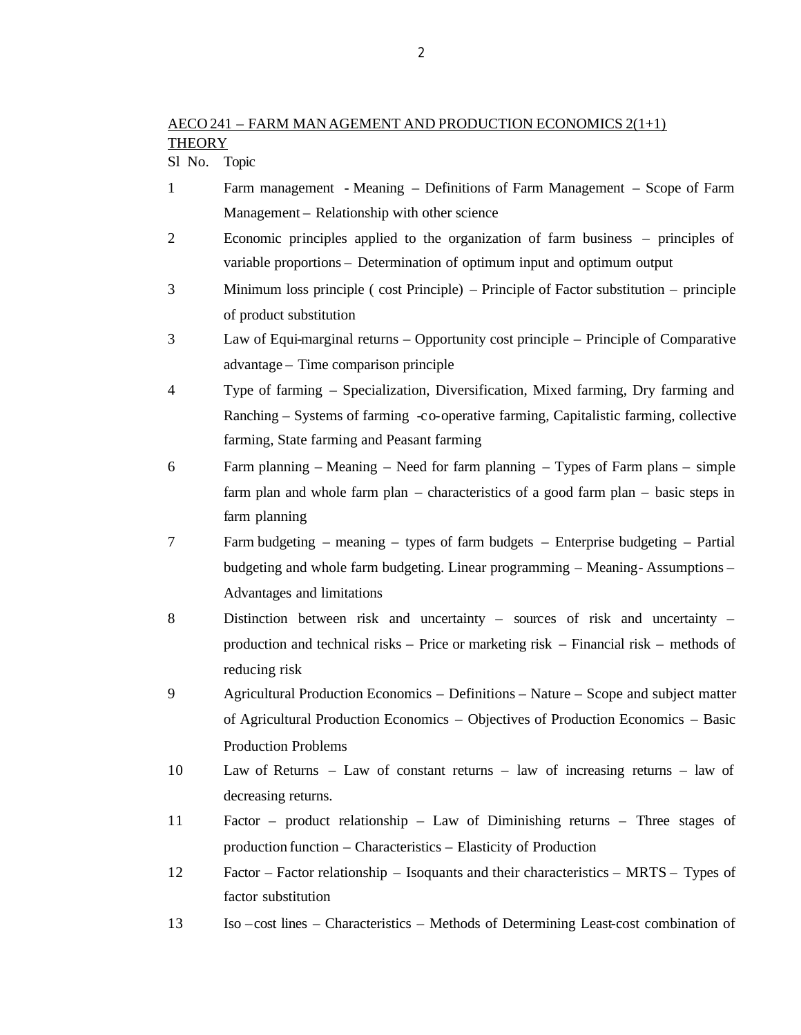AECO 241 – FARM MANAGEMENT AND PRODUCTION ECONOMICS 2(1+1)

THEORY

| Sl No. | Topic |
|---|---|
| 1 | Farm management - Meaning – Definitions of Farm Management – Scope of Farm Management – Relationship with other science |
| 2 | Economic principles applied to the organization of farm business – principles of variable proportions – Determination of optimum input and optimum output |
| 3 | Minimum loss principle ( cost Principle) – Principle of Factor substitution – principle of product substitution |
| 3 | Law of Equi-marginal returns – Opportunity cost principle – Principle of Comparative advantage – Time comparison principle |
| 4 | Type of farming – Specialization, Diversification, Mixed farming, Dry farming and Ranching – Systems of farming -co-operative farming, Capitalistic farming, collective farming, State farming and Peasant farming |
| 6 | Farm planning – Meaning – Need for farm planning – Types of Farm plans – simple farm plan and whole farm plan – characteristics of a good farm plan – basic steps in farm planning |
| 7 | Farm budgeting – meaning – types of farm budgets – Enterprise budgeting – Partial budgeting and whole farm budgeting. Linear programming – Meaning- Assumptions – Advantages and limitations |
| 8 | Distinction between risk and uncertainty – sources of risk and uncertainty – production and technical risks – Price or marketing risk – Financial risk – methods of reducing risk |
| 9 | Agricultural Production Economics – Definitions – Nature – Scope and subject matter of Agricultural Production Economics – Objectives of Production Economics – Basic Production Problems |
| 10 | Law of Returns – Law of constant returns – law of increasing returns – law of decreasing returns. |
| 11 | Factor – product relationship – Law of Diminishing returns – Three stages of production function – Characteristics – Elasticity of Production |
| 12 | Factor – Factor relationship – Isoquants and their characteristics – MRTS – Types of factor substitution |
| 13 | Iso –cost lines – Characteristics – Methods of Determining Least-cost combination of |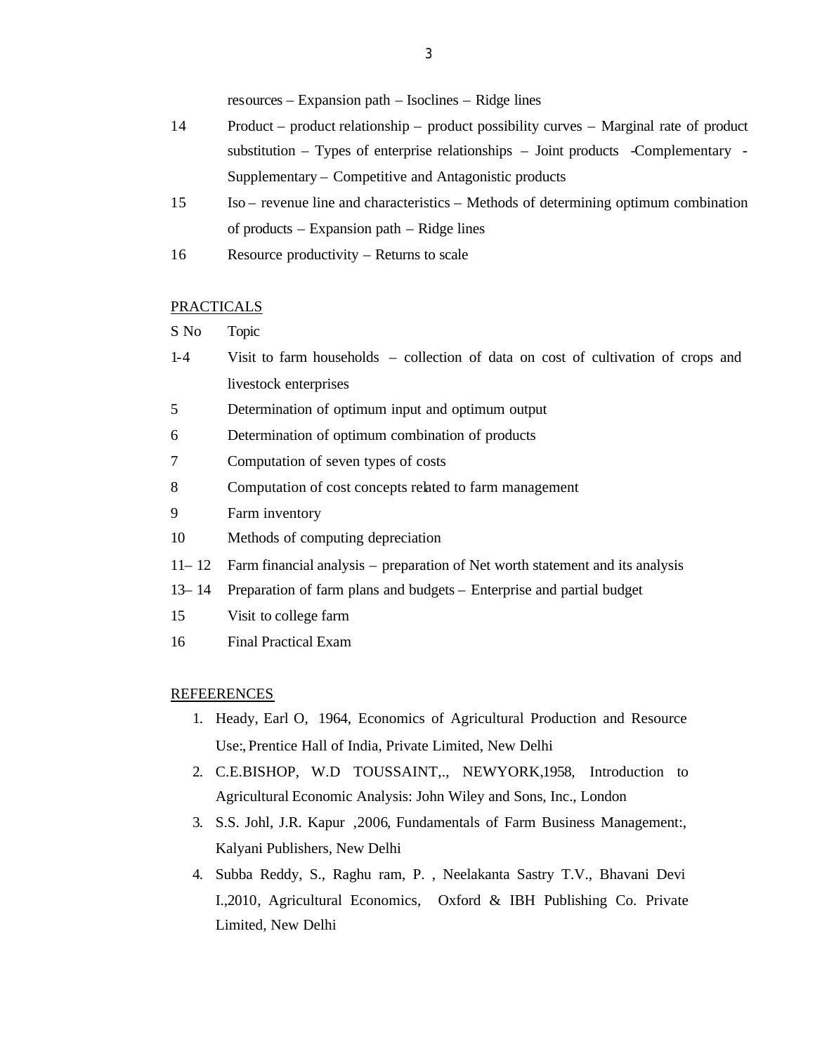| | |
|---|---|
| | resources – Expansion path – Isoclines – Ridge lines |
| 14 | Product – product relationship – product possibility curves – Marginal rate of product substitution – Types of enterprise relationships – Joint products -Complementary - Supplementary – Competitive and Antagonistic products |
| 15 | Iso – revenue line and characteristics – Methods of determining optimum combination of products – Expansion path – Ridge lines |
| 16 | Resource productivity – Returns to scale |

PRACTICALS

| S No | Topic |
|---|---|
| 1-4 | Visit to farm households – collection of data on cost of cultivation of crops and livestock enterprises |
| 5 | Determination of optimum input and optimum output |
| 6 | Determination of optimum combination of products |
| 7 | Computation of seven types of costs |
| 8 | Computation of cost concepts related to farm management |
| 9 | Farm inventory |
| 10 | Methods of computing depreciation |
| 11– 12 | Farm financial analysis – preparation of Net worth statement and its analysis |
| 13– 14 | Preparation of farm plans and budgets – Enterprise and partial budget |
| 15 | Visit to college farm |
| 16 | Final Practical Exam |

REFEERENCES

1. Heady, Earl O, 1964, Economics of Agricultural Production and Resource Use:, Prentice Hall of India, Private Limited, New Delhi
2. C.E.BISHOP, W.D TOUSSAINT,., NEWYORK,1958, Introduction to Agricultural Economic Analysis: John Wiley and Sons, Inc., London
3. S.S. Johl, J.R. Kapur ,2006, Fundamentals of Farm Business Management:, Kalyani Publishers, New Delhi
4. Subba Reddy, S., Raghu ram, P. , Neelakanta Sastry T.V., Bhavani Devi I.,2010, Agricultural Economics, Oxford & IBH Publishing Co. Private Limited, New Delhi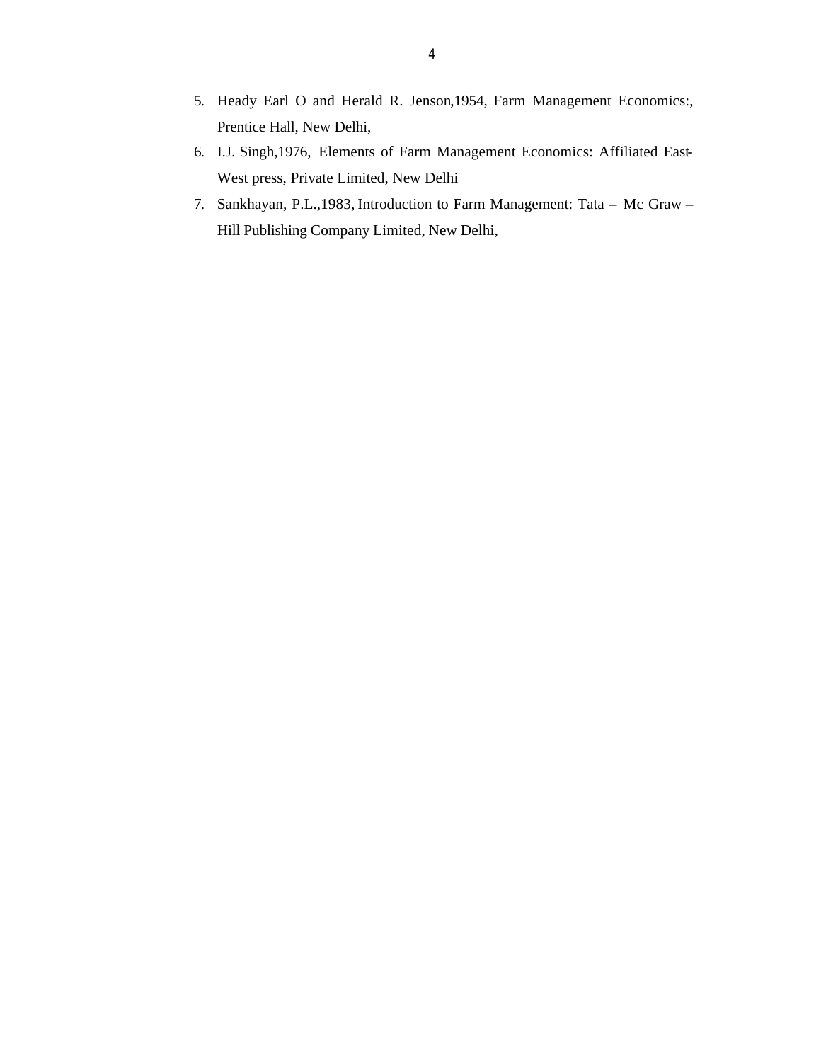5. Heady Earl O and Herald R. Jenson,1954, Farm Management Economics:, Prentice Hall, New Delhi,
6. I.J. Singh,1976, Elements of Farm Management Economics: Affiliated East-West press, Private Limited, New Delhi
7. Sankhayan, P.L.,1983, Introduction to Farm Management: Tata – Mc Graw – Hill Publishing Company Limited, New Delhi,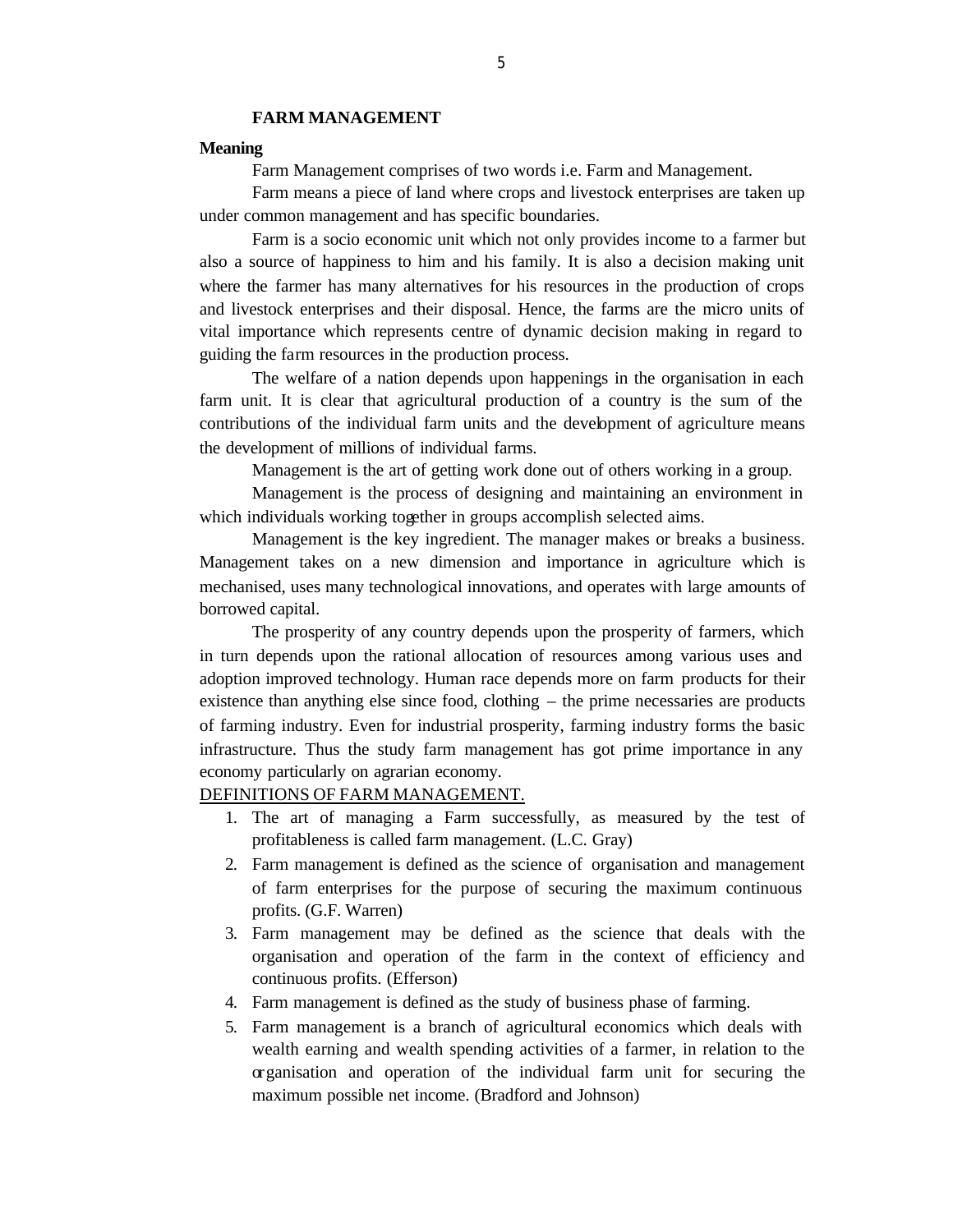# FARM MANAGEMENT

## Meaning

Farm Management comprises of two words i.e. Farm and Management.

Farm means a piece of land where crops and livestock enterprises are taken up under common management and has specific boundaries.

Farm is a socio economic unit which not only provides income to a farmer but also a source of happiness to him and his family. It is also a decision making unit where the farmer has many alternatives for his resources in the production of crops and livestock enterprises and their disposal. Hence, the farms are the micro units of vital importance which represents centre of dynamic decision making in regard to guiding the farm resources in the production process.

The welfare of a nation depends upon happenings in the organisation in each farm unit. It is clear that agricultural production of a country is the sum of the contributions of the individual farm units and the development of agriculture means the development of millions of individual farms.

Management is the art of getting work done out of others working in a group.

Management is the process of designing and maintaining an environment in which individuals working together in groups accomplish selected aims.

Management is the key ingredient. The manager makes or breaks a business. Management takes on a new dimension and importance in agriculture which is mechanised, uses many technological innovations, and operates with large amounts of borrowed capital.

The prosperity of any country depends upon the prosperity of farmers, which in turn depends upon the rational allocation of resources among various uses and adoption improved technology. Human race depends more on farm products for their existence than anything else since food, clothing – the prime necessaries are products of farming industry. Even for industrial prosperity, farming industry forms the basic infrastructure. Thus the study farm management has got prime importance in any economy particularly on agrarian economy.

<u>DEFINITIONS OF FARM MANAGEMENT.</u>

1. The art of managing a Farm successfully, as measured by the test of profitableness is called farm management. (L.C. Gray)
2. Farm management is defined as the science of organisation and management of farm enterprises for the purpose of securing the maximum continuous profits. (G.F. Warren)
3. Farm management may be defined as the science that deals with the organisation and operation of the farm in the context of efficiency and continuous profits. (Efferson)
4. Farm management is defined as the study of business phase of farming.
5. Farm management is a branch of agricultural economics which deals with wealth earning and wealth spending activities of a farmer, in relation to the organisation and operation of the individual farm unit for securing the maximum possible net income. (Bradford and Johnson)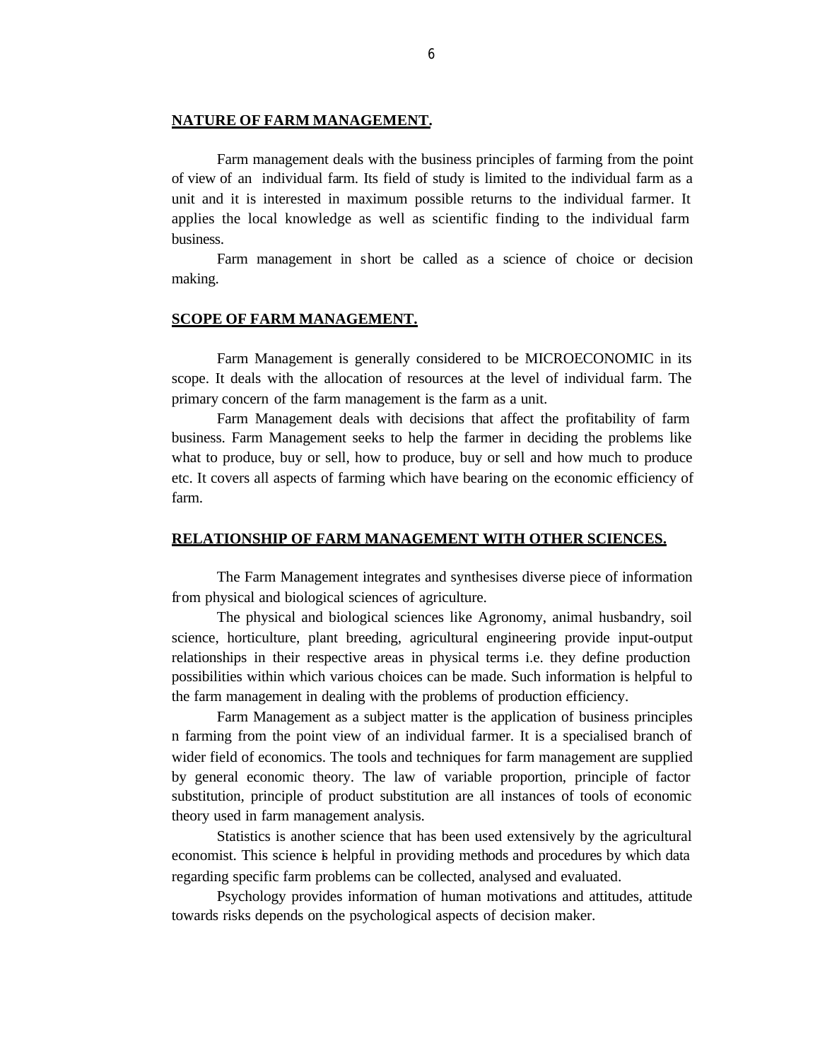## NATURE OF FARM MANAGEMENT.

Farm management deals with the business principles of farming from the point of view of an individual farm. Its field of study is limited to the individual farm as a unit and it is interested in maximum possible returns to the individual farmer. It applies the local knowledge as well as scientific finding to the individual farm business.

Farm management in short be called as a science of choice or decision making.

## SCOPE OF FARM MANAGEMENT.

Farm Management is generally considered to be MICROECONOMIC in its scope. It deals with the allocation of resources at the level of individual farm. The primary concern of the farm management is the farm as a unit.

Farm Management deals with decisions that affect the profitability of farm business. Farm Management seeks to help the farmer in deciding the problems like what to produce, buy or sell, how to produce, buy or sell and how much to produce etc. It covers all aspects of farming which have bearing on the economic efficiency of farm.

## RELATIONSHIP OF FARM MANAGEMENT WITH OTHER SCIENCES.

The Farm Management integrates and synthesises diverse piece of information from physical and biological sciences of agriculture.

The physical and biological sciences like Agronomy, animal husbandry, soil science, horticulture, plant breeding, agricultural engineering provide input-output relationships in their respective areas in physical terms i.e. they define production possibilities within which various choices can be made. Such information is helpful to the farm management in dealing with the problems of production efficiency.

Farm Management as a subject matter is the application of business principles n farming from the point view of an individual farmer. It is a specialised branch of wider field of economics. The tools and techniques for farm management are supplied by general economic theory. The law of variable proportion, principle of factor substitution, principle of product substitution are all instances of tools of economic theory used in farm management analysis.

Statistics is another science that has been used extensively by the agricultural economist. This science is helpful in providing methods and procedures by which data regarding specific farm problems can be collected, analysed and evaluated.

Psychology provides information of human motivations and attitudes, attitude towards risks depends on the psychological aspects of decision maker.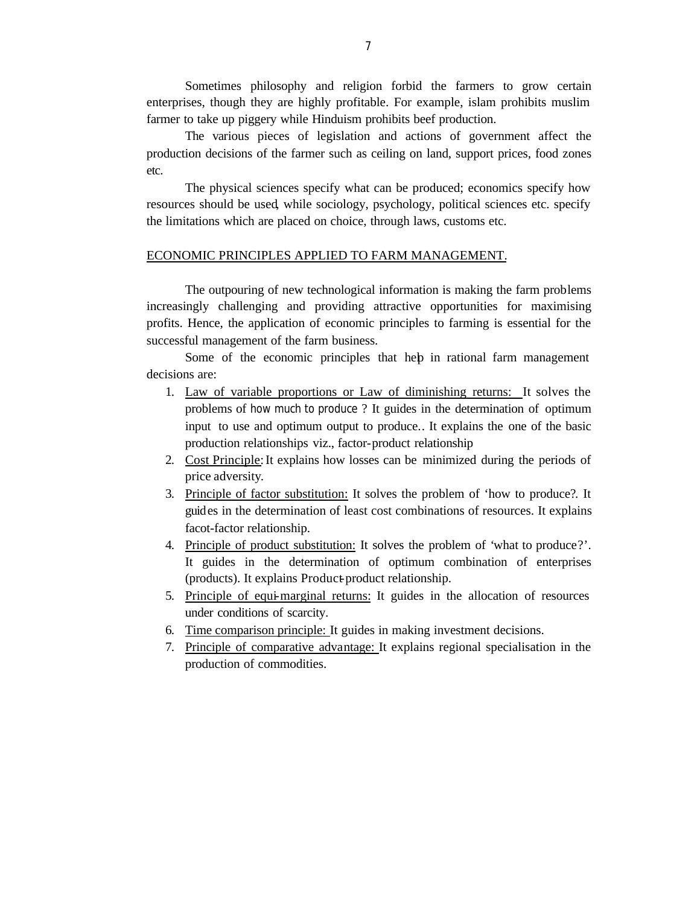Sometimes philosophy and religion forbid the farmers to grow certain enterprises, though they are highly profitable. For example, islam prohibits muslim farmer to take up piggery while Hinduism prohibits beef production.

The various pieces of legislation and actions of government affect the production decisions of the farmer such as ceiling on land, support prices, food zones etc.

The physical sciences specify what can be produced; economics specify how resources should be used, while sociology, psychology, political sciences etc. specify the limitations which are placed on choice, through laws, customs etc.

## ECONOMIC PRINCIPLES APPLIED TO FARM MANAGEMENT.

The outpouring of new technological information is making the farm problems increasingly challenging and providing attractive opportunities for maximising profits. Hence, the application of economic principles to farming is essential for the successful management of the farm business.

Some of the economic principles that help in rational farm management decisions are:

1. Law of variable proportions or Law of diminishing returns: It solves the problems of how much to produce ? It guides in the determination of optimum input to use and optimum output to produce.. It explains the one of the basic production relationships viz., factor-product relationship
2. Cost Principle: It explains how losses can be minimized during the periods of price adversity.
3. Principle of factor substitution: It solves the problem of 'how to produce?. It guides in the determination of least cost combinations of resources. It explains facot-factor relationship.
4. Principle of product substitution: It solves the problem of 'what to produce?'. It guides in the determination of optimum combination of enterprises (products). It explains Product-product relationship.
5. Principle of equi-marginal returns: It guides in the allocation of resources under conditions of scarcity.
6. Time comparison principle: It guides in making investment decisions.
7. Principle of comparative advantage: It explains regional specialisation in the production of commodities.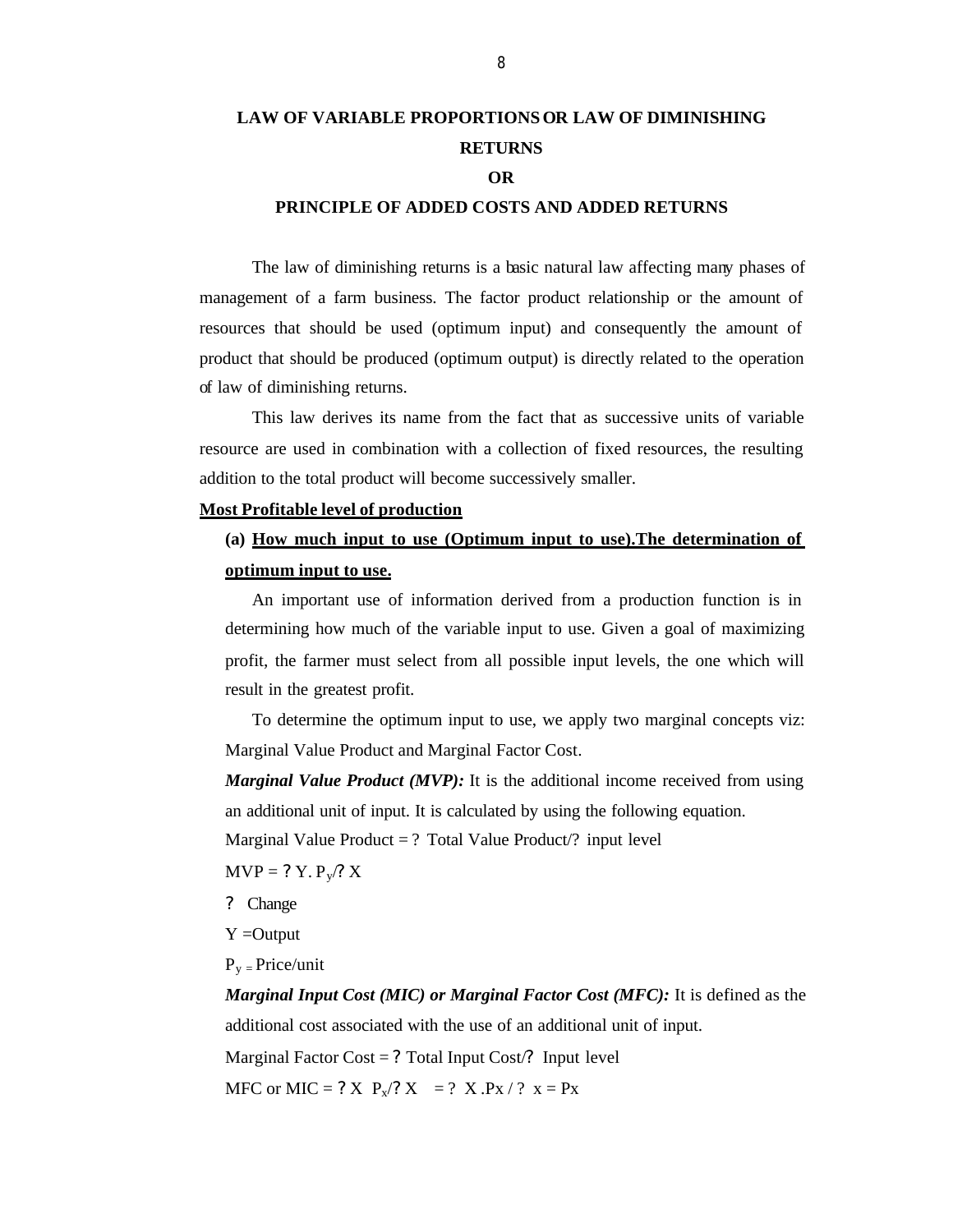# LAW OF VARIABLE PROPORTIONS OR LAW OF DIMINISHING RETURNS

# OR

# PRINCIPLE OF ADDED COSTS AND ADDED RETURNS

The law of diminishing returns is a basic natural law affecting many phases of management of a farm business. The factor product relationship or the amount of resources that should be used (optimum input) and consequently the amount of product that should be produced (optimum output) is directly related to the operation of law of diminishing returns.

This law derives its name from the fact that as successive units of variable resource are used in combination with a collection of fixed resources, the resulting addition to the total product will become successively smaller.

**Most Profitable level of production**

**(a) How much input to use (Optimum input to use).The determination of optimum input to use.**

An important use of information derived from a production function is in determining how much of the variable input to use. Given a goal of maximizing profit, the farmer must select from all possible input levels, the one which will result in the greatest profit.

To determine the optimum input to use, we apply two marginal concepts viz: Marginal Value Product and Marginal Factor Cost.

***Marginal Value Product (MVP):*** It is the additional income received from using an additional unit of input. It is calculated by using the following equation.

Marginal Value Product = ? Total Value Product/? input level

$MVP = ?Y.P_y/?X$

? Change

Y =Output

$P_y$ = Price/unit

***Marginal Input Cost (MIC) or Marginal Factor Cost (MFC):*** It is defined as the additional cost associated with the use of an additional unit of input.

Marginal Factor Cost = ? Total Input Cost/? Input level

MFC or MIC = $?X \ P_x/?X = ?X.Px/?x = Px$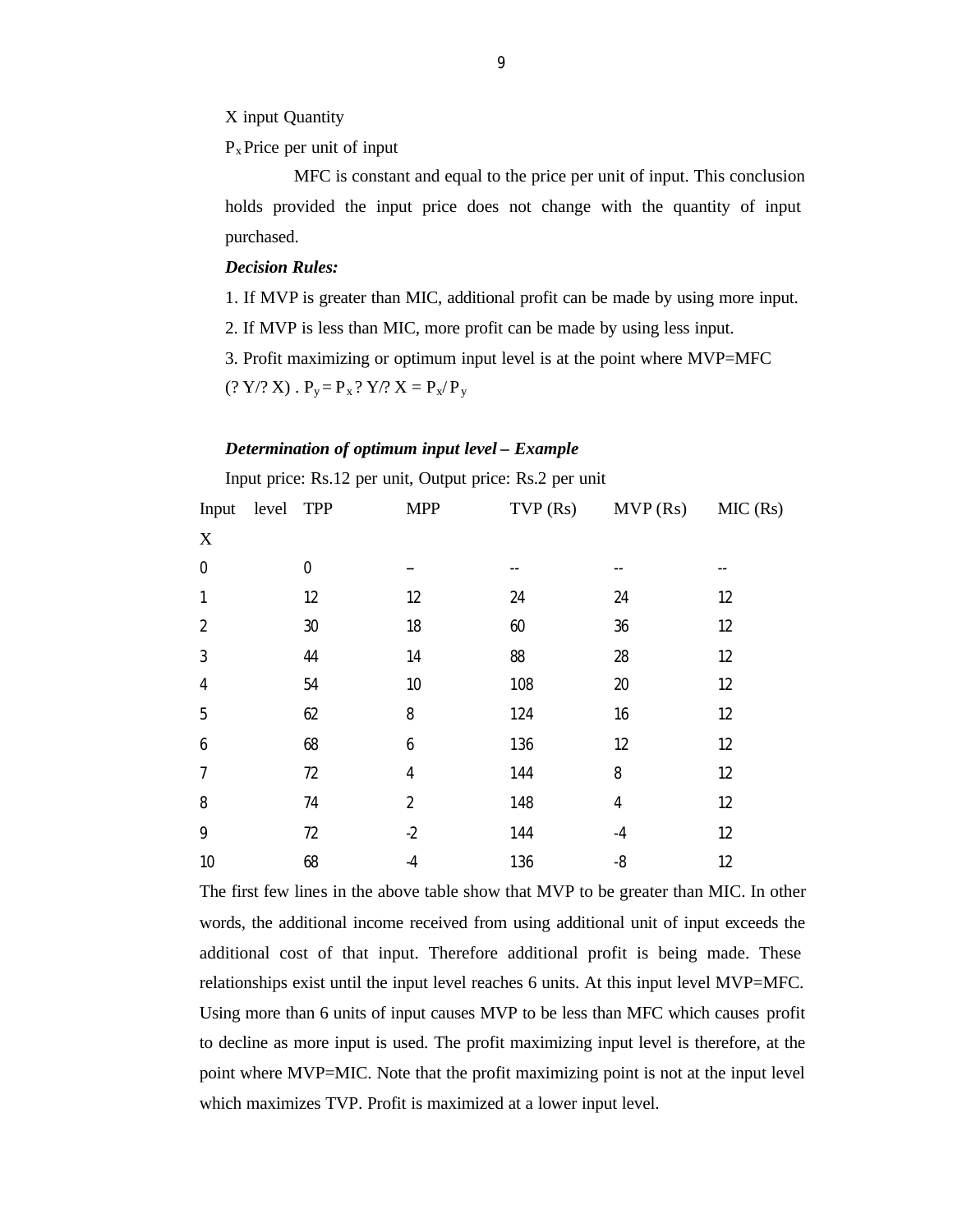X input Quantity

$P_x$ Price per unit of input

MFC is constant and equal to the price per unit of input. This conclusion holds provided the input price does not change with the quantity of input purchased.

***Decision Rules:***

1. If MVP is greater than MIC, additional profit can be made by using more input.
2. If MVP is less than MIC, more profit can be made by using less input.
3. Profit maximizing or optimum input level is at the point where MVP=MFC

$(? Y/? X) . P_y = P_x ? Y/? X = P_x / P_y$

***Determination of optimum input level – Example***

Input price: Rs.12 per unit, Output price: Rs.2 per unit

| Input level X | TPP | MPP | TVP (Rs) | MVP (Rs) | MIC (Rs) |
|---|---|---|---|---|---|
| 0 | 0 | – | -- | -- | -- |
| 1 | 12 | 12 | 24 | 24 | 12 |
| 2 | 30 | 18 | 60 | 36 | 12 |
| 3 | 44 | 14 | 88 | 28 | 12 |
| 4 | 54 | 10 | 108 | 20 | 12 |
| 5 | 62 | 8 | 124 | 16 | 12 |
| 6 | 68 | 6 | 136 | 12 | 12 |
| 7 | 72 | 4 | 144 | 8 | 12 |
| 8 | 74 | 2 | 148 | 4 | 12 |
| 9 | 72 | -2 | 144 | -4 | 12 |
| 10 | 68 | -4 | 136 | -8 | 12 |

The first few lines in the above table show that MVP to be greater than MIC. In other words, the additional income received from using additional unit of input exceeds the additional cost of that input. Therefore additional profit is being made. These relationships exist until the input level reaches 6 units. At this input level MVP=MFC. Using more than 6 units of input causes MVP to be less than MFC which causes profit to decline as more input is used. The profit maximizing input level is therefore, at the point where MVP=MIC. Note that the profit maximizing point is not at the input level which maximizes TVP. Profit is maximized at a lower input level.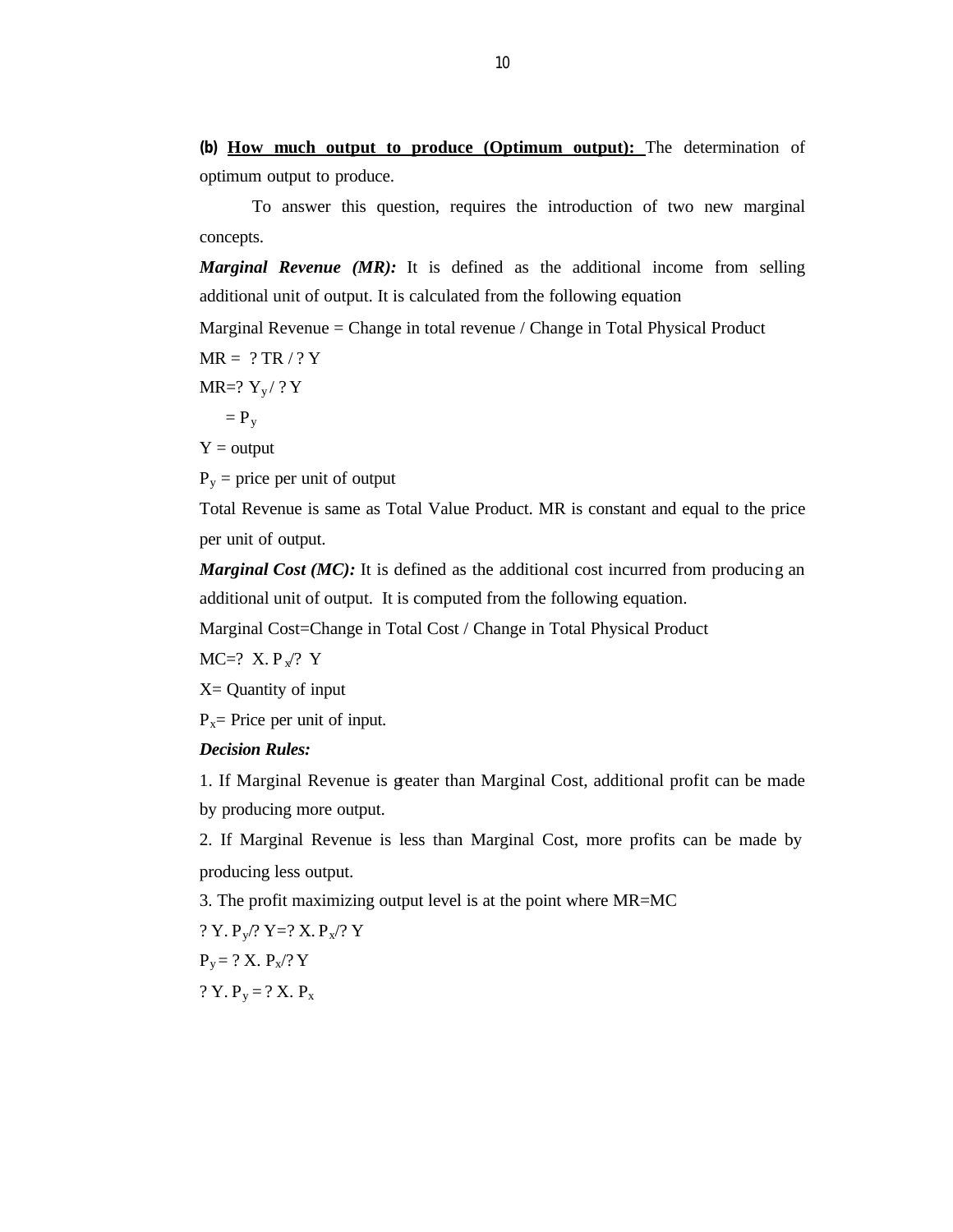**(b)** **How much output to produce (Optimum output):** The determination of optimum output to produce.

To answer this question, requires the introduction of two new marginal concepts.

***Marginal Revenue (MR):*** It is defined as the additional income from selling additional unit of output. It is calculated from the following equation

Marginal Revenue = Change in total revenue / Change in Total Physical Product

$MR = ?TR / ?Y$

$MR = ?Y_y / ?Y$

$= P_y$

Y = output

$P_y$ = price per unit of output

Total Revenue is same as Total Value Product. MR is constant and equal to the price per unit of output.

***Marginal Cost (MC):*** It is defined as the additional cost incurred from producing an additional unit of output. It is computed from the following equation.

Marginal Cost=Change in Total Cost / Change in Total Physical Product

$MC = ?X.P_x / ?Y$

X= Quantity of input

$P_x$= Price per unit of input.

***Decision Rules:***

1. If Marginal Revenue is greater than Marginal Cost, additional profit can be made by producing more output.

2. If Marginal Revenue is less than Marginal Cost, more profits can be made by producing less output.

3. The profit maximizing output level is at the point where MR=MC

$?Y.P_y / ?Y = ?X.P_x / ?Y$

$P_y = ?X.P_x / ?Y$

$?Y.P_y = ?X.P_x$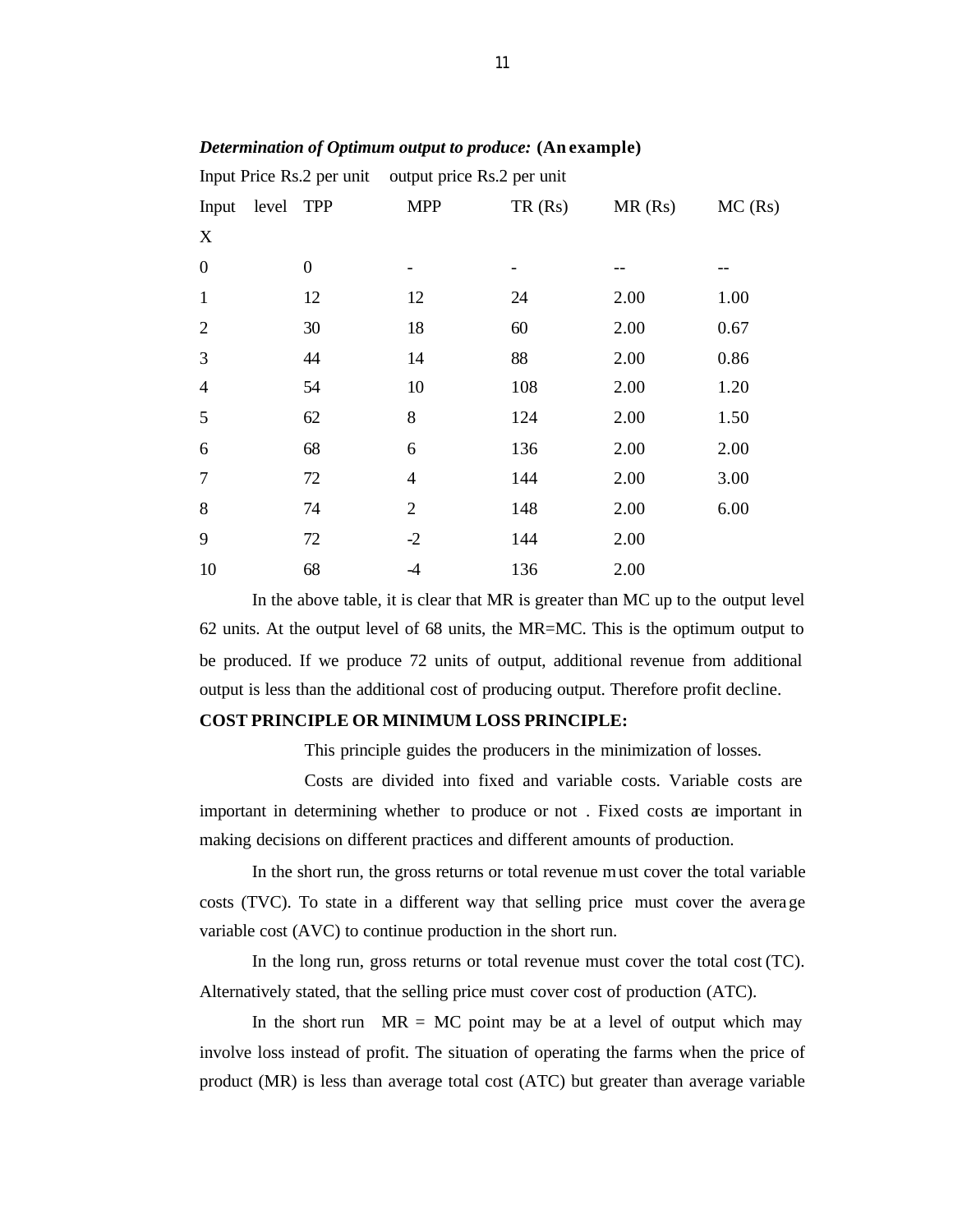***Determination of Optimum output to produce:*** **(An example)**

Input Price Rs.2 per unit output price Rs.2 per unit

| Input level X | TPP | MPP | TR (Rs) | MR (Rs) | MC (Rs) |
|---|---|---|---|---|---|
| 0 | 0 | - | - | -- | -- |
| 1 | 12 | 12 | 24 | 2.00 | 1.00 |
| 2 | 30 | 18 | 60 | 2.00 | 0.67 |
| 3 | 44 | 14 | 88 | 2.00 | 0.86 |
| 4 | 54 | 10 | 108 | 2.00 | 1.20 |
| 5 | 62 | 8 | 124 | 2.00 | 1.50 |
| 6 | 68 | 6 | 136 | 2.00 | 2.00 |
| 7 | 72 | 4 | 144 | 2.00 | 3.00 |
| 8 | 74 | 2 | 148 | 2.00 | 6.00 |
| 9 | 72 | -2 | 144 | 2.00 | |
| 10 | 68 | -4 | 136 | 2.00 | |

In the above table, it is clear that MR is greater than MC up to the output level 62 units. At the output level of 68 units, the MR=MC. This is the optimum output to be produced. If we produce 72 units of output, additional revenue from additional output is less than the additional cost of producing output. Therefore profit decline.

**COST PRINCIPLE OR MINIMUM LOSS PRINCIPLE:**

This principle guides the producers in the minimization of losses.

Costs are divided into fixed and variable costs. Variable costs are important in determining whether to produce or not . Fixed costs are important in making decisions on different practices and different amounts of production.

In the short run, the gross returns or total revenue must cover the total variable costs (TVC). To state in a different way that selling price must cover the average variable cost (AVC) to continue production in the short run.

In the long run, gross returns or total revenue must cover the total cost (TC). Alternatively stated, that the selling price must cover cost of production (ATC).

In the short run MR = MC point may be at a level of output which may involve loss instead of profit. The situation of operating the farms when the price of product (MR) is less than average total cost (ATC) but greater than average variable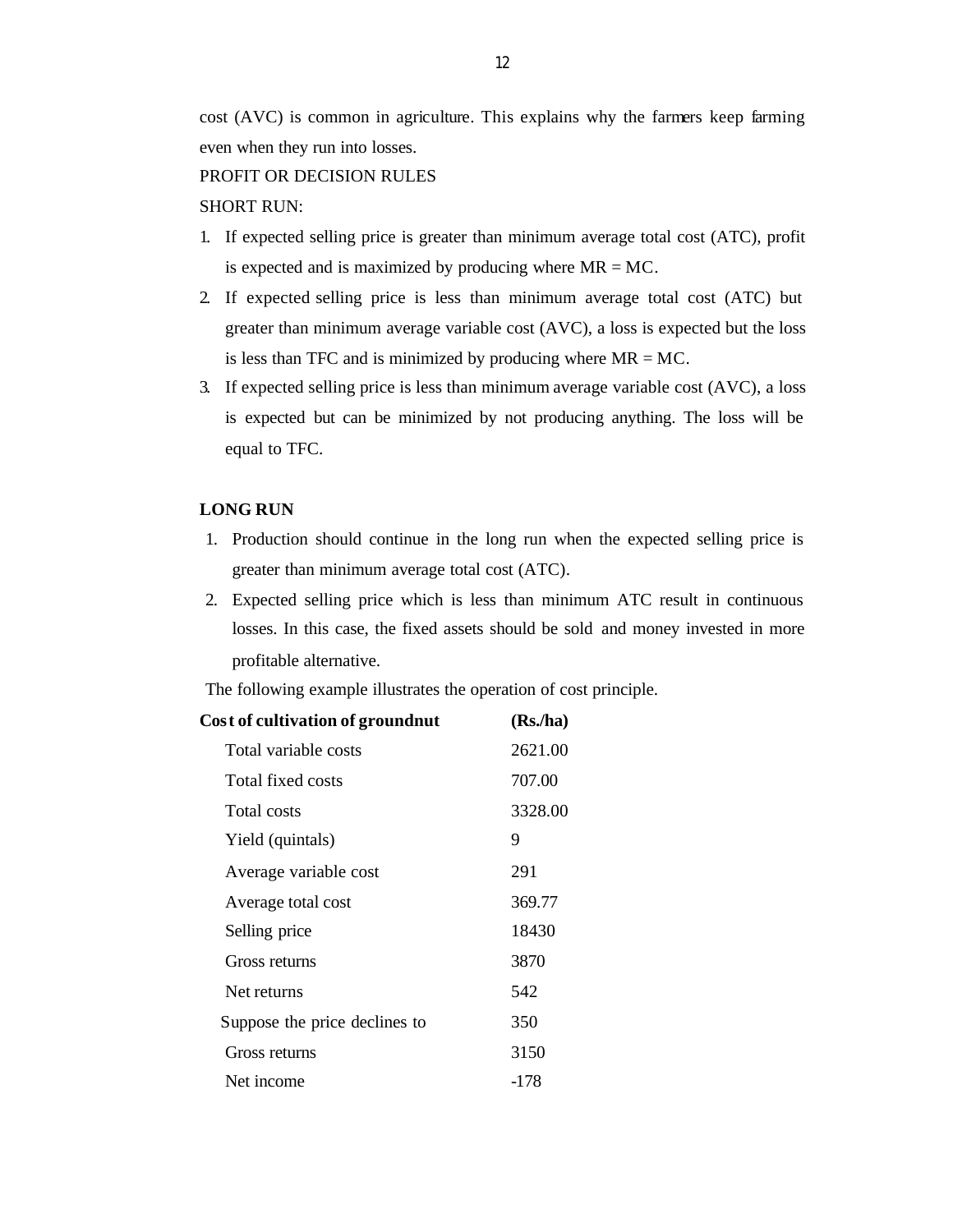cost (AVC) is common in agriculture. This explains why the farmers keep farming even when they run into losses.

PROFIT OR DECISION RULES

SHORT RUN:

1. If expected selling price is greater than minimum average total cost (ATC), profit is expected and is maximized by producing where MR = MC.
2. If expected selling price is less than minimum average total cost (ATC) but greater than minimum average variable cost (AVC), a loss is expected but the loss is less than TFC and is minimized by producing where MR = MC.
3. If expected selling price is less than minimum average variable cost (AVC), a loss is expected but can be minimized by not producing anything. The loss will be equal to TFC.

**LONG RUN**

1. Production should continue in the long run when the expected selling price is greater than minimum average total cost (ATC).
2. Expected selling price which is less than minimum ATC result in continuous losses. In this case, the fixed assets should be sold and money invested in more profitable alternative.

The following example illustrates the operation of cost principle.

| **Cost of cultivation of groundnut** | **(Rs./ha)** |
|---|---|
| Total variable costs | 2621.00 |
| Total fixed costs | 707.00 |
| Total costs | 3328.00 |
| Yield (quintals) | 9 |
| Average variable cost | 291 |
| Average total cost | 369.77 |
| Selling price | 18430 |
| Gross returns | 3870 |
| Net returns | 542 |
| Suppose the price declines to | 350 |
| Gross returns | 3150 |
| Net income | -178 |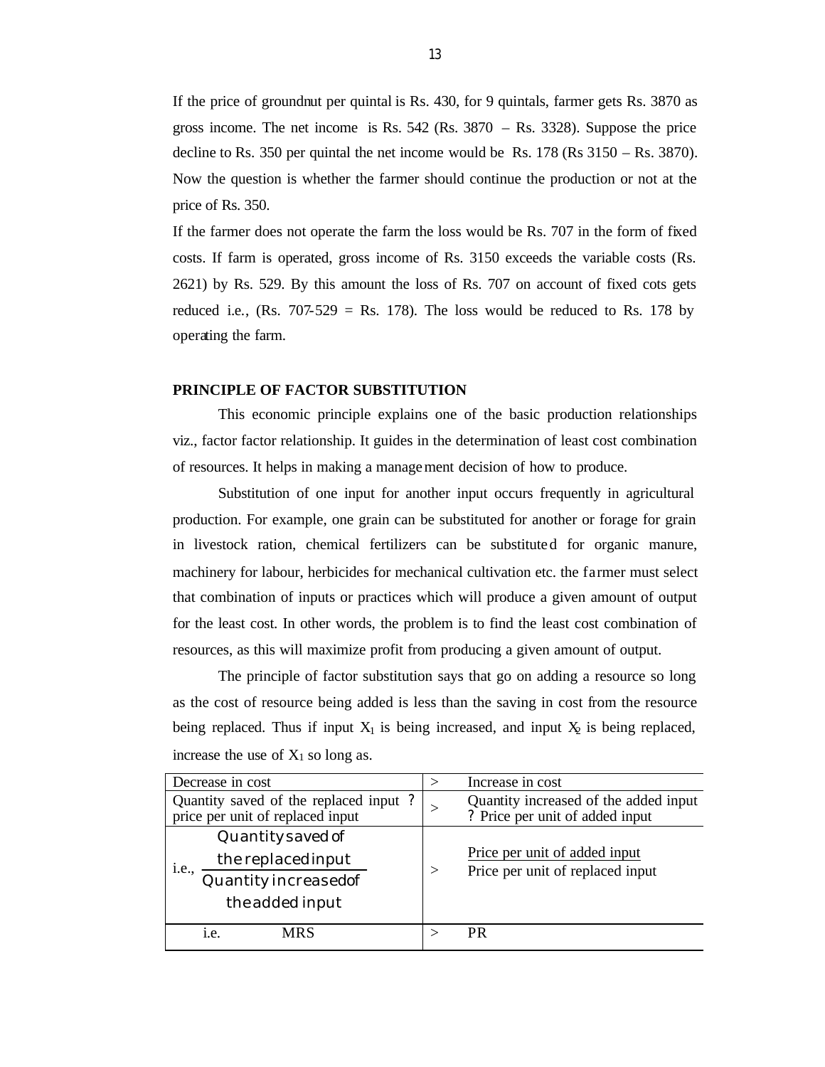If the price of groundnut per quintal is Rs. 430, for 9 quintals, farmer gets Rs. 3870 as gross income. The net income is Rs. 542 (Rs. 3870 – Rs. 3328). Suppose the price decline to Rs. 350 per quintal the net income would be Rs. 178 (Rs 3150 – Rs. 3870). Now the question is whether the farmer should continue the production or not at the price of Rs. 350.

If the farmer does not operate the farm the loss would be Rs. 707 in the form of fixed costs. If farm is operated, gross income of Rs. 3150 exceeds the variable costs (Rs. 2621) by Rs. 529. By this amount the loss of Rs. 707 on account of fixed cots gets reduced i.e., (Rs. 707-529 = Rs. 178). The loss would be reduced to Rs. 178 by operating the farm.

**PRINCIPLE OF FACTOR SUBSTITUTION**

This economic principle explains one of the basic production relationships viz., factor factor relationship. It guides in the determination of least cost combination of resources. It helps in making a management decision of how to produce.

Substitution of one input for another input occurs frequently in agricultural production. For example, one grain can be substituted for another or forage for grain in livestock ration, chemical fertilizers can be substituted for organic manure, machinery for labour, herbicides for mechanical cultivation etc. the farmer must select that combination of inputs or practices which will produce a given amount of output for the least cost. In other words, the problem is to find the least cost combination of resources, as this will maximize profit from producing a given amount of output.

The principle of factor substitution says that go on adding a resource so long as the cost of resource being added is less than the saving in cost from the resource being replaced. Thus if input $X_1$ is being increased, and input $X_2$ is being replaced, increase the use of $X_1$ so long as.

| Decrease in cost | > | Increase in cost |
|---|---|---|
| Quantity saved of the replaced input ? price per unit of replaced input | > | Quantity increased of the added input ? Price per unit of added input |
| i.e., $\dfrac{\text{Quantity saved of the replaced input}}{\text{Quantity increased of the added input}}$ | > | $\dfrac{\text{Price per unit of added input}}{\text{Price per unit of replaced input}}$ |
| i.e. MRS | > | PR |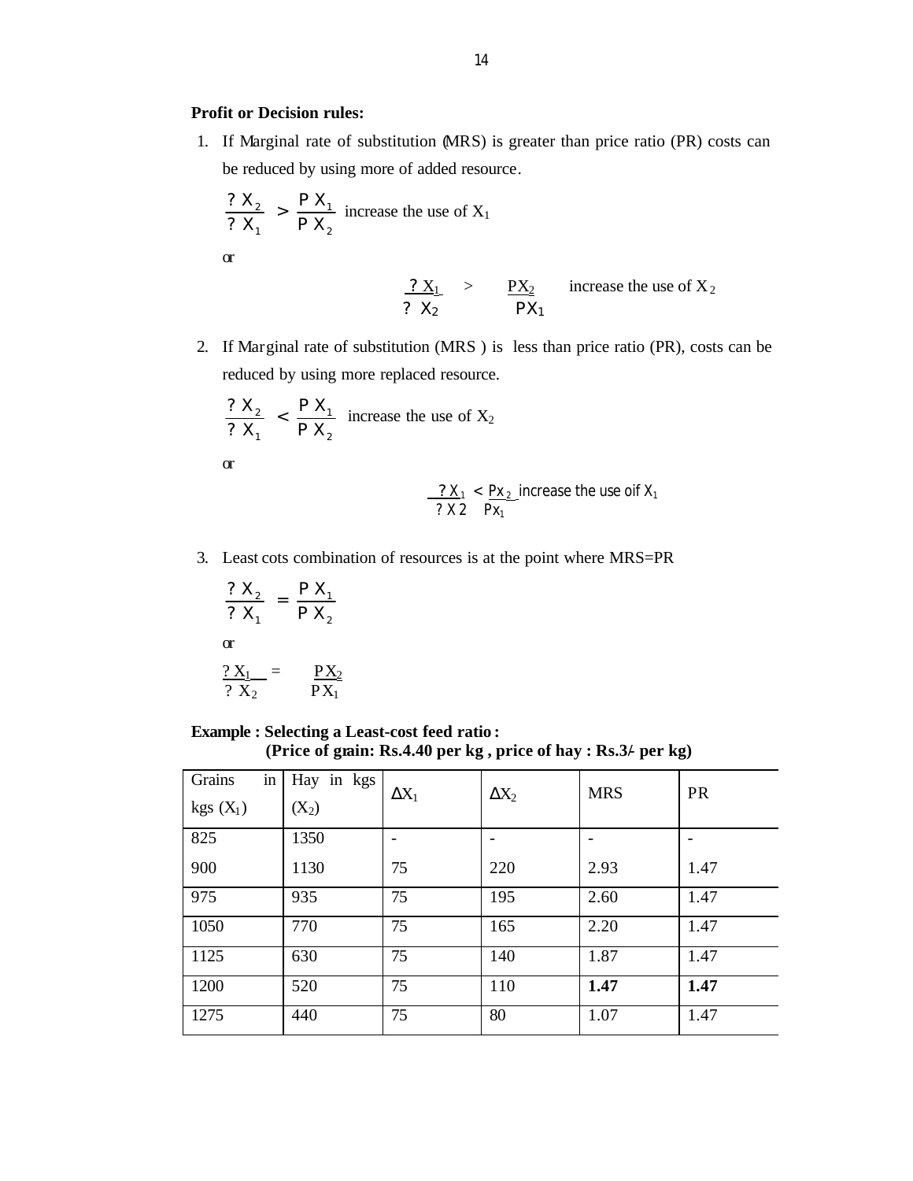**Profit or Decision rules:**

1. If Marginal rate of substitution (MRS) is greater than price ratio (PR) costs can be reduced by using more of added resource.

   $$\frac{\Delta X_2}{\Delta X_1} > \frac{PX_1}{PX_2}$$ increase the use of $X_1$

   or

   $$\frac{\Delta X_1}{\Delta X_2} > \frac{PX_2}{PX_1}$$ increase the use of $X_2$

2. If Marginal rate of substitution (MRS ) is less than price ratio (PR), costs can be reduced by using more replaced resource.

   $$\frac{\Delta X_2}{\Delta X_1} < \frac{PX_1}{PX_2}$$ increase the use of $X_2$

   or

   $$\frac{\Delta X_1}{\Delta X2} < \frac{Px_2}{Px_1}$$ increase the use oif $X_1$

3. Least cots combination of resources is at the point where MRS=PR

   $$\frac{\Delta X_2}{\Delta X_1} = \frac{PX_1}{PX_2}$$

   or

   $$\frac{\Delta X_1}{\Delta X_2} = \frac{PX_2}{PX_1}$$

**Example : Selecting a Least-cost feed ratio :**
**(Price of grain: Rs.4.40 per kg , price of hay : Rs.3/- per kg)**

| Grains in kgs ($X_1$) | Hay in kgs ($X_2$) | $\Delta X_1$ | $\Delta X_2$ | MRS | PR |
|---|---|---|---|---|---|
| 825 | 1350 | - | - | - | - |
| 900 | 1130 | 75 | 220 | 2.93 | 1.47 |
| 975 | 935 | 75 | 195 | 2.60 | 1.47 |
| 1050 | 770 | 75 | 165 | 2.20 | 1.47 |
| 1125 | 630 | 75 | 140 | 1.87 | 1.47 |
| 1200 | 520 | 75 | 110 | **1.47** | **1.47** |
| 1275 | 440 | 75 | 80 | 1.07 | 1.47 |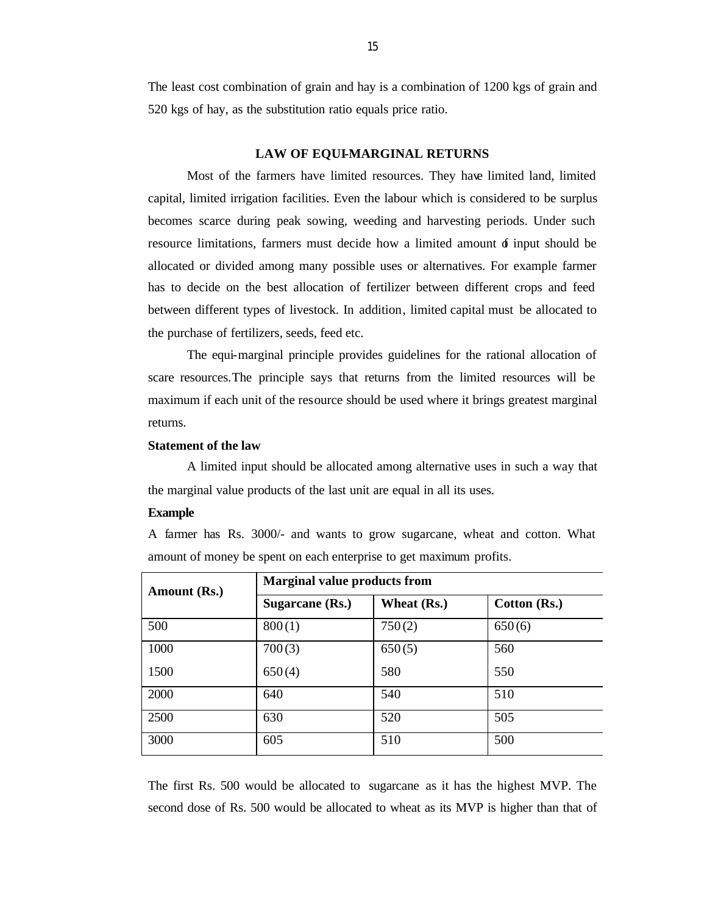The least cost combination of grain and hay is a combination of 1200 kgs of grain and 520 kgs of hay, as the substitution ratio equals price ratio.

## LAW OF EQUI-MARGINAL RETURNS

Most of the farmers have limited resources. They have limited land, limited capital, limited irrigation facilities. Even the labour which is considered to be surplus becomes scarce during peak sowing, weeding and harvesting periods. Under such resource limitations, farmers must decide how a limited amount of input should be allocated or divided among many possible uses or alternatives. For example farmer has to decide on the best allocation of fertilizer between different crops and feed between different types of livestock. In addition, limited capital must be allocated to the purchase of fertilizers, seeds, feed etc.

The equi-marginal principle provides guidelines for the rational allocation of scare resources. The principle says that returns from the limited resources will be maximum if each unit of the resource should be used where it brings greatest marginal returns.

**Statement of the law**

A limited input should be allocated among alternative uses in such a way that the marginal value products of the last unit are equal in all its uses.

**Example**

A farmer has Rs. 3000/- and wants to grow sugarcane, wheat and cotton. What amount of money be spent on each enterprise to get maximum profits.

| Amount (Rs.) | Marginal value products from | | |
|---|---|---|---|
| | **Sugarcane (Rs.)** | **Wheat (Rs.)** | **Cotton (Rs.)** |
| 500 | 800 (1) | 750 (2) | 650 (6) |
| 1000 | 700 (3) | 650 (5) | 560 |
| 1500 | 650 (4) | 580 | 550 |
| 2000 | 640 | 540 | 510 |
| 2500 | 630 | 520 | 505 |
| 3000 | 605 | 510 | 500 |

The first Rs. 500 would be allocated to sugarcane as it has the highest MVP. The second dose of Rs. 500 would be allocated to wheat as its MVP is higher than that of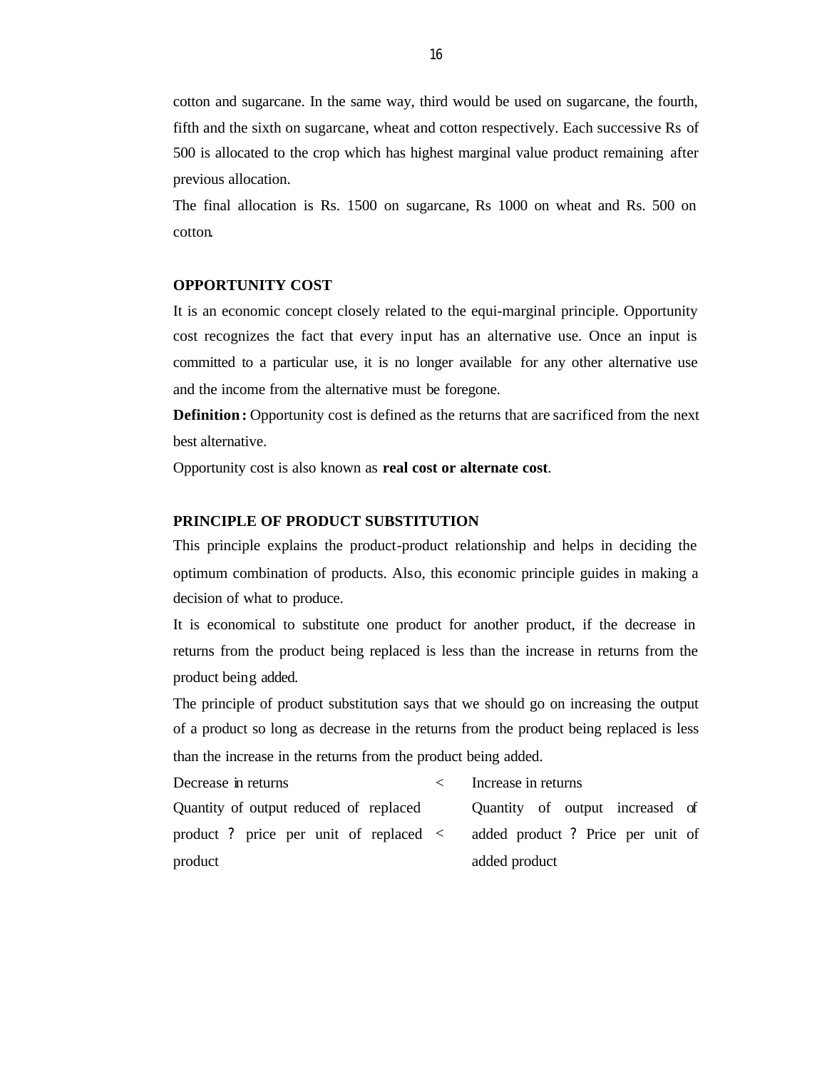cotton and sugarcane. In the same way, third would be used on sugarcane, the fourth, fifth and the sixth on sugarcane, wheat and cotton respectively. Each successive Rs of 500 is allocated to the crop which has highest marginal value product remaining after previous allocation.

The final allocation is Rs. 1500 on sugarcane, Rs 1000 on wheat and Rs. 500 on cotton.

**OPPORTUNITY COST**

It is an economic concept closely related to the equi-marginal principle. Opportunity cost recognizes the fact that every input has an alternative use. Once an input is committed to a particular use, it is no longer available for any other alternative use and the income from the alternative must be foregone.

**Definition:** Opportunity cost is defined as the returns that are sacrificed from the next best alternative.

Opportunity cost is also known as **real cost or alternate cost**.

**PRINCIPLE OF PRODUCT SUBSTITUTION**

This principle explains the product-product relationship and helps in deciding the optimum combination of products. Also, this economic principle guides in making a decision of what to produce.

It is economical to substitute one product for another product, if the decrease in returns from the product being replaced is less than the increase in returns from the product being added.

The principle of product substitution says that we should go on increasing the output of a product so long as decrease in the returns from the product being replaced is less than the increase in the returns from the product being added.

| | | |
|---|---|---|
| Decrease in returns | < | Increase in returns |
| Quantity of output reduced of replaced product ? price per unit of replaced product | < | Quantity of output increased of added product ? Price per unit of added product |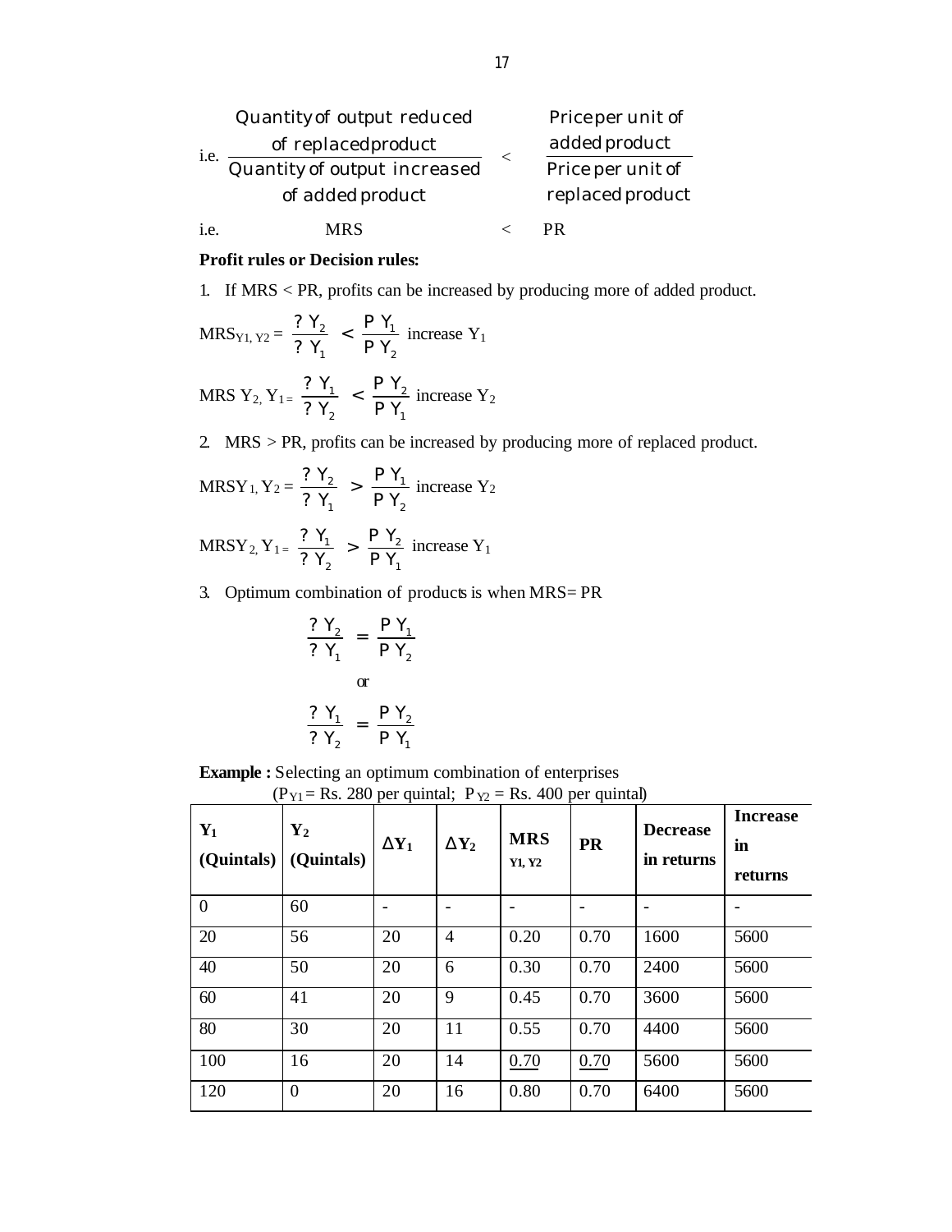i.e. $\dfrac{\text{Quantity of output reduced of replaced product}}{\text{Quantity of output increased of added product}} < \dfrac{\text{Price per unit of added product}}{\text{Price per unit of replaced product}}$

i.e. MRS < PR

**Profit rules or Decision rules:**

1. If MRS < PR, profits can be increased by producing more of added product.

$MRS_{Y1, Y2} = \dfrac{? Y_2}{? Y_1} < \dfrac{P Y_1}{P Y_2}$ increase $Y_1$

$MRS\ Y_2, Y_1 = \dfrac{? Y_1}{? Y_2} < \dfrac{P Y_2}{P Y_1}$ increase $Y_2$

2. MRS > PR, profits can be increased by producing more of replaced product.

$MRSY_1, Y_2 = \dfrac{? Y_2}{? Y_1} > \dfrac{P Y_1}{P Y_2}$ increase $Y_2$

$MRSY_2, Y_1 = \dfrac{? Y_1}{? Y_2} > \dfrac{P Y_2}{P Y_1}$ increase $Y_1$

3. Optimum combination of products is when MRS= PR

$$\frac{? Y_2}{? Y_1} = \frac{P Y_1}{P Y_2}$$

or

$$\frac{? Y_1}{? Y_2} = \frac{P Y_2}{P Y_1}$$

**Example :** Selecting an optimum combination of enterprises

($P_{Y1}$ = Rs. 280 per quintal; $P_{Y2}$ = Rs. 400 per quintal)

| $Y_1$ (Quintals) | $Y_2$ (Quintals) | $\Delta Y_1$ | $\Delta Y_2$ | MRS Y1, Y2 | PR | Decrease in returns | Increase in returns |
|---|---|---|---|---|---|---|---|
| 0 | 60 | - | - | - | - | - | - |
| 20 | 56 | 20 | 4 | 0.20 | 0.70 | 1600 | 5600 |
| 40 | 50 | 20 | 6 | 0.30 | 0.70 | 2400 | 5600 |
| 60 | 41 | 20 | 9 | 0.45 | 0.70 | 3600 | 5600 |
| 80 | 30 | 20 | 11 | 0.55 | 0.70 | 4400 | 5600 |
| 100 | 16 | 20 | 14 | 0.70 | 0.70 | 5600 | 5600 |
| 120 | 0 | 20 | 16 | 0.80 | 0.70 | 6400 | 5600 |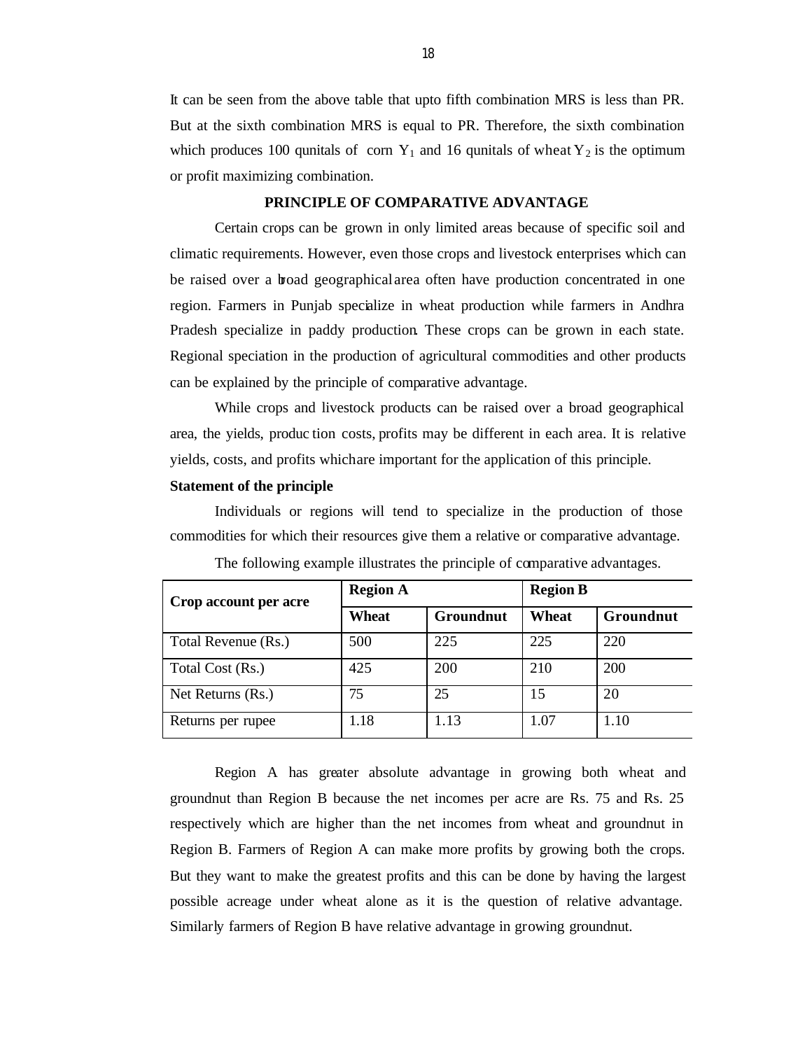It can be seen from the above table that upto fifth combination MRS is less than PR. But at the sixth combination MRS is equal to PR. Therefore, the sixth combination which produces 100 qunitals of corn $Y_1$ and 16 qunitals of wheat $Y_2$ is the optimum or profit maximizing combination.

## PRINCIPLE OF COMPARATIVE ADVANTAGE

Certain crops can be grown in only limited areas because of specific soil and climatic requirements. However, even those crops and livestock enterprises which can be raised over a broad geographical area often have production concentrated in one region. Farmers in Punjab specialize in wheat production while farmers in Andhra Pradesh specialize in paddy production. These crops can be grown in each state. Regional speciation in the production of agricultural commodities and other products can be explained by the principle of comparative advantage.

While crops and livestock products can be raised over a broad geographical area, the yields, production costs, profits may be different in each area. It is relative yields, costs, and profits which are important for the application of this principle.

**Statement of the principle**

Individuals or regions will tend to specialize in the production of those commodities for which their resources give them a relative or comparative advantage.

The following example illustrates the principle of comparative advantages.

| Crop account per acre | Region A | | Region B | |
|---|---|---|---|---|
| | **Wheat** | **Groundnut** | **Wheat** | **Groundnut** |
| Total Revenue (Rs.) | 500 | 225 | 225 | 220 |
| Total Cost (Rs.) | 425 | 200 | 210 | 200 |
| Net Returns (Rs.) | 75 | 25 | 15 | 20 |
| Returns per rupee | 1.18 | 1.13 | 1.07 | 1.10 |

Region A has greater absolute advantage in growing both wheat and groundnut than Region B because the net incomes per acre are Rs. 75 and Rs. 25 respectively which are higher than the net incomes from wheat and groundnut in Region B. Farmers of Region A can make more profits by growing both the crops. But they want to make the greatest profits and this can be done by having the largest possible acreage under wheat alone as it is the question of relative advantage. Similarly farmers of Region B have relative advantage in growing groundnut.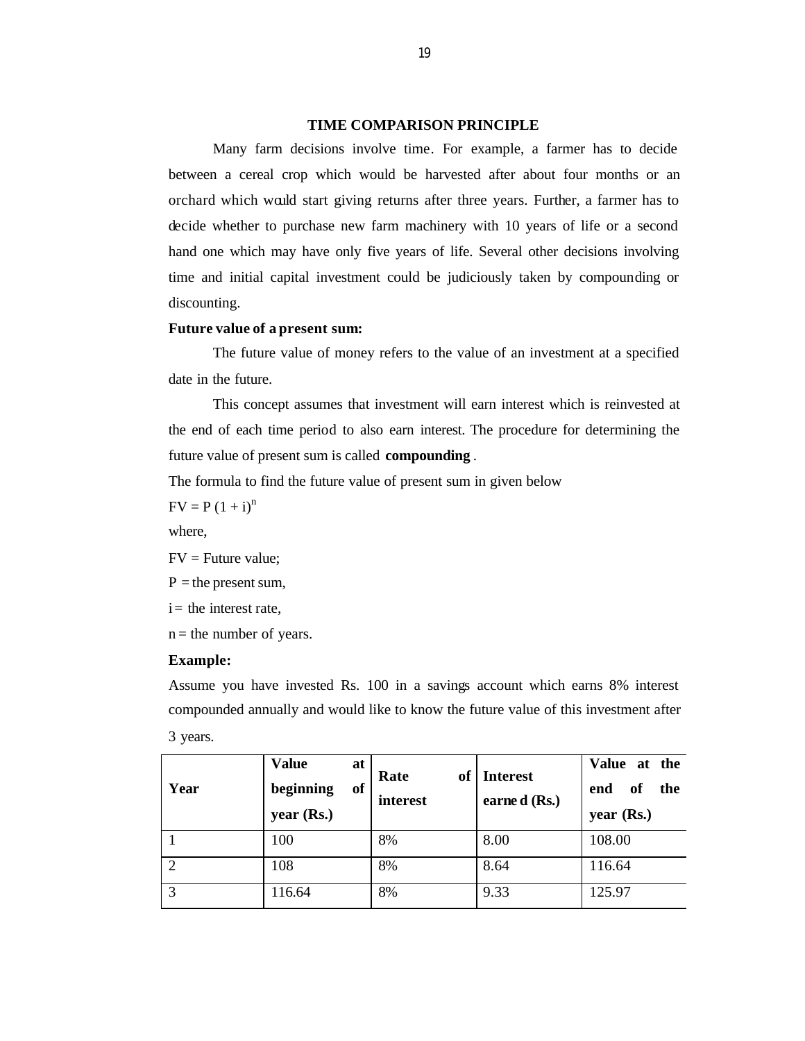## TIME COMPARISON PRINCIPLE

Many farm decisions involve time. For example, a farmer has to decide between a cereal crop which would be harvested after about four months or an orchard which would start giving returns after three years. Further, a farmer has to decide whether to purchase new farm machinery with 10 years of life or a second hand one which may have only five years of life. Several other decisions involving time and initial capital investment could be judiciously taken by compounding or discounting.

**Future value of a present sum:**

The future value of money refers to the value of an investment at a specified date in the future.

This concept assumes that investment will earn interest which is reinvested at the end of each time period to also earn interest. The procedure for determining the future value of present sum is called **compounding**.

The formula to find the future value of present sum in given below

$FV = P\,(1 + i)^n$

where,

FV = Future value;

P = the present sum,

i = the interest rate,

n = the number of years.

**Example:**

Assume you have invested Rs. 100 in a savings account which earns 8% interest compounded annually and would like to know the future value of this investment after 3 years.

| Year | Value at beginning of year (Rs.) | Rate of interest | Interest earned (Rs.) | Value at the end of the year (Rs.) |
|---|---|---|---|---|
| 1 | 100 | 8% | 8.00 | 108.00 |
| 2 | 108 | 8% | 8.64 | 116.64 |
| 3 | 116.64 | 8% | 9.33 | 125.97 |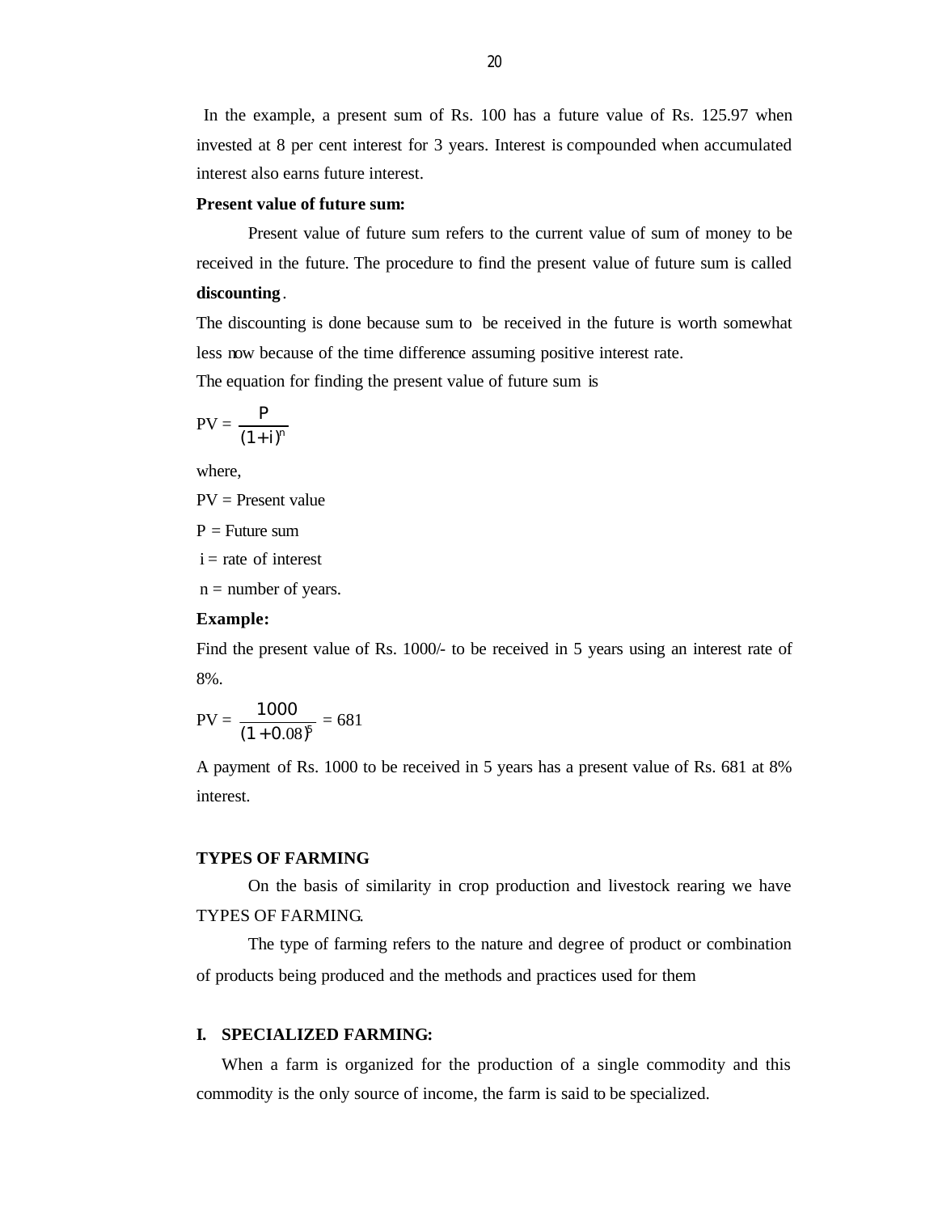In the example, a present sum of Rs. 100 has a future value of Rs. 125.97 when invested at 8 per cent interest for 3 years. Interest is compounded when accumulated interest also earns future interest.

**Present value of future sum:**

Present value of future sum refers to the current value of sum of money to be received in the future. The procedure to find the present value of future sum is called **discounting**.

The discounting is done because sum to be received in the future is worth somewhat less now because of the time difference assuming positive interest rate.

The equation for finding the present value of future sum is

$$PV = \frac{P}{(1+i)^n}$$

where,

PV = Present value

P = Future sum

i = rate of interest

n = number of years.

**Example:**

Find the present value of Rs. 1000/- to be received in 5 years using an interest rate of 8%.

$$PV = \frac{1000}{(1+0.08)^5} = 681$$

A payment of Rs. 1000 to be received in 5 years has a present value of Rs. 681 at 8% interest.

## TYPES OF FARMING

On the basis of similarity in crop production and livestock rearing we have TYPES OF FARMING.

The type of farming refers to the nature and degree of product or combination of products being produced and the methods and practices used for them

### I. SPECIALIZED FARMING:

When a farm is organized for the production of a single commodity and this commodity is the only source of income, the farm is said to be specialized.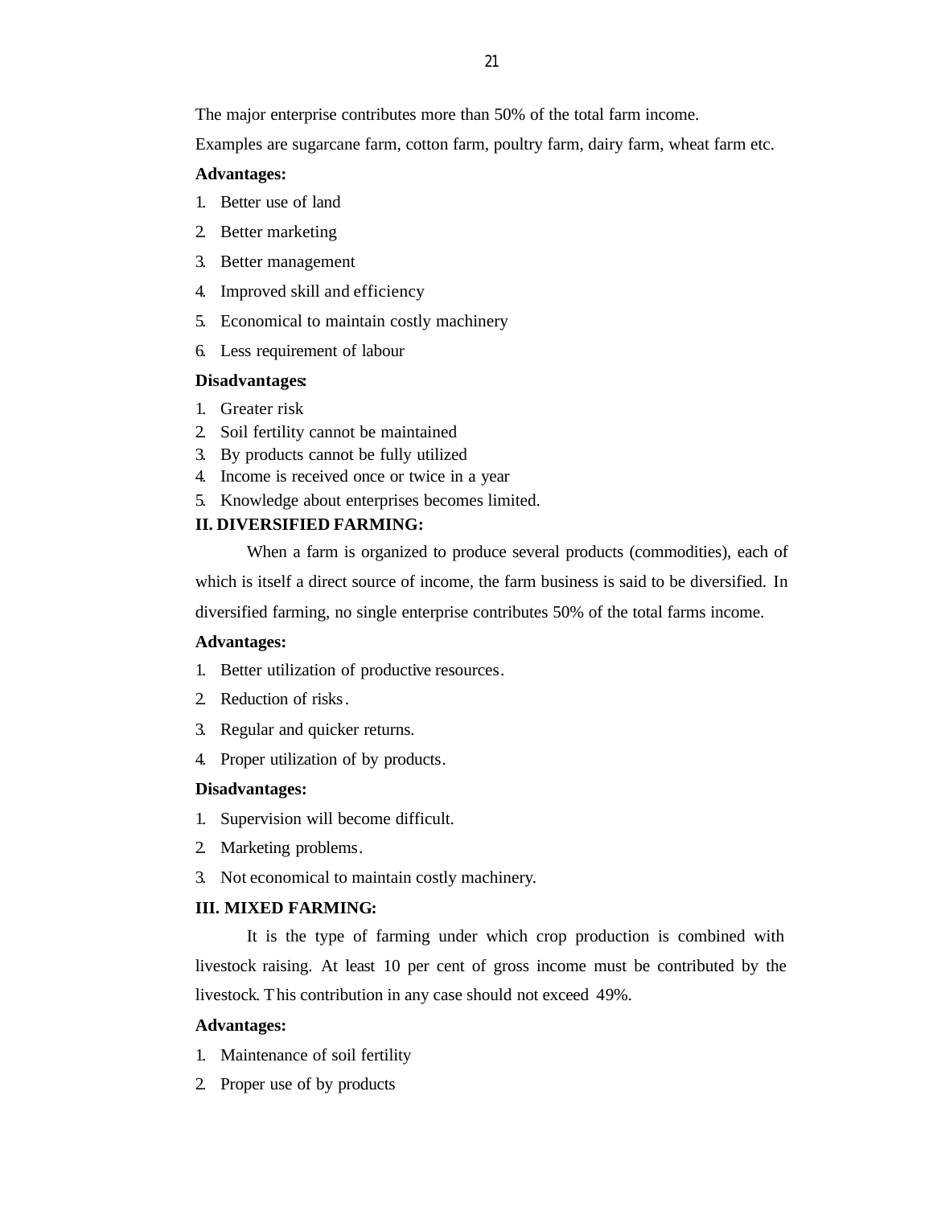The major enterprise contributes more than 50% of the total farm income.

Examples are sugarcane farm, cotton farm, poultry farm, dairy farm, wheat farm etc.

**Advantages:**

1. Better use of land
2. Better marketing
3. Better management
4. Improved skill and efficiency
5. Economical to maintain costly machinery
6. Less requirement of labour

**Disadvantages:**

1. Greater risk
2. Soil fertility cannot be maintained
3. By products cannot be fully utilized
4. Income is received once or twice in a year
5. Knowledge about enterprises becomes limited.

**II. DIVERSIFIED FARMING:**

When a farm is organized to produce several products (commodities), each of which is itself a direct source of income, the farm business is said to be diversified. In diversified farming, no single enterprise contributes 50% of the total farms income.

**Advantages:**

1. Better utilization of productive resources.
2. Reduction of risks.
3. Regular and quicker returns.
4. Proper utilization of by products.

**Disadvantages:**

1. Supervision will become difficult.
2. Marketing problems.
3. Not economical to maintain costly machinery.

**III. MIXED FARMING:**

It is the type of farming under which crop production is combined with livestock raising. At least 10 per cent of gross income must be contributed by the livestock. This contribution in any case should not exceed 49%.

**Advantages:**

1. Maintenance of soil fertility
2. Proper use of by products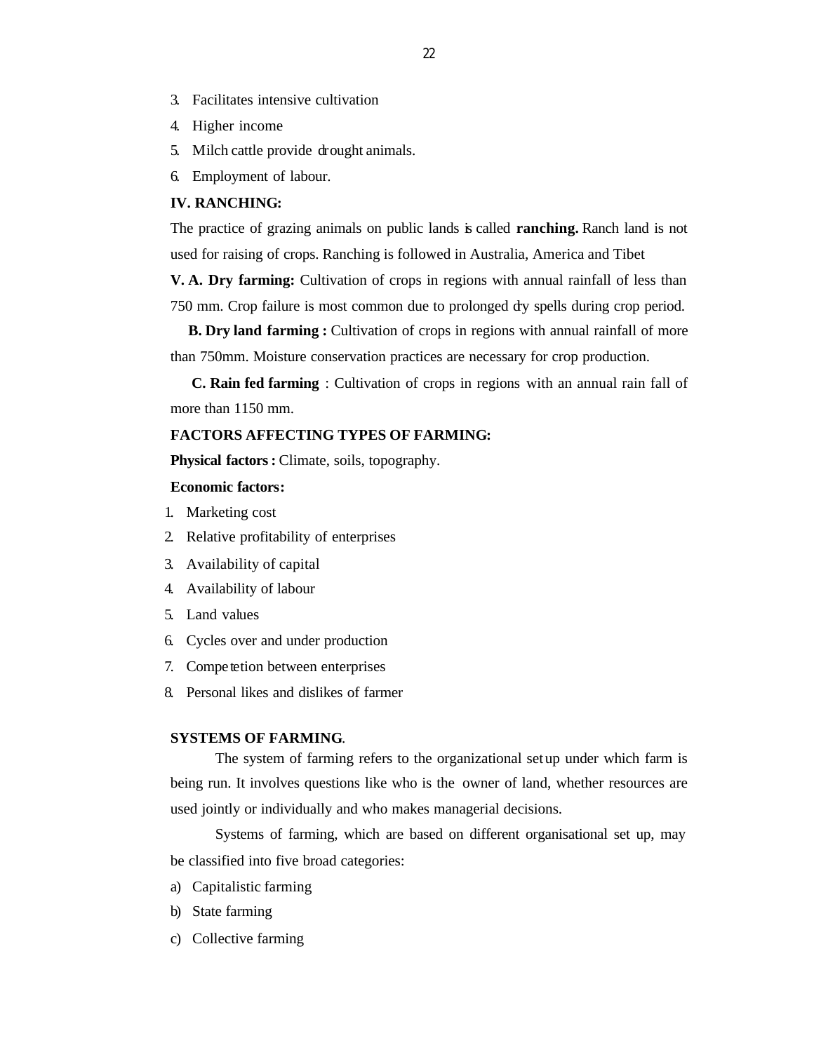3. Facilitates intensive cultivation
4. Higher income
5. Milch cattle provide drought animals.
6. Employment of labour.

**IV. RANCHING:**

The practice of grazing animals on public lands is called **ranching.** Ranch land is not used for raising of crops. Ranching is followed in Australia, America and Tibet

**V. A. Dry farming:** Cultivation of crops in regions with annual rainfall of less than 750 mm. Crop failure is most common due to prolonged dry spells during crop period.

**B. Dry land farming :** Cultivation of crops in regions with annual rainfall of more than 750mm. Moisture conservation practices are necessary for crop production.

**C. Rain fed farming** : Cultivation of crops in regions with an annual rain fall of more than 1150 mm.

**FACTORS AFFECTING TYPES OF FARMING:**

**Physical factors :** Climate, soils, topography.

**Economic factors:**

1. Marketing cost
2. Relative profitability of enterprises
3. Availability of capital
4. Availability of labour
5. Land values
6. Cycles over and under production
7. Competetion between enterprises
8. Personal likes and dislikes of farmer

**SYSTEMS OF FARMING**.

The system of farming refers to the organizational set up under which farm is being run. It involves questions like who is the owner of land, whether resources are used jointly or individually and who makes managerial decisions.

Systems of farming, which are based on different organisational set up, may be classified into five broad categories:

a) Capitalistic farming
b) State farming
c) Collective farming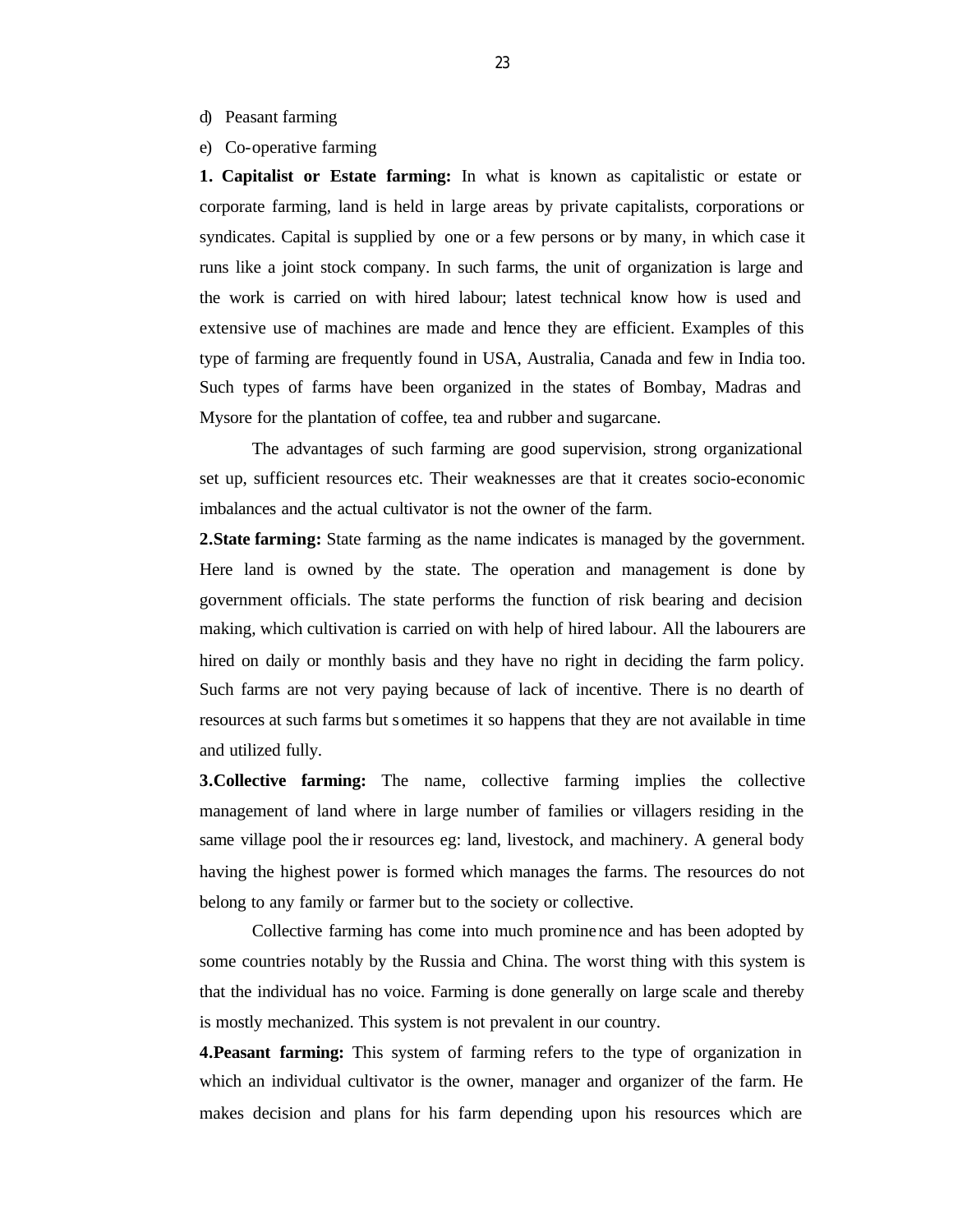d) Peasant farming

e) Co-operative farming

**1. Capitalist or Estate farming:** In what is known as capitalistic or estate or corporate farming, land is held in large areas by private capitalists, corporations or syndicates. Capital is supplied by one or a few persons or by many, in which case it runs like a joint stock company. In such farms, the unit of organization is large and the work is carried on with hired labour; latest technical know how is used and extensive use of machines are made and hence they are efficient. Examples of this type of farming are frequently found in USA, Australia, Canada and few in India too. Such types of farms have been organized in the states of Bombay, Madras and Mysore for the plantation of coffee, tea and rubber and sugarcane.

The advantages of such farming are good supervision, strong organizational set up, sufficient resources etc. Their weaknesses are that it creates socio-economic imbalances and the actual cultivator is not the owner of the farm.

**2.State farming:** State farming as the name indicates is managed by the government. Here land is owned by the state. The operation and management is done by government officials. The state performs the function of risk bearing and decision making, which cultivation is carried on with help of hired labour. All the labourers are hired on daily or monthly basis and they have no right in deciding the farm policy. Such farms are not very paying because of lack of incentive. There is no dearth of resources at such farms but sometimes it so happens that they are not available in time and utilized fully.

**3.Collective farming:** The name, collective farming implies the collective management of land where in large number of families or villagers residing in the same village pool their resources eg: land, livestock, and machinery. A general body having the highest power is formed which manages the farms. The resources do not belong to any family or farmer but to the society or collective.

Collective farming has come into much prominence and has been adopted by some countries notably by the Russia and China. The worst thing with this system is that the individual has no voice. Farming is done generally on large scale and thereby is mostly mechanized. This system is not prevalent in our country.

**4.Peasant farming:** This system of farming refers to the type of organization in which an individual cultivator is the owner, manager and organizer of the farm. He makes decision and plans for his farm depending upon his resources which are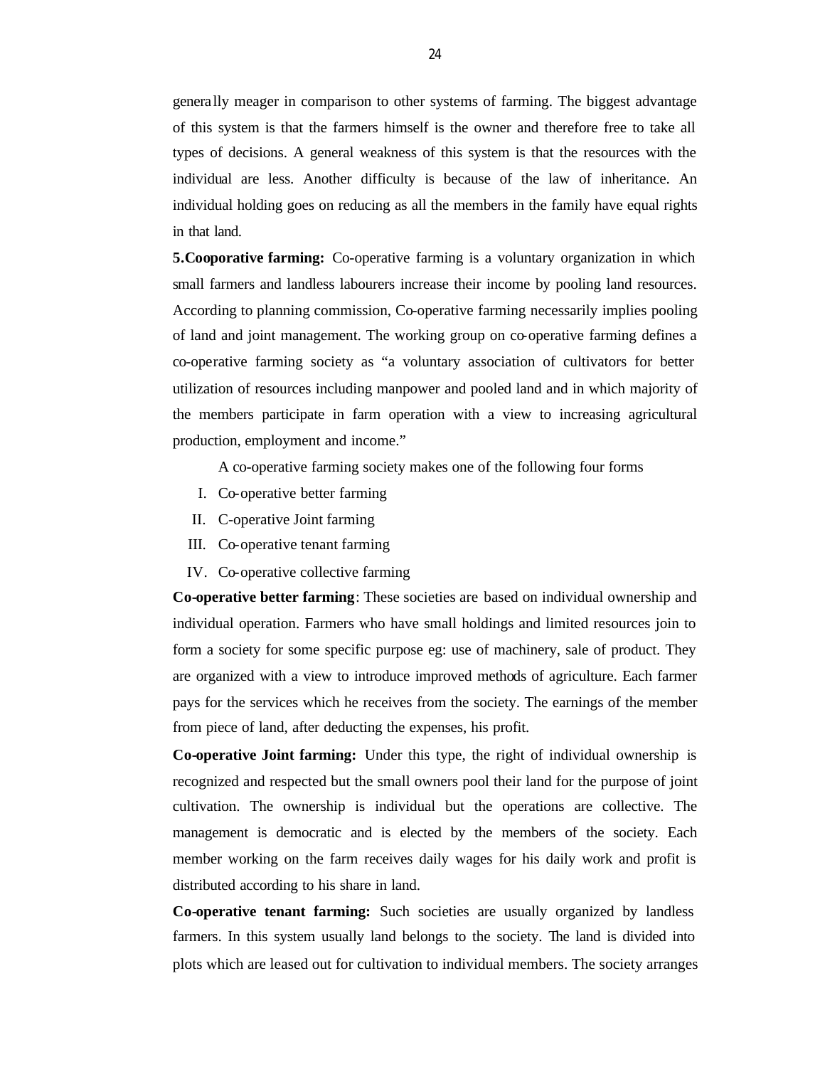generally meager in comparison to other systems of farming. The biggest advantage of this system is that the farmers himself is the owner and therefore free to take all types of decisions. A general weakness of this system is that the resources with the individual are less. Another difficulty is because of the law of inheritance. An individual holding goes on reducing as all the members in the family have equal rights in that land.

**5.Cooporative farming:** Co-operative farming is a voluntary organization in which small farmers and landless labourers increase their income by pooling land resources. According to planning commission, Co-operative farming necessarily implies pooling of land and joint management. The working group on co-operative farming defines a co-operative farming society as "a voluntary association of cultivators for better utilization of resources including manpower and pooled land and in which majority of the members participate in farm operation with a view to increasing agricultural production, employment and income."

A co-operative farming society makes one of the following four forms

I. Co-operative better farming
II. C-operative Joint farming
III. Co-operative tenant farming
IV. Co-operative collective farming

**Co-operative better farming**: These societies are based on individual ownership and individual operation. Farmers who have small holdings and limited resources join to form a society for some specific purpose eg: use of machinery, sale of product. They are organized with a view to introduce improved methods of agriculture. Each farmer pays for the services which he receives from the society. The earnings of the member from piece of land, after deducting the expenses, his profit.

**Co-operative Joint farming:** Under this type, the right of individual ownership is recognized and respected but the small owners pool their land for the purpose of joint cultivation. The ownership is individual but the operations are collective. The management is democratic and is elected by the members of the society. Each member working on the farm receives daily wages for his daily work and profit is distributed according to his share in land.

**Co-operative tenant farming:** Such societies are usually organized by landless farmers. In this system usually land belongs to the society. The land is divided into plots which are leased out for cultivation to individual members. The society arranges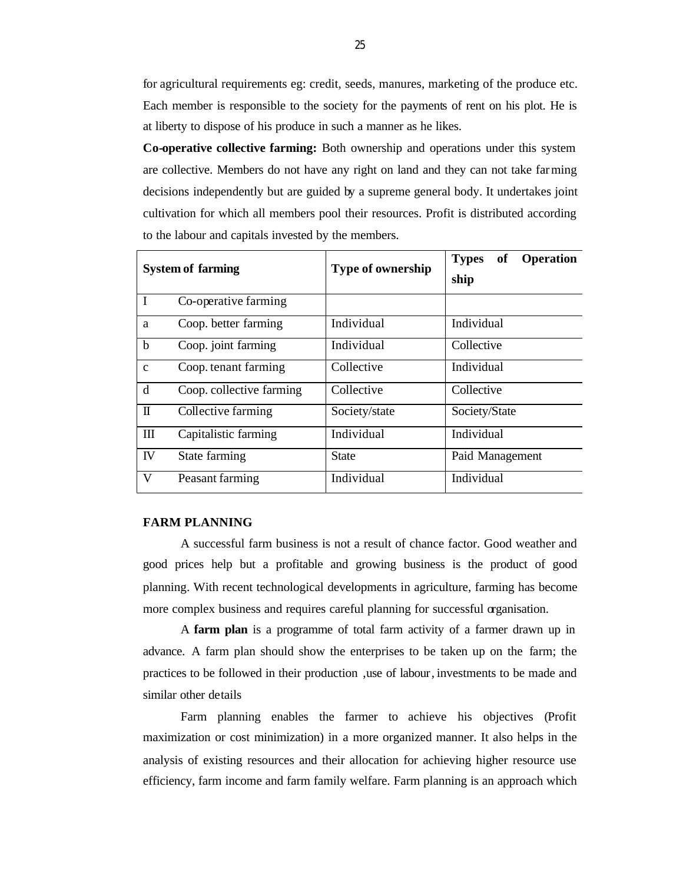for agricultural requirements eg: credit, seeds, manures, marketing of the produce etc. Each member is responsible to the society for the payments of rent on his plot. He is at liberty to dispose of his produce in such a manner as he likes.

**Co-operative collective farming:** Both ownership and operations under this system are collective. Members do not have any right on land and they can not take farming decisions independently but are guided by a supreme general body. It undertakes joint cultivation for which all members pool their resources. Profit is distributed according to the labour and capitals invested by the members.

| System of farming | | Type of ownership | Types of Operation ship |
|---|---|---|---|
| I | Co-operative farming | | |
| a | Coop. better farming | Individual | Individual |
| b | Coop. joint farming | Individual | Collective |
| c | Coop. tenant farming | Collective | Individual |
| d | Coop. collective farming | Collective | Collective |
| II | Collective farming | Society/state | Society/State |
| III | Capitalistic farming | Individual | Individual |
| IV | State farming | State | Paid Management |
| V | Peasant farming | Individual | Individual |

**FARM PLANNING**

A successful farm business is not a result of chance factor. Good weather and good prices help but a profitable and growing business is the product of good planning. With recent technological developments in agriculture, farming has become more complex business and requires careful planning for successful organisation.

A **farm plan** is a programme of total farm activity of a farmer drawn up in advance. A farm plan should show the enterprises to be taken up on the farm; the practices to be followed in their production ,use of labour, investments to be made and similar other details

Farm planning enables the farmer to achieve his objectives (Profit maximization or cost minimization) in a more organized manner. It also helps in the analysis of existing resources and their allocation for achieving higher resource use efficiency, farm income and farm family welfare. Farm planning is an approach which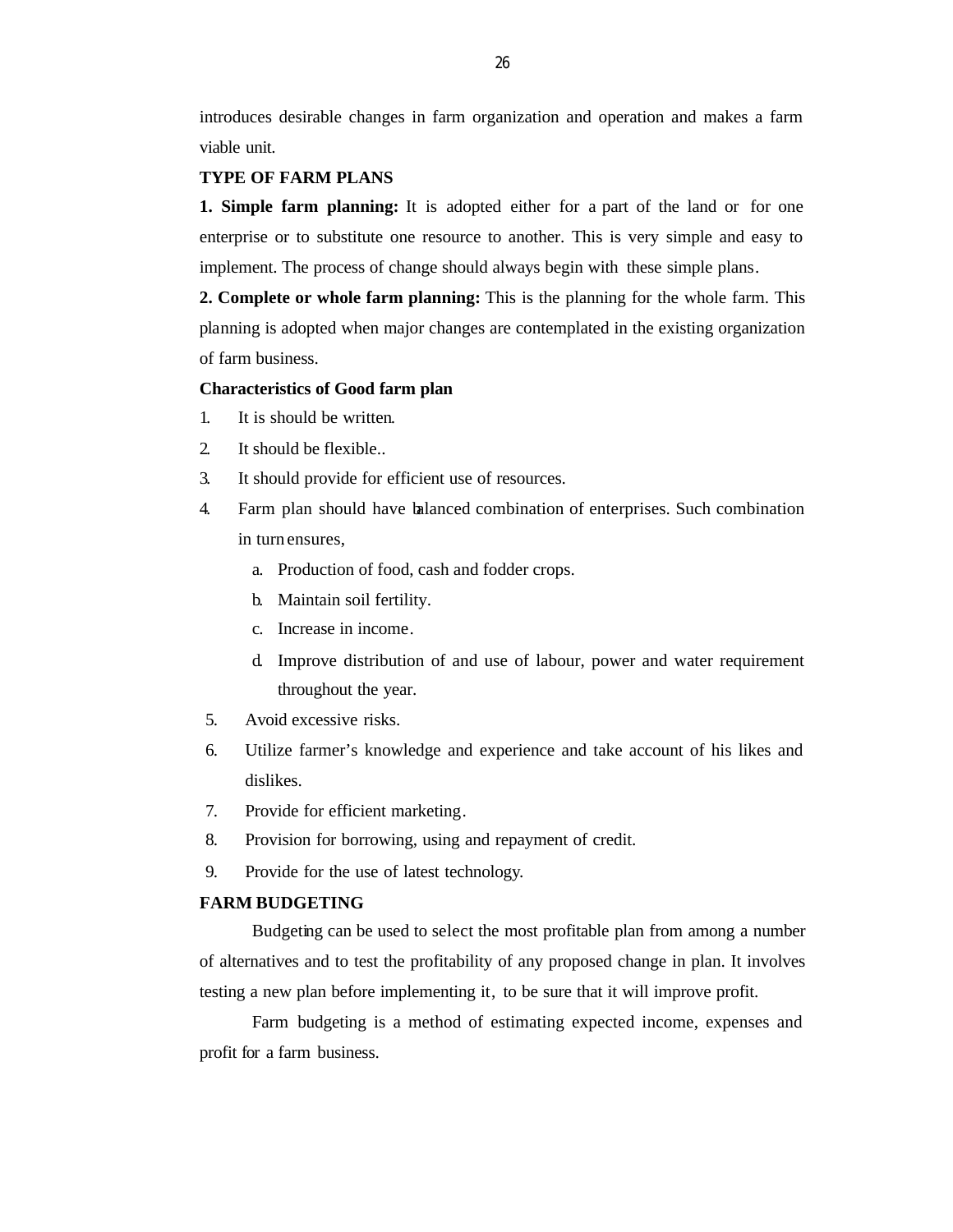introduces desirable changes in farm organization and operation and makes a farm viable unit.

**TYPE OF FARM PLANS**

**1. Simple farm planning:** It is adopted either for a part of the land or for one enterprise or to substitute one resource to another. This is very simple and easy to implement. The process of change should always begin with these simple plans.

**2. Complete or whole farm planning:** This is the planning for the whole farm. This planning is adopted when major changes are contemplated in the existing organization of farm business.

**Characteristics of Good farm plan**

1. It is should be written.
2. It should be flexible..
3. It should provide for efficient use of resources.
4. Farm plan should have balanced combination of enterprises. Such combination in turn ensures,
   a. Production of food, cash and fodder crops.
   b. Maintain soil fertility.
   c. Increase in income.
   d. Improve distribution of and use of labour, power and water requirement throughout the year.
5. Avoid excessive risks.
6. Utilize farmer's knowledge and experience and take account of his likes and dislikes.
7. Provide for efficient marketing.
8. Provision for borrowing, using and repayment of credit.
9. Provide for the use of latest technology.

**FARM BUDGETING**

Budgeting can be used to select the most profitable plan from among a number of alternatives and to test the profitability of any proposed change in plan. It involves testing a new plan before implementing it, to be sure that it will improve profit.

Farm budgeting is a method of estimating expected income, expenses and profit for a farm business.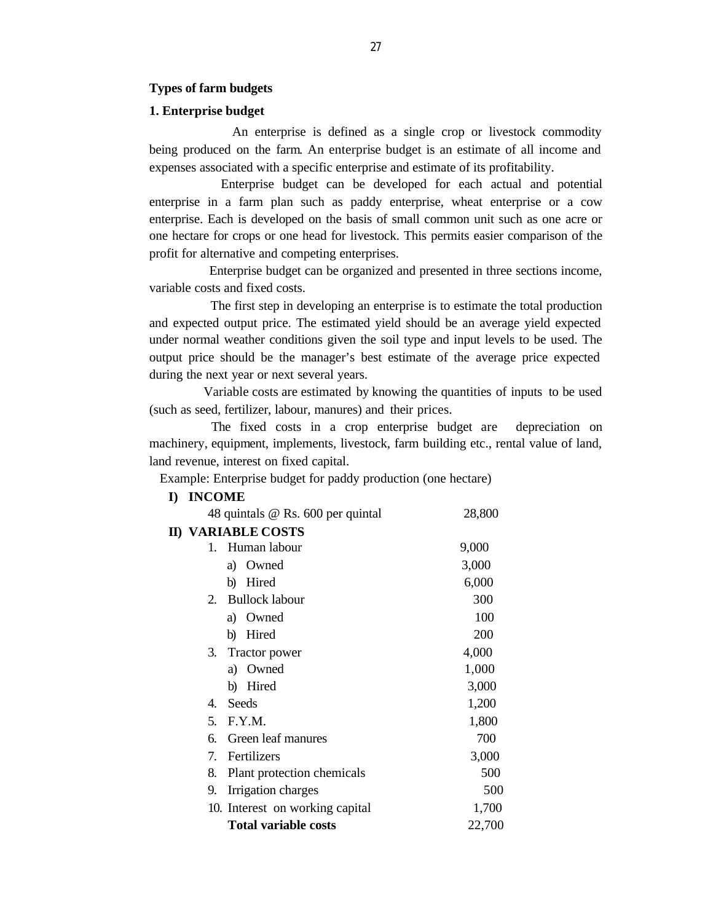## Types of farm budgets

### 1. Enterprise budget

An enterprise is defined as a single crop or livestock commodity being produced on the farm. An enterprise budget is an estimate of all income and expenses associated with a specific enterprise and estimate of its profitability.

Enterprise budget can be developed for each actual and potential enterprise in a farm plan such as paddy enterprise, wheat enterprise or a cow enterprise. Each is developed on the basis of small common unit such as one acre or one hectare for crops or one head for livestock. This permits easier comparison of the profit for alternative and competing enterprises.

Enterprise budget can be organized and presented in three sections income, variable costs and fixed costs.

The first step in developing an enterprise is to estimate the total production and expected output price. The estimated yield should be an average yield expected under normal weather conditions given the soil type and input levels to be used. The output price should be the manager's best estimate of the average price expected during the next year or next several years.

Variable costs are estimated by knowing the quantities of inputs to be used (such as seed, fertilizer, labour, manures) and their prices.

The fixed costs in a crop enterprise budget are depreciation on machinery, equipment, implements, livestock, farm building etc., rental value of land, land revenue, interest on fixed capital.

Example: Enterprise budget for paddy production (one hectare)

**I) INCOME**

| | |
|---|---|
| 48 quintals @ Rs. 600 per quintal | 28,800 |

**II) VARIABLE COSTS**

| | |
|---|---|
| 1. Human labour | 9,000 |
| a) Owned | 3,000 |
| b) Hired | 6,000 |
| 2. Bullock labour | 300 |
| a) Owned | 100 |
| b) Hired | 200 |
| 3. Tractor power | 4,000 |
| a) Owned | 1,000 |
| b) Hired | 3,000 |
| 4. Seeds | 1,200 |
| 5. F.Y.M. | 1,800 |
| 6. Green leaf manures | 700 |
| 7. Fertilizers | 3,000 |
| 8. Plant protection chemicals | 500 |
| 9. Irrigation charges | 500 |
| 10. Interest on working capital | 1,700 |
| **Total variable costs** | 22,700 |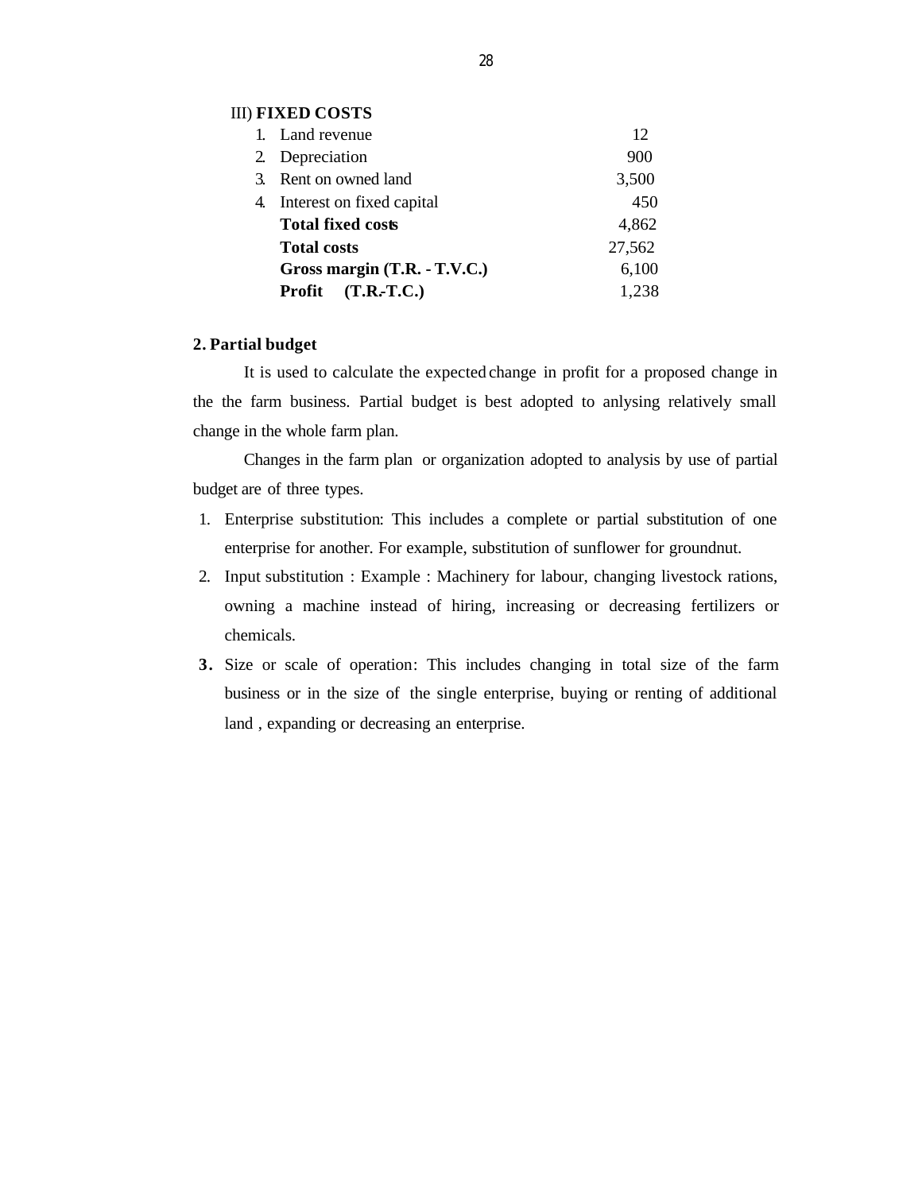III) **FIXED COSTS**

| | | |
|---|---|---|
| 1. | Land revenue | 12 |
| 2. | Depreciation | 900 |
| 3. | Rent on owned land | 3,500 |
| 4. | Interest on fixed capital | 450 |
| | **Total fixed costs** | 4,862 |
| | **Total costs** | 27,562 |
| | **Gross margin (T.R. - T.V.C.)** | 6,100 |
| | **Profit (T.R.-T.C.)** | 1,238 |

**2. Partial budget**

It is used to calculate the expected change in profit for a proposed change in the the farm business. Partial budget is best adopted to anlysing relatively small change in the whole farm plan.

Changes in the farm plan or organization adopted to analysis by use of partial budget are of three types.

1. Enterprise substitution: This includes a complete or partial substitution of one enterprise for another. For example, substitution of sunflower for groundnut.
2. Input substitution : Example : Machinery for labour, changing livestock rations, owning a machine instead of hiring, increasing or decreasing fertilizers or chemicals.
3. Size or scale of operation: This includes changing in total size of the farm business or in the size of the single enterprise, buying or renting of additional land , expanding or decreasing an enterprise.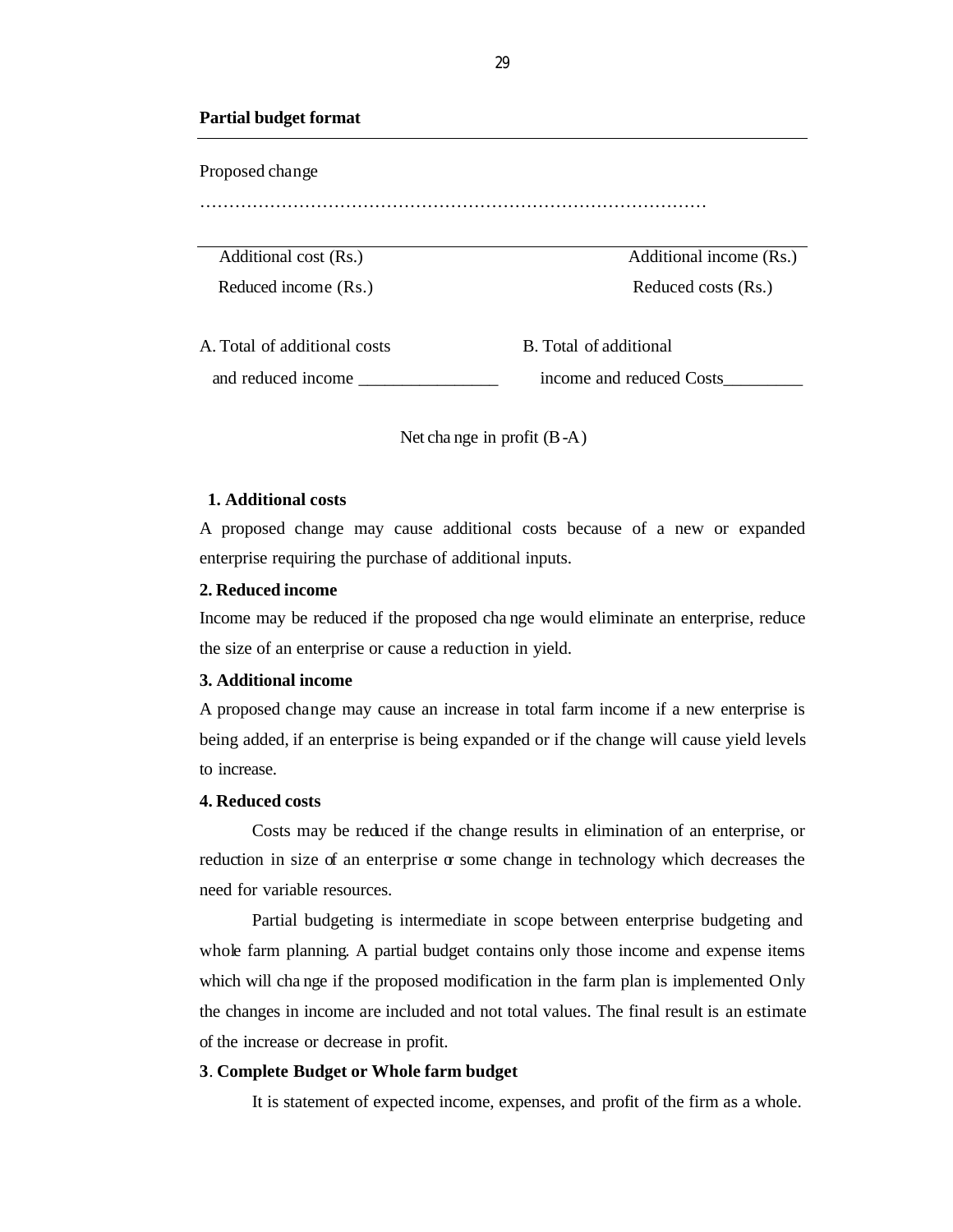**Partial budget format**

Proposed change

…………………………………………………………………………………

| Additional cost (Rs.) | Additional income (Rs.) |
|---|---|
| Reduced income (Rs.) | Reduced costs (Rs.) |
| A. Total of additional costs and reduced income \_\_\_\_\_\_\_\_\_\_\_\_\_\_\_\_ | B. Total of additional income and reduced Costs\_\_\_\_\_\_\_\_\_ |

Net change in profit (B-A)

**1. Additional costs**

A proposed change may cause additional costs because of a new or expanded enterprise requiring the purchase of additional inputs.

**2. Reduced income**

Income may be reduced if the proposed change would eliminate an enterprise, reduce the size of an enterprise or cause a reduction in yield.

**3. Additional income**

A proposed change may cause an increase in total farm income if a new enterprise is being added, if an enterprise is being expanded or if the change will cause yield levels to increase.

**4. Reduced costs**

Costs may be reduced if the change results in elimination of an enterprise, or reduction in size of an enterprise or some change in technology which decreases the need for variable resources.

Partial budgeting is intermediate in scope between enterprise budgeting and whole farm planning. A partial budget contains only those income and expense items which will change if the proposed modification in the farm plan is implemented Only the changes in income are included and not total values. The final result is an estimate of the increase or decrease in profit.

**3**. **Complete Budget or Whole farm budget**

It is statement of expected income, expenses, and profit of the firm as a whole.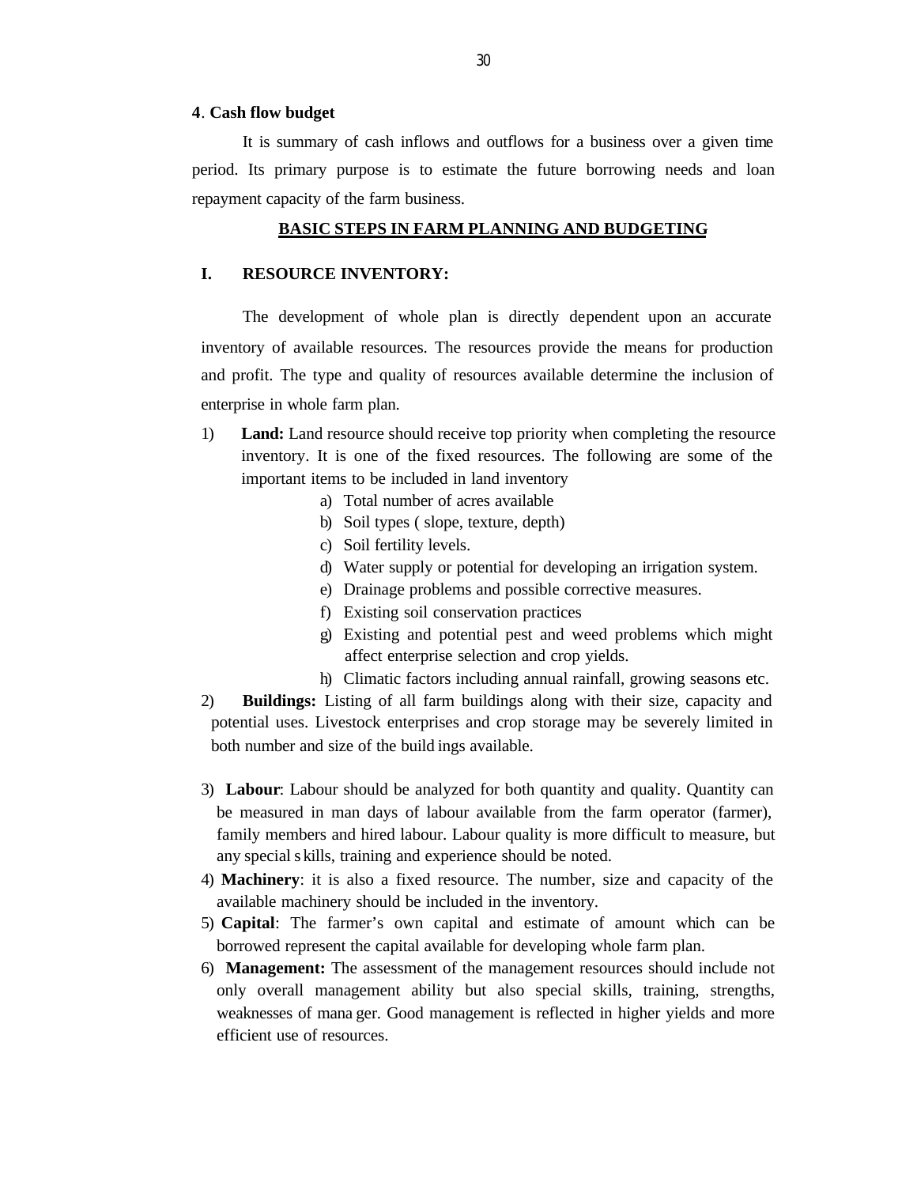**4**. **Cash flow budget**

It is summary of cash inflows and outflows for a business over a given time period. Its primary purpose is to estimate the future borrowing needs and loan repayment capacity of the farm business.

## BASIC STEPS IN FARM PLANNING AND BUDGETING

### I. RESOURCE INVENTORY:

The development of whole plan is directly dependent upon an accurate inventory of available resources. The resources provide the means for production and profit. The type and quality of resources available determine the inclusion of enterprise in whole farm plan.

1) **Land:** Land resource should receive top priority when completing the resource inventory. It is one of the fixed resources. The following are some of the important items to be included in land inventory
   a) Total number of acres available
   b) Soil types ( slope, texture, depth)
   c) Soil fertility levels.
   d) Water supply or potential for developing an irrigation system.
   e) Drainage problems and possible corrective measures.
   f) Existing soil conservation practices
   g) Existing and potential pest and weed problems which might affect enterprise selection and crop yields.
   h) Climatic factors including annual rainfall, growing seasons etc.
2) **Buildings:** Listing of all farm buildings along with their size, capacity and potential uses. Livestock enterprises and crop storage may be severely limited in both number and size of the buildings available.
3) **Labour**: Labour should be analyzed for both quantity and quality. Quantity can be measured in man days of labour available from the farm operator (farmer), family members and hired labour. Labour quality is more difficult to measure, but any special skills, training and experience should be noted.
4) **Machinery**: it is also a fixed resource. The number, size and capacity of the available machinery should be included in the inventory.
5) **Capital**: The farmer's own capital and estimate of amount which can be borrowed represent the capital available for developing whole farm plan.
6) **Management:** The assessment of the management resources should include not only overall management ability but also special skills, training, strengths, weaknesses of manager. Good management is reflected in higher yields and more efficient use of resources.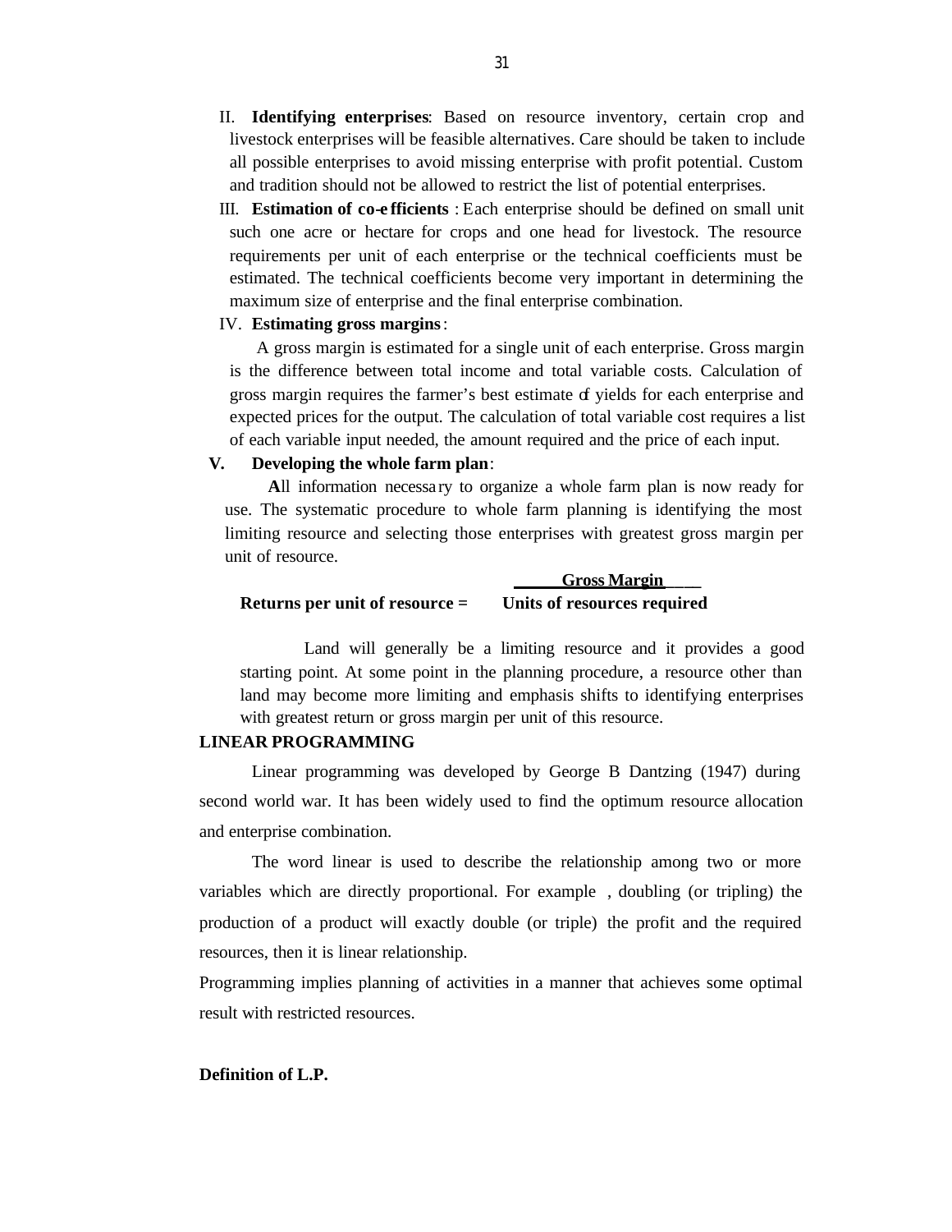II. **Identifying enterprises**: Based on resource inventory, certain crop and livestock enterprises will be feasible alternatives. Care should be taken to include all possible enterprises to avoid missing enterprise with profit potential. Custom and tradition should not be allowed to restrict the list of potential enterprises.

III. **Estimation of co-efficients** : Each enterprise should be defined on small unit such one acre or hectare for crops and one head for livestock. The resource requirements per unit of each enterprise or the technical coefficients must be estimated. The technical coefficients become very important in determining the maximum size of enterprise and the final enterprise combination.

IV. **Estimating gross margins**:

A gross margin is estimated for a single unit of each enterprise. Gross margin is the difference between total income and total variable costs. Calculation of gross margin requires the farmer's best estimate of yields for each enterprise and expected prices for the output. The calculation of total variable cost requires a list of each variable input needed, the amount required and the price of each input.

**V. Developing the whole farm plan**:

**A**ll information necessary to organize a whole farm plan is now ready for use. The systematic procedure to whole farm planning is identifying the most limiting resource and selecting those enterprises with greatest gross margin per unit of resource.

$$\textbf{Returns per unit of resource} = \frac{\textbf{Gross Margin}}{\textbf{Units of resources required}}$$

Land will generally be a limiting resource and it provides a good starting point. At some point in the planning procedure, a resource other than land may become more limiting and emphasis shifts to identifying enterprises with greatest return or gross margin per unit of this resource.

**LINEAR PROGRAMMING**

Linear programming was developed by George B Dantzing (1947) during second world war. It has been widely used to find the optimum resource allocation and enterprise combination.

The word linear is used to describe the relationship among two or more variables which are directly proportional. For example , doubling (or tripling) the production of a product will exactly double (or triple) the profit and the required resources, then it is linear relationship.

Programming implies planning of activities in a manner that achieves some optimal result with restricted resources.

**Definition of L.P.**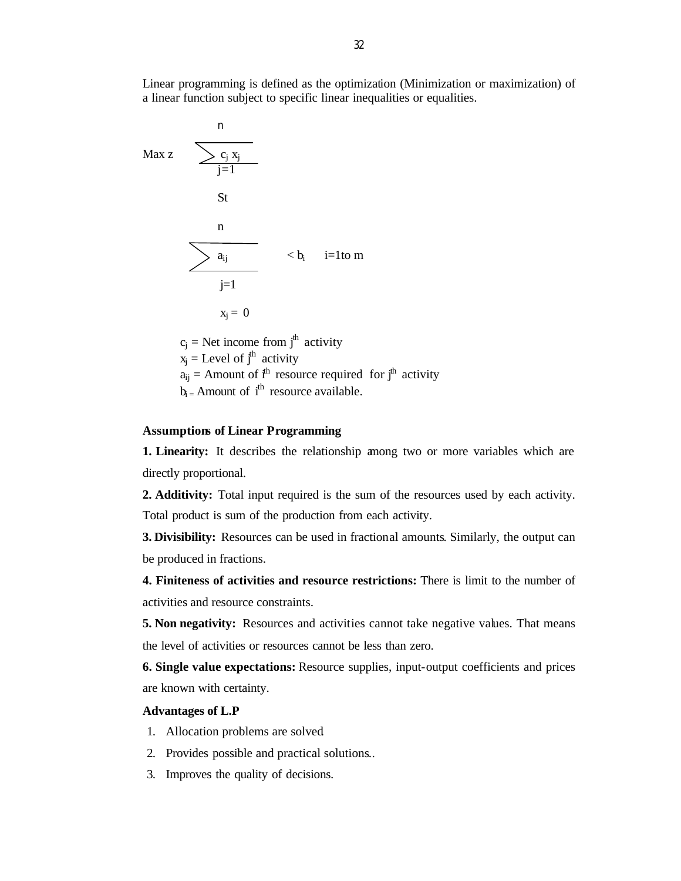Linear programming is defined as the optimization (Minimization or maximization) of a linear function subject to specific linear inequalities or equalities.

$$\text{Max } z \quad \sum_{j=1}^{n} c_j x_j$$

St

$$\sum_{j=1}^{n} a_{ij} < b_i \qquad i=1 \text{ to } m$$

$$x_j = 0$$

$c_j$ = Net income from $j^{th}$ activity
$x_j$ = Level of $j^{th}$ activity
$a_{ij}$ = Amount of $i^{th}$ resource required for $j^{th}$ activity
$b_i$ = Amount of $i^{th}$ resource available.

**Assumptions of Linear Programming**

**1. Linearity:** It describes the relationship among two or more variables which are directly proportional.

**2. Additivity:** Total input required is the sum of the resources used by each activity. Total product is sum of the production from each activity.

**3. Divisibility:** Resources can be used in fractional amounts. Similarly, the output can be produced in fractions.

**4. Finiteness of activities and resource restrictions:** There is limit to the number of activities and resource constraints.

**5. Non negativity:** Resources and activities cannot take negative values. That means the level of activities or resources cannot be less than zero.

**6. Single value expectations:** Resource supplies, input-output coefficients and prices are known with certainty.

**Advantages of L.P**

1. Allocation problems are solved
2. Provides possible and practical solutions..
3. Improves the quality of decisions.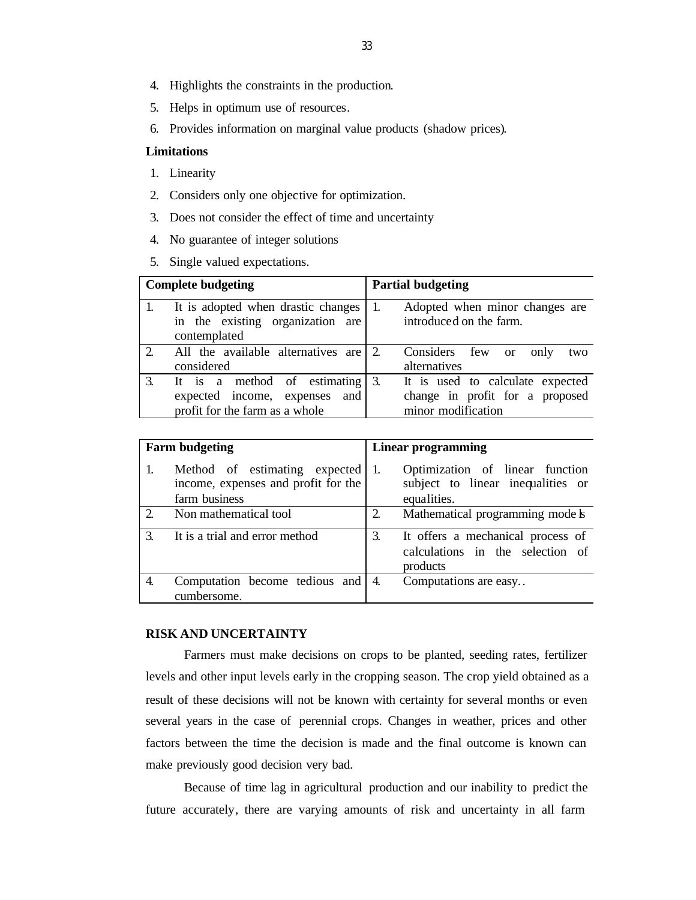4. Highlights the constraints in the production.
5. Helps in optimum use of resources.
6. Provides information on marginal value products (shadow prices).

**Limitations**

1. Linearity
2. Considers only one objective for optimization.
3. Does not consider the effect of time and uncertainty
4. No guarantee of integer solutions
5. Single valued expectations.

| Complete budgeting | Partial budgeting |
|---|---|
| 1. It is adopted when drastic changes in the existing organization are contemplated | 1. Adopted when minor changes are introduced on the farm. |
| 2. All the available alternatives are considered | 2. Considers few or only two alternatives |
| 3. It is a method of estimating expected income, expenses and profit for the farm as a whole | 3. It is used to calculate expected change in profit for a proposed minor modification |

| Farm budgeting | Linear programming |
|---|---|
| 1. Method of estimating expected income, expenses and profit for the farm business | 1. Optimization of linear function subject to linear inequalities or equalities. |
| 2. Non mathematical tool | 2. Mathematical programming models |
| 3. It is a trial and error method | 3. It offers a mechanical process of calculations in the selection of products |
| 4. Computation become tedious and cumbersome. | 4. Computations are easy.. |

**RISK AND UNCERTAINTY**

Farmers must make decisions on crops to be planted, seeding rates, fertilizer levels and other input levels early in the cropping season. The crop yield obtained as a result of these decisions will not be known with certainty for several months or even several years in the case of perennial crops. Changes in weather, prices and other factors between the time the decision is made and the final outcome is known can make previously good decision very bad.

Because of time lag in agricultural production and our inability to predict the future accurately, there are varying amounts of risk and uncertainty in all farm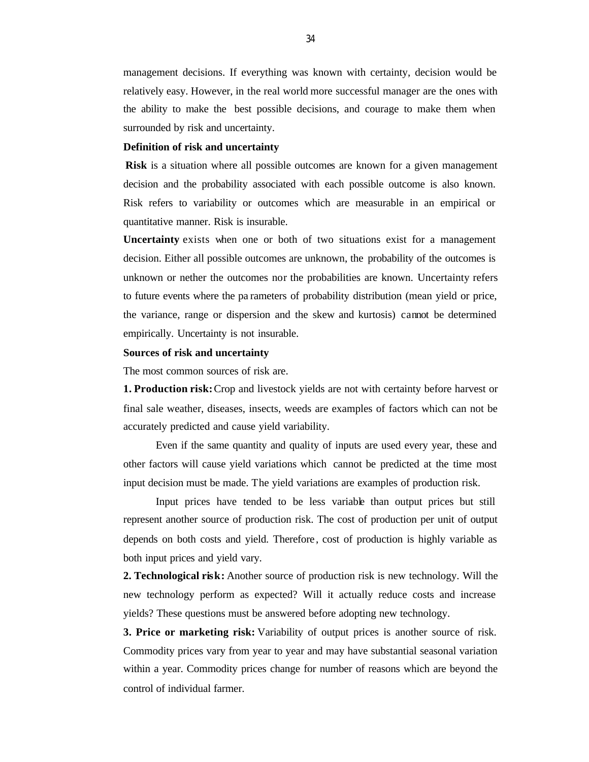management decisions. If everything was known with certainty, decision would be relatively easy. However, in the real world more successful manager are the ones with the ability to make the best possible decisions, and courage to make them when surrounded by risk and uncertainty.

**Definition of risk and uncertainty**

**Risk** is a situation where all possible outcomes are known for a given management decision and the probability associated with each possible outcome is also known. Risk refers to variability or outcomes which are measurable in an empirical or quantitative manner. Risk is insurable.

**Uncertainty** exists when one or both of two situations exist for a management decision. Either all possible outcomes are unknown, the probability of the outcomes is unknown or nether the outcomes nor the probabilities are known. Uncertainty refers to future events where the pa rameters of probability distribution (mean yield or price, the variance, range or dispersion and the skew and kurtosis) cannot be determined empirically. Uncertainty is not insurable.

**Sources of risk and uncertainty**

The most common sources of risk are.

**1. Production risk:** Crop and livestock yields are not with certainty before harvest or final sale weather, diseases, insects, weeds are examples of factors which can not be accurately predicted and cause yield variability.

Even if the same quantity and quality of inputs are used every year, these and other factors will cause yield variations which cannot be predicted at the time most input decision must be made. The yield variations are examples of production risk.

Input prices have tended to be less variable than output prices but still represent another source of production risk. The cost of production per unit of output depends on both costs and yield. Therefore, cost of production is highly variable as both input prices and yield vary.

**2. Technological risk:** Another source of production risk is new technology. Will the new technology perform as expected? Will it actually reduce costs and increase yields? These questions must be answered before adopting new technology.

**3. Price or marketing risk:** Variability of output prices is another source of risk. Commodity prices vary from year to year and may have substantial seasonal variation within a year. Commodity prices change for number of reasons which are beyond the control of individual farmer.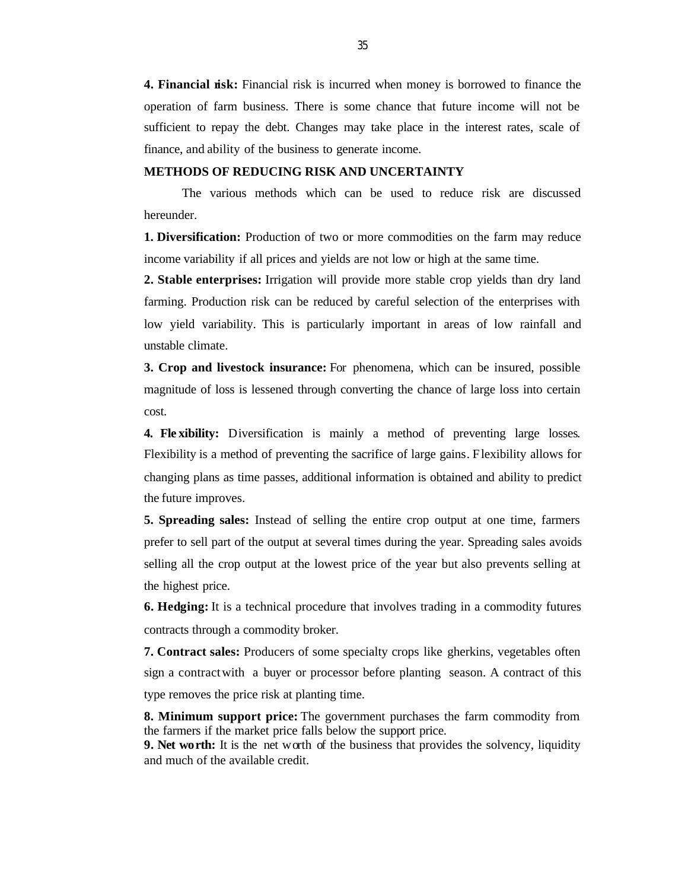**4. Financial risk:** Financial risk is incurred when money is borrowed to finance the operation of farm business. There is some chance that future income will not be sufficient to repay the debt. Changes may take place in the interest rates, scale of finance, and ability of the business to generate income.

**METHODS OF REDUCING RISK AND UNCERTAINTY**

The various methods which can be used to reduce risk are discussed hereunder.

**1. Diversification:** Production of two or more commodities on the farm may reduce income variability if all prices and yields are not low or high at the same time.

**2. Stable enterprises:** Irrigation will provide more stable crop yields than dry land farming. Production risk can be reduced by careful selection of the enterprises with low yield variability. This is particularly important in areas of low rainfall and unstable climate.

**3. Crop and livestock insurance:** For phenomena, which can be insured, possible magnitude of loss is lessened through converting the chance of large loss into certain cost.

**4. Flexibility:** Diversification is mainly a method of preventing large losses. Flexibility is a method of preventing the sacrifice of large gains. Flexibility allows for changing plans as time passes, additional information is obtained and ability to predict the future improves.

**5. Spreading sales:** Instead of selling the entire crop output at one time, farmers prefer to sell part of the output at several times during the year. Spreading sales avoids selling all the crop output at the lowest price of the year but also prevents selling at the highest price.

**6. Hedging:** It is a technical procedure that involves trading in a commodity futures contracts through a commodity broker.

**7. Contract sales:** Producers of some specialty crops like gherkins, vegetables often sign a contract with a buyer or processor before planting season. A contract of this type removes the price risk at planting time.

**8. Minimum support price:** The government purchases the farm commodity from the farmers if the market price falls below the support price.

**9. Net worth:** It is the net worth of the business that provides the solvency, liquidity and much of the available credit.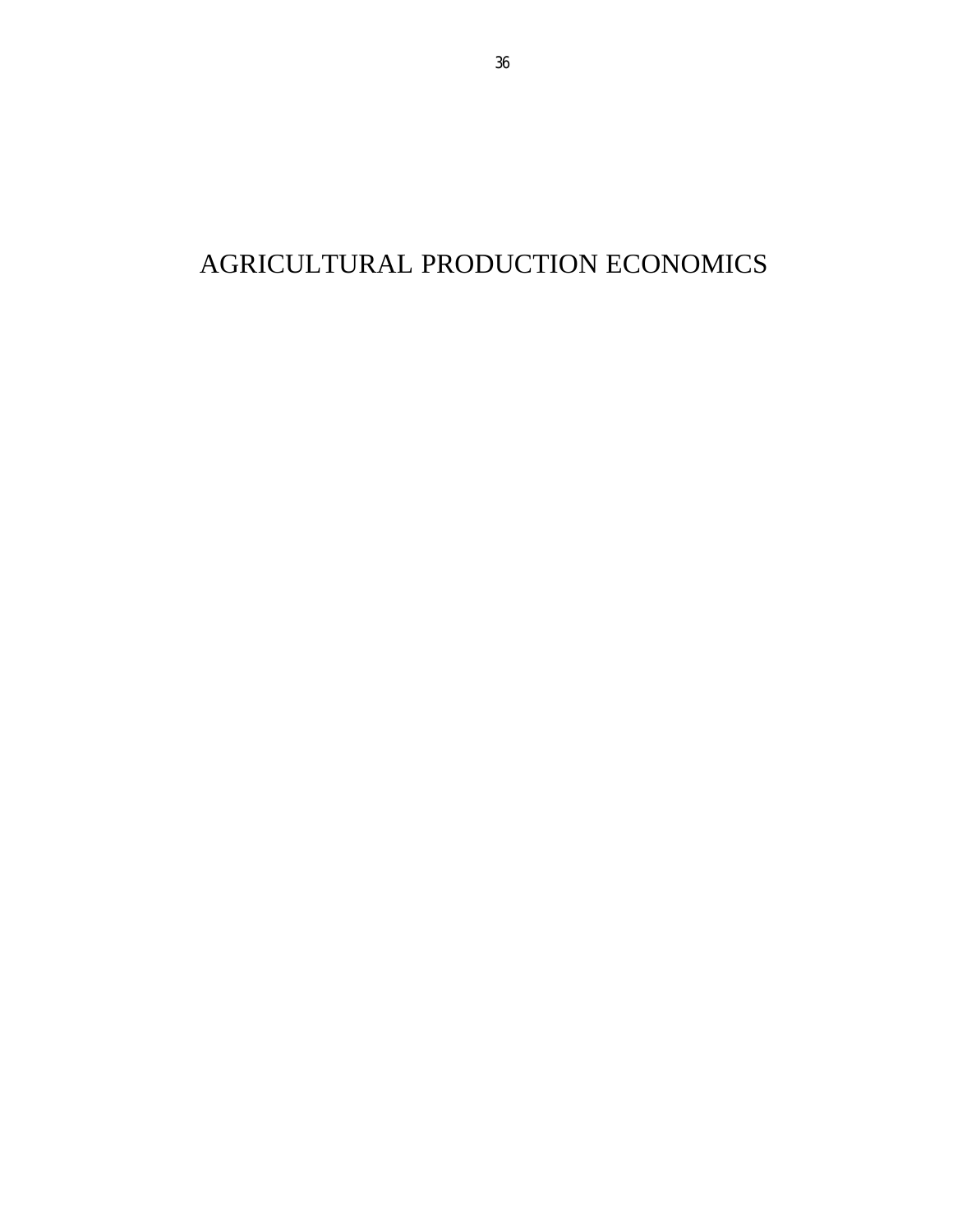# AGRICULTURAL PRODUCTION ECONOMICS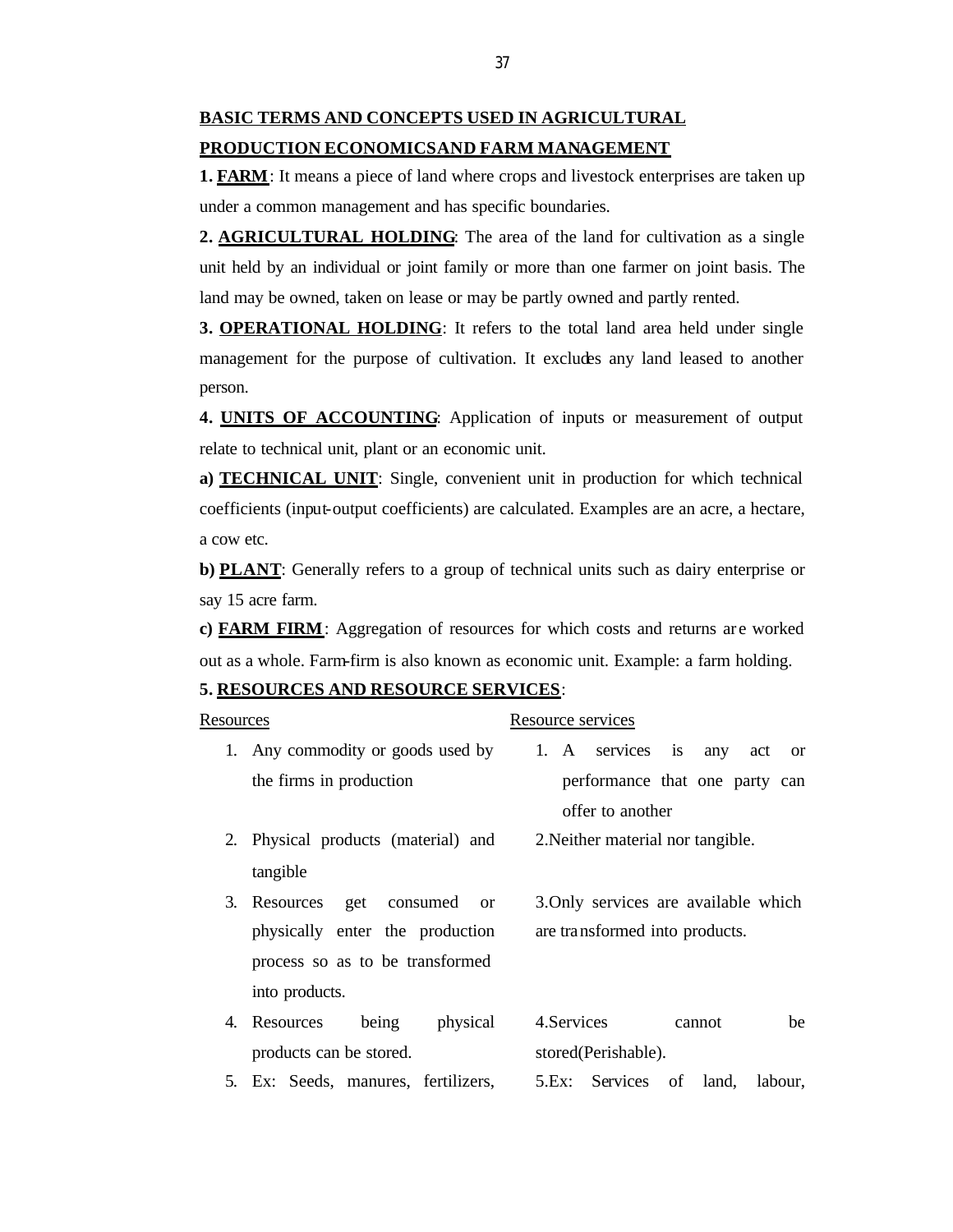## BASIC TERMS AND CONCEPTS USED IN AGRICULTURAL PRODUCTION ECONOMICSAND FARM MANAGEMENT

**1. FARM**: It means a piece of land where crops and livestock enterprises are taken up under a common management and has specific boundaries.

**2. AGRICULTURAL HOLDING**: The area of the land for cultivation as a single unit held by an individual or joint family or more than one farmer on joint basis. The land may be owned, taken on lease or may be partly owned and partly rented.

**3. OPERATIONAL HOLDING**: It refers to the total land area held under single management for the purpose of cultivation. It excludes any land leased to another person.

**4. UNITS OF ACCOUNTING**: Application of inputs or measurement of output relate to technical unit, plant or an economic unit.

**a) TECHNICAL UNIT**: Single, convenient unit in production for which technical coefficients (input-output coefficients) are calculated. Examples are an acre, a hectare, a cow etc.

**b) PLANT**: Generally refers to a group of technical units such as dairy enterprise or say 15 acre farm.

**c) FARM FIRM**: Aggregation of resources for which costs and returns are worked out as a whole. Farm-firm is also known as economic unit. Example: a farm holding.

**5. RESOURCES AND RESOURCE SERVICES**:

| Resources | Resource services |
|---|---|
| 1. Any commodity or goods used by the firms in production | 1. A services is any act or performance that one party can offer to another |
| 2. Physical products (material) and tangible | 2. Neither material nor tangible. |
| 3. Resources get consumed or physically enter the production process so as to be transformed into products. | 3. Only services are available which are transformed into products. |
| 4. Resources being physical products can be stored. | 4. Services cannot be stored(Perishable). |
| 5. Ex: Seeds, manures, fertilizers, | 5. Ex: Services of land, labour, |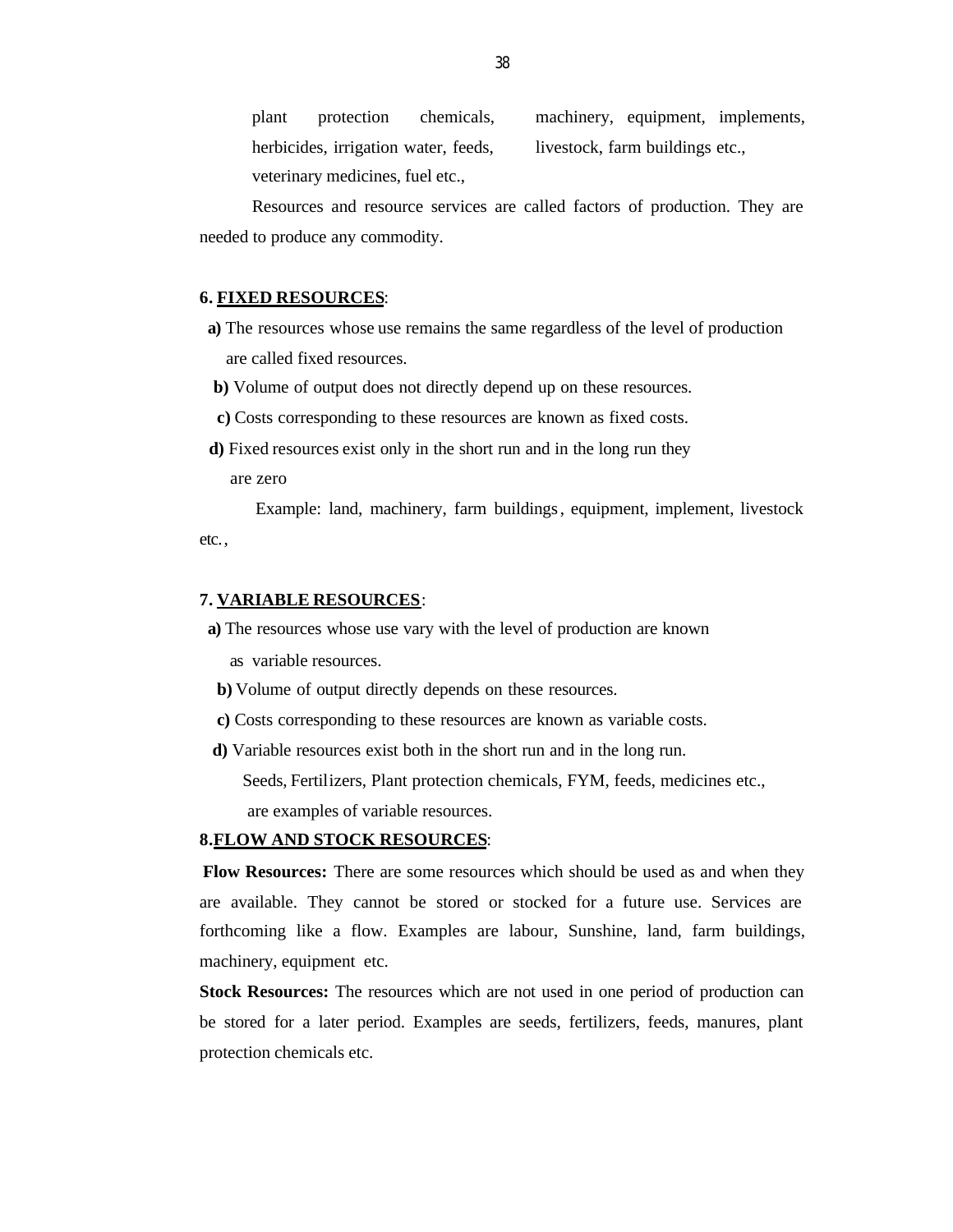| | |
|---|---|
| plant protection chemicals, herbicides, irrigation water, feeds, veterinary medicines, fuel etc., | machinery, equipment, implements, livestock, farm buildings etc., |

Resources and resource services are called factors of production. They are needed to produce any commodity.

**6. <u>FIXED RESOURCES</u>**:

**a)** The resources whose use remains the same regardless of the level of production are called fixed resources.

**b)** Volume of output does not directly depend up on these resources.

**c)** Costs corresponding to these resources are known as fixed costs.

**d)** Fixed resources exist only in the short run and in the long run they are zero

Example: land, machinery, farm buildings, equipment, implement, livestock etc.,

**7. <u>VARIABLE RESOURCES</u>**:

**a)** The resources whose use vary with the level of production are known as variable resources.

**b)** Volume of output directly depends on these resources.

**c)** Costs corresponding to these resources are known as variable costs.

**d)** Variable resources exist both in the short run and in the long run.

Seeds, Fertilizers, Plant protection chemicals, FYM, feeds, medicines etc., are examples of variable resources.

**8.<u>FLOW AND STOCK RESOURCES</u>**:

**Flow Resources:** There are some resources which should be used as and when they are available. They cannot be stored or stocked for a future use. Services are forthcoming like a flow. Examples are labour, Sunshine, land, farm buildings, machinery, equipment etc.

**Stock Resources:** The resources which are not used in one period of production can be stored for a later period. Examples are seeds, fertilizers, feeds, manures, plant protection chemicals etc.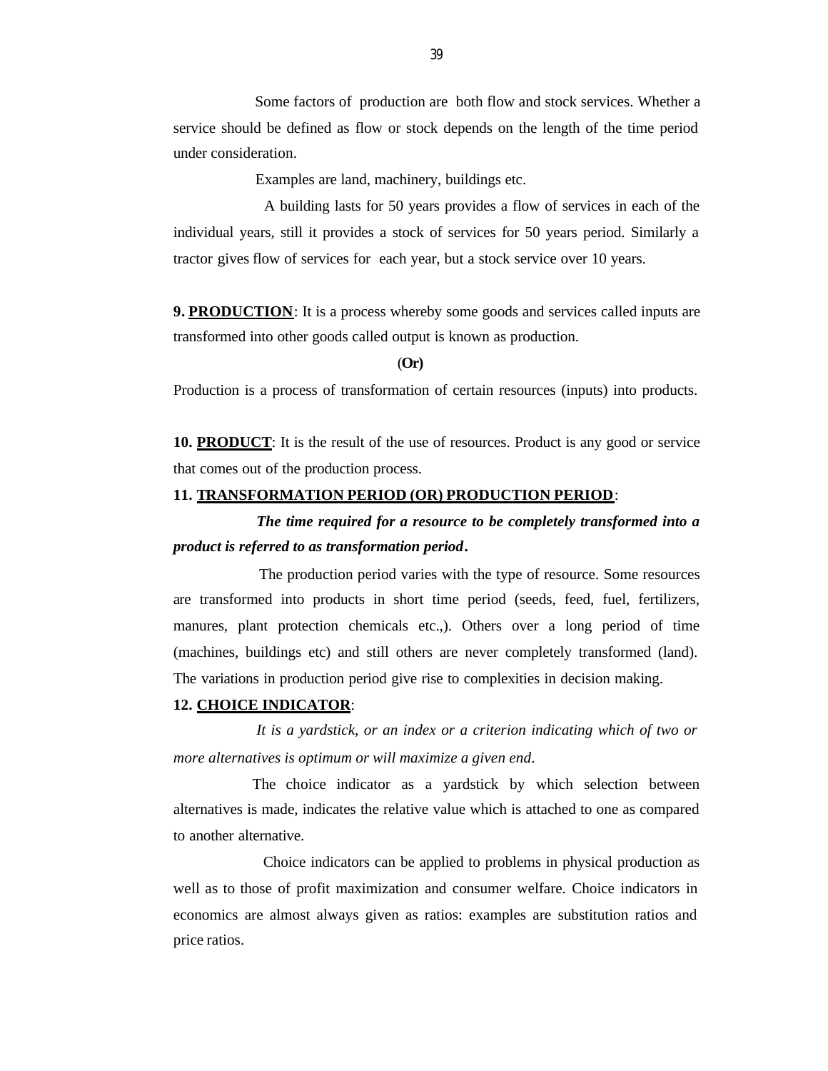Some factors of production are both flow and stock services. Whether a service should be defined as flow or stock depends on the length of the time period under consideration.

Examples are land, machinery, buildings etc.

A building lasts for 50 years provides a flow of services in each of the individual years, still it provides a stock of services for 50 years period. Similarly a tractor gives flow of services for each year, but a stock service over 10 years.

**9. <u>PRODUCTION</u>**: It is a process whereby some goods and services called inputs are transformed into other goods called output is known as production.

**(Or)**

Production is a process of transformation of certain resources (inputs) into products.

**10. <u>PRODUCT</u>**: It is the result of the use of resources. Product is any good or service that comes out of the production process.

**11. <u>TRANSFORMATION PERIOD (OR) PRODUCTION PERIOD</u>**:

***The time required for a resource to be completely transformed into a product is referred to as transformation period.***

The production period varies with the type of resource. Some resources are transformed into products in short time period (seeds, feed, fuel, fertilizers, manures, plant protection chemicals etc.,). Others over a long period of time (machines, buildings etc) and still others are never completely transformed (land). The variations in production period give rise to complexities in decision making.

**12. <u>CHOICE INDICATOR</u>**:

*It is a yardstick, or an index or a criterion indicating which of two or more alternatives is optimum or will maximize a given end.*

The choice indicator as a yardstick by which selection between alternatives is made, indicates the relative value which is attached to one as compared to another alternative.

Choice indicators can be applied to problems in physical production as well as to those of profit maximization and consumer welfare. Choice indicators in economics are almost always given as ratios: examples are substitution ratios and price ratios.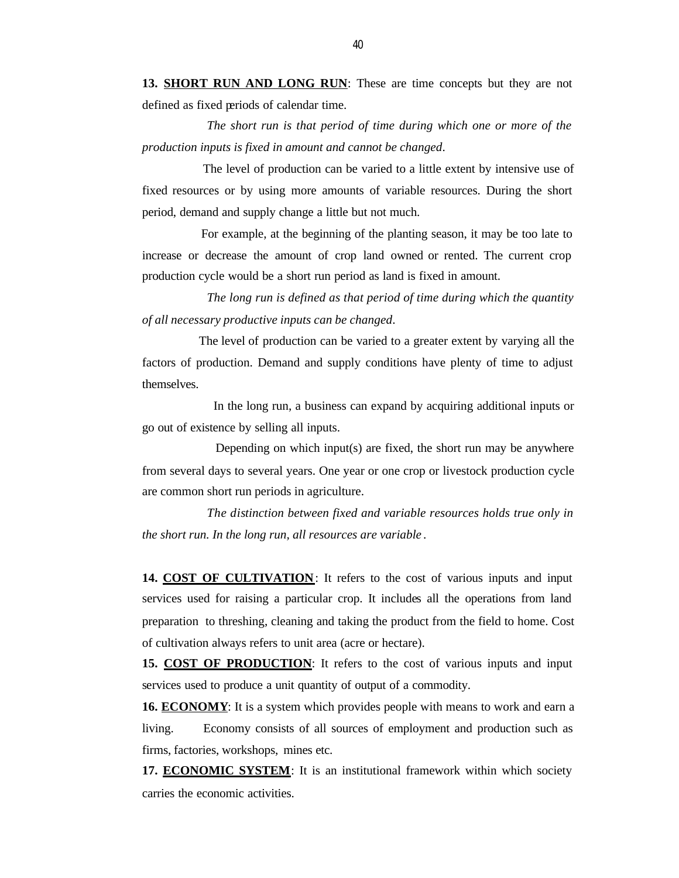**13. <u>SHORT RUN AND LONG RUN</u>**: These are time concepts but they are not defined as fixed periods of calendar time.

*The short run is that period of time during which one or more of the production inputs is fixed in amount and cannot be changed*.

The level of production can be varied to a little extent by intensive use of fixed resources or by using more amounts of variable resources. During the short period, demand and supply change a little but not much.

For example, at the beginning of the planting season, it may be too late to increase or decrease the amount of crop land owned or rented. The current crop production cycle would be a short run period as land is fixed in amount.

*The long run is defined as that period of time during which the quantity of all necessary productive inputs can be changed*.

The level of production can be varied to a greater extent by varying all the factors of production. Demand and supply conditions have plenty of time to adjust themselves.

In the long run, a business can expand by acquiring additional inputs or go out of existence by selling all inputs.

Depending on which input(s) are fixed, the short run may be anywhere from several days to several years. One year or one crop or livestock production cycle are common short run periods in agriculture.

*The distinction between fixed and variable resources holds true only in the short run. In the long run, all resources are variable*.

**14. <u>COST OF CULTIVATION</u>**: It refers to the cost of various inputs and input services used for raising a particular crop. It includes all the operations from land preparation to threshing, cleaning and taking the product from the field to home. Cost of cultivation always refers to unit area (acre or hectare).

**15. <u>COST OF PRODUCTION</u>**: It refers to the cost of various inputs and input services used to produce a unit quantity of output of a commodity.

**16. <u>ECONOMY</u>**: It is a system which provides people with means to work and earn a living. Economy consists of all sources of employment and production such as firms, factories, workshops, mines etc.

**17. <u>ECONOMIC SYSTEM</u>**: It is an institutional framework within which society carries the economic activities.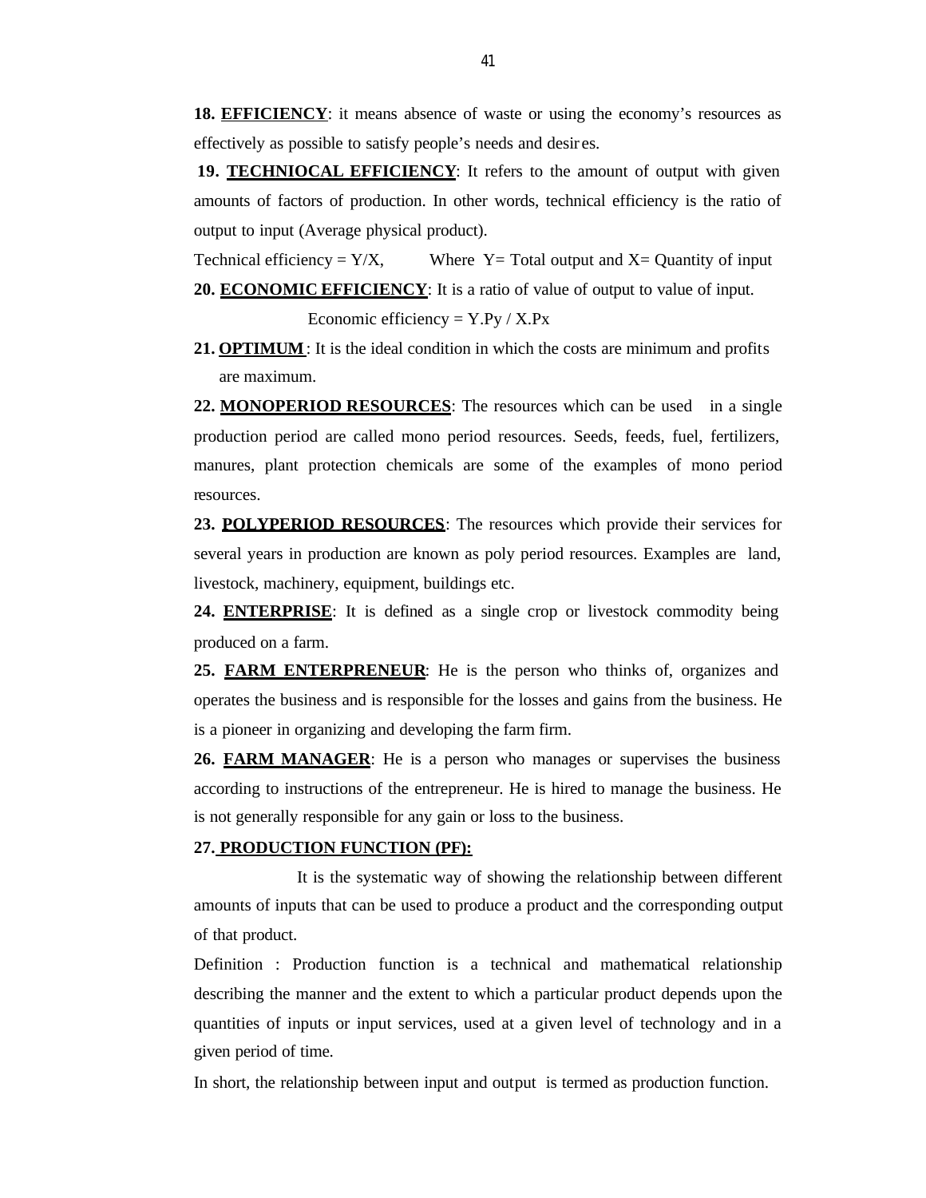**18. <u>EFFICIENCY</u>**: it means absence of waste or using the economy's resources as effectively as possible to satisfy people's needs and desires.

**19. <u>TECHNIOCAL EFFICIENCY</u>**: It refers to the amount of output with given amounts of factors of production. In other words, technical efficiency is the ratio of output to input (Average physical product).

Technical efficiency = Y/X, Where Y= Total output and X= Quantity of input

**20. <u>ECONOMIC EFFICIENCY</u>**: It is a ratio of value of output to value of input.

$$\text{Economic efficiency} = Y.Py / X.Px$$

**21. <u>OPTIMUM</u>**: It is the ideal condition in which the costs are minimum and profits are maximum.

**22. <u>MONOPERIOD RESOURCES</u>**: The resources which can be used in a single production period are called mono period resources. Seeds, feeds, fuel, fertilizers, manures, plant protection chemicals are some of the examples of mono period resources.

**23. <u>POLYPERIOD RESOURCES</u>**: The resources which provide their services for several years in production are known as poly period resources. Examples are land, livestock, machinery, equipment, buildings etc.

**24. <u>ENTERPRISE</u>**: It is defined as a single crop or livestock commodity being produced on a farm.

**25. <u>FARM ENTERPRENEUR</u>**: He is the person who thinks of, organizes and operates the business and is responsible for the losses and gains from the business. He is a pioneer in organizing and developing the farm firm.

**26. <u>FARM MANAGER</u>**: He is a person who manages or supervises the business according to instructions of the entrepreneur. He is hired to manage the business. He is not generally responsible for any gain or loss to the business.

**27. <u>PRODUCTION FUNCTION (PF):</u>**

It is the systematic way of showing the relationship between different amounts of inputs that can be used to produce a product and the corresponding output of that product.

Definition : Production function is a technical and mathematical relationship describing the manner and the extent to which a particular product depends upon the quantities of inputs or input services, used at a given level of technology and in a given period of time.

In short, the relationship between input and output is termed as production function.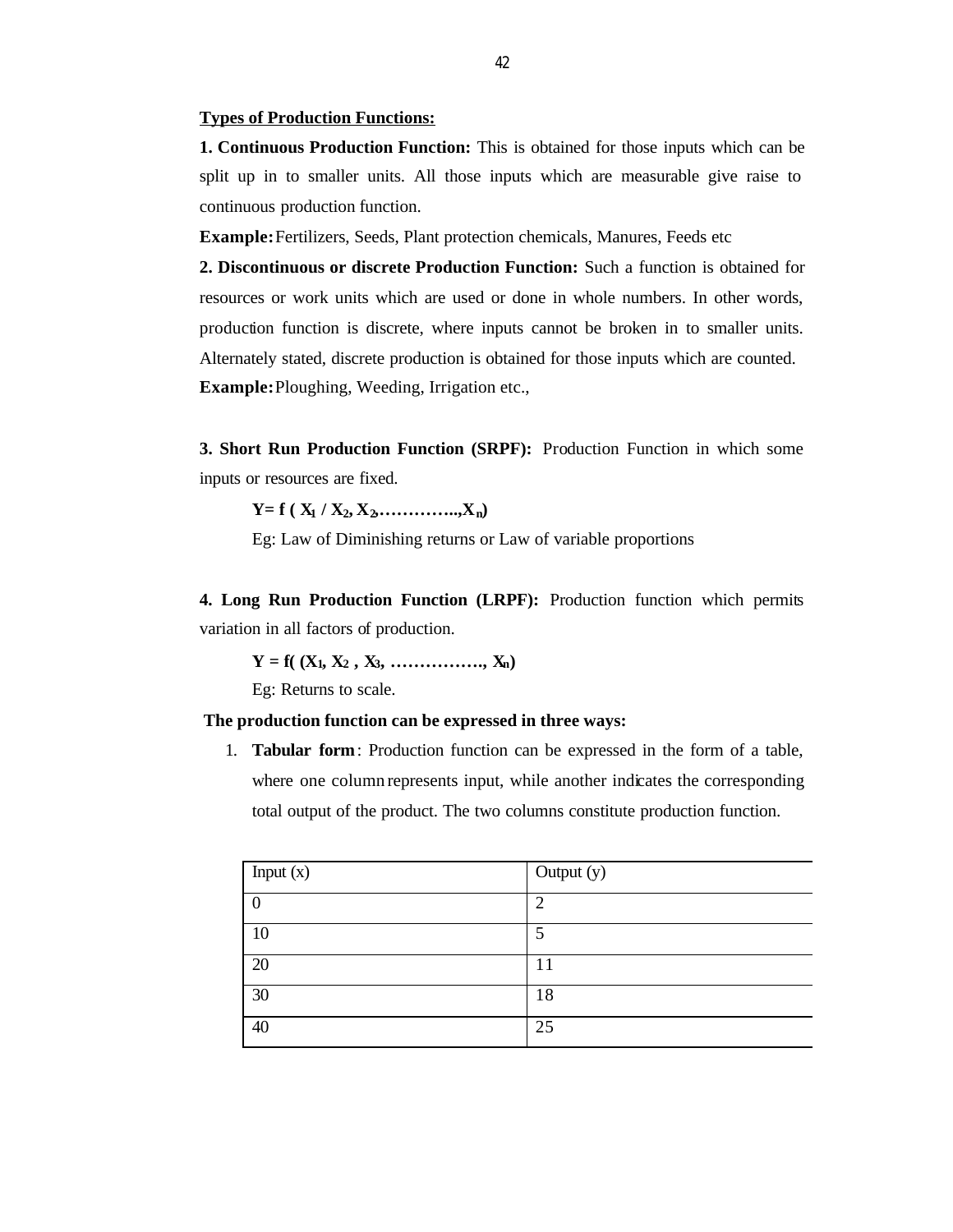**Types of Production Functions:**

**1. Continuous Production Function:** This is obtained for those inputs which can be split up in to smaller units. All those inputs which are measurable give raise to continuous production function.

**Example:** Fertilizers, Seeds, Plant protection chemicals, Manures, Feeds etc

**2. Discontinuous or discrete Production Function:** Such a function is obtained for resources or work units which are used or done in whole numbers. In other words, production function is discrete, where inputs cannot be broken in to smaller units. Alternately stated, discrete production is obtained for those inputs which are counted.

**Example:** Ploughing, Weeding, Irrigation etc.,

**3. Short Run Production Function (SRPF):** Production Function in which some inputs or resources are fixed.

$$Y = f\,( X_1 \,/\, X_2, X_2, \ldots\ldots\ldots\ldots.., X_n)$$

Eg: Law of Diminishing returns or Law of variable proportions

**4. Long Run Production Function (LRPF):** Production function which permits variation in all factors of production.

$$Y = f( (X_1, X_2\,, X_3, \ldots\ldots\ldots\ldots\ldots., X_n)$$

Eg: Returns to scale.

**The production function can be expressed in three ways:**

1. **Tabular form**: Production function can be expressed in the form of a table, where one column represents input, while another indicates the corresponding total output of the product. The two columns constitute production function.

| Input (x) | Output (y) |
|---|---|
| 0 | 2 |
| 10 | 5 |
| 20 | 11 |
| 30 | 18 |
| 40 | 25 |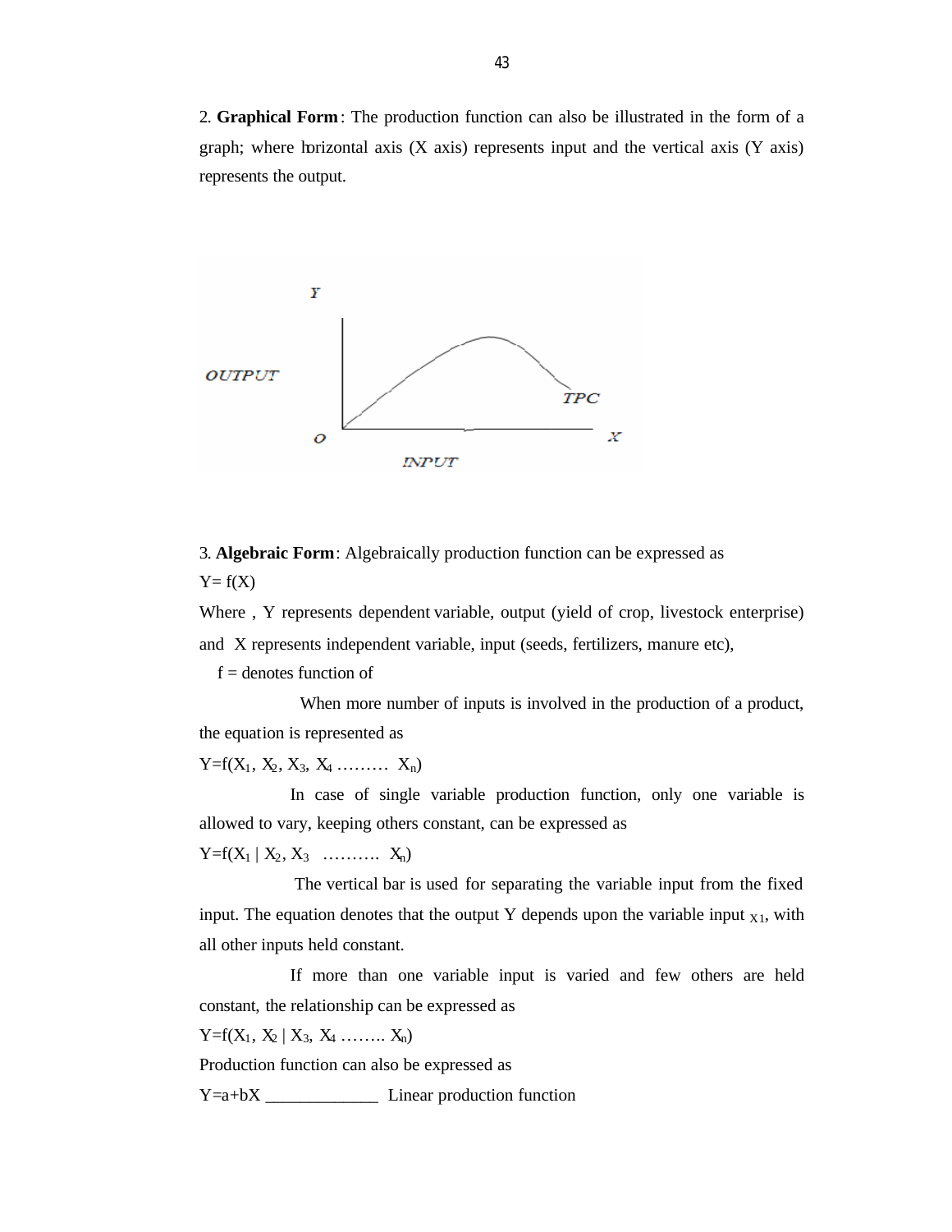2. **Graphical Form**: The production function can also be illustrated in the form of a graph; where horizontal axis (X axis) represents input and the vertical axis (Y axis) represents the output.

3. **Algebraic Form**: Algebraically production function can be expressed as

$Y= f(X)$

Where , Y represents dependent variable, output (yield of crop, livestock enterprise) and X represents independent variable, input (seeds, fertilizers, manure etc),

f = denotes function of

When more number of inputs is involved in the production of a product, the equation is represented as

$Y=f(X_1, X_2, X_3, X_4 \ldots\ldots\ldots X_n)$

In case of single variable production function, only one variable is allowed to vary, keeping others constant, can be expressed as

$Y=f(X_1 \mid X_2, X_3 \ldots\ldots\ldots. X_n)$

The vertical bar is used for separating the variable input from the fixed input. The equation denotes that the output Y depends upon the variable input $X_1$, with all other inputs held constant.

If more than one variable input is varied and few others are held constant, the relationship can be expressed as

$Y=f(X_1, X_2 \mid X_3, X_4 \ldots\ldots.. X_n)$

Production function can also be expressed as

$Y=a+bX$ _____________ Linear production function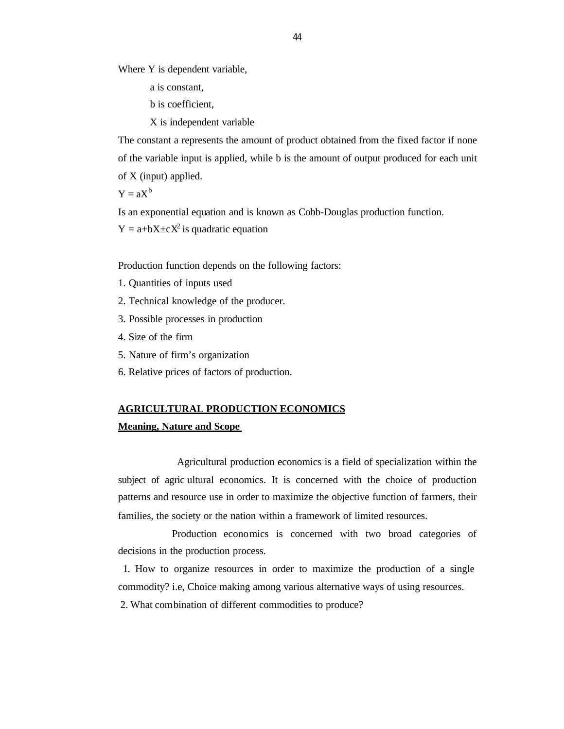Where Y is dependent variable,

a is constant,

b is coefficient,

X is independent variable

The constant a represents the amount of product obtained from the fixed factor if none of the variable input is applied, while b is the amount of output produced for each unit of X (input) applied.

$Y = aX^b$

Is an exponential equation and is known as Cobb-Douglas production function.

$Y = a+bX\pm cX^2$ is quadratic equation

Production function depends on the following factors:

1. Quantities of inputs used
2. Technical knowledge of the producer.
3. Possible processes in production
4. Size of the firm
5. Nature of firm's organization
6. Relative prices of factors of production.

**AGRICULTURAL PRODUCTION ECONOMICS**

**Meaning, Nature and Scope**

Agricultural production economics is a field of specialization within the subject of agricultural economics. It is concerned with the choice of production patterns and resource use in order to maximize the objective function of farmers, their families, the society or the nation within a framework of limited resources.

Production economics is concerned with two broad categories of decisions in the production process.

1. How to organize resources in order to maximize the production of a single commodity? i.e, Choice making among various alternative ways of using resources.
2. What combination of different commodities to produce?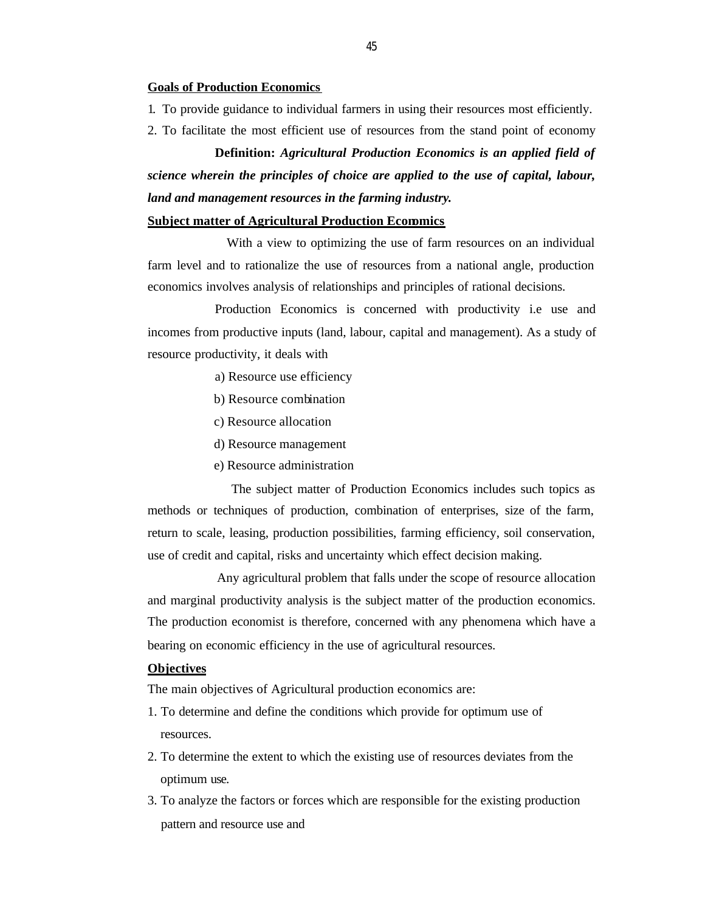**Goals of Production Economics**

1. To provide guidance to individual farmers in using their resources most efficiently.
2. To facilitate the most efficient use of resources from the stand point of economy

**Definition:** ***Agricultural Production Economics is an applied field of science wherein the principles of choice are applied to the use of capital, labour, land and management resources in the farming industry.***

**Subject matter of Agricultural Production Economics**

With a view to optimizing the use of farm resources on an individual farm level and to rationalize the use of resources from a national angle, production economics involves analysis of relationships and principles of rational decisions.

Production Economics is concerned with productivity i.e use and incomes from productive inputs (land, labour, capital and management). As a study of resource productivity, it deals with

a) Resource use efficiency

b) Resource combination

c) Resource allocation

d) Resource management

e) Resource administration

The subject matter of Production Economics includes such topics as methods or techniques of production, combination of enterprises, size of the farm, return to scale, leasing, production possibilities, farming efficiency, soil conservation, use of credit and capital, risks and uncertainty which effect decision making.

Any agricultural problem that falls under the scope of resource allocation and marginal productivity analysis is the subject matter of the production economics. The production economist is therefore, concerned with any phenomena which have a bearing on economic efficiency in the use of agricultural resources.

**Objectives**

The main objectives of Agricultural production economics are:

1. To determine and define the conditions which provide for optimum use of resources.
2. To determine the extent to which the existing use of resources deviates from the optimum use.
3. To analyze the factors or forces which are responsible for the existing production pattern and resource use and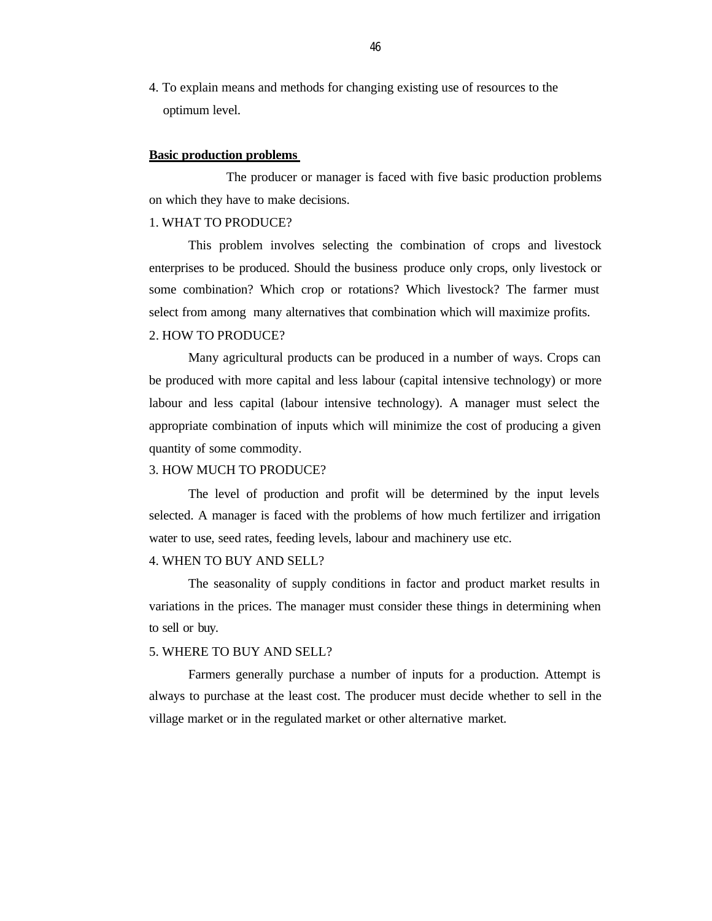4. To explain means and methods for changing existing use of resources to the optimum level.

**Basic production problems**

The producer or manager is faced with five basic production problems on which they have to make decisions.

1. WHAT TO PRODUCE?

This problem involves selecting the combination of crops and livestock enterprises to be produced. Should the business produce only crops, only livestock or some combination? Which crop or rotations? Which livestock? The farmer must select from among many alternatives that combination which will maximize profits.

2. HOW TO PRODUCE?

Many agricultural products can be produced in a number of ways. Crops can be produced with more capital and less labour (capital intensive technology) or more labour and less capital (labour intensive technology). A manager must select the appropriate combination of inputs which will minimize the cost of producing a given quantity of some commodity.

3. HOW MUCH TO PRODUCE?

The level of production and profit will be determined by the input levels selected. A manager is faced with the problems of how much fertilizer and irrigation water to use, seed rates, feeding levels, labour and machinery use etc.

4. WHEN TO BUY AND SELL?

The seasonality of supply conditions in factor and product market results in variations in the prices. The manager must consider these things in determining when to sell or buy.

5. WHERE TO BUY AND SELL?

Farmers generally purchase a number of inputs for a production. Attempt is always to purchase at the least cost. The producer must decide whether to sell in the village market or in the regulated market or other alternative market.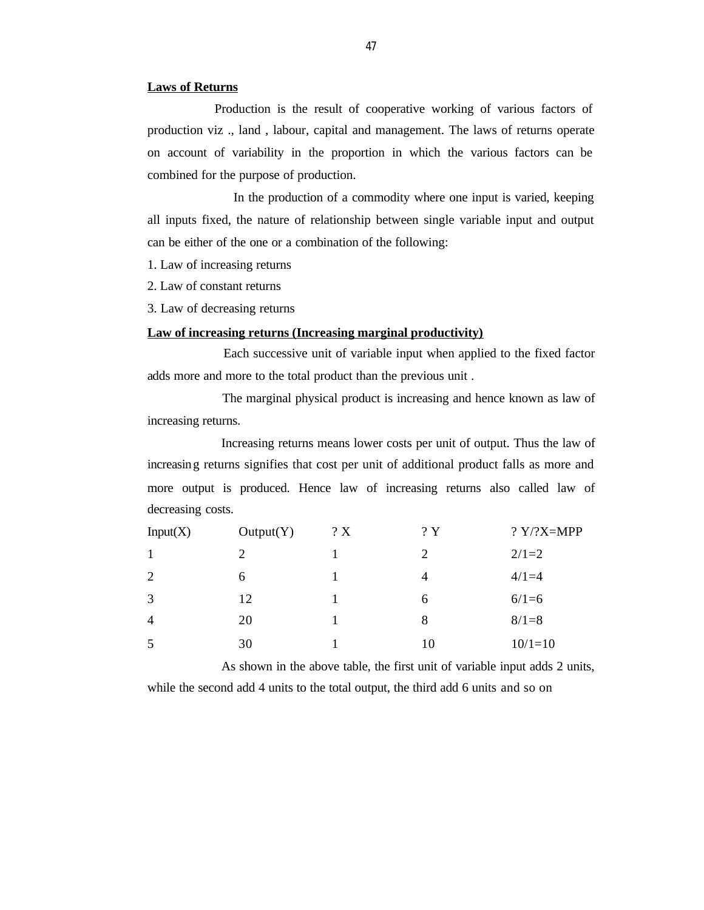## Laws of Returns

Production is the result of cooperative working of various factors of production viz ., land , labour, capital and management. The laws of returns operate on account of variability in the proportion in which the various factors can be combined for the purpose of production.

In the production of a commodity where one input is varied, keeping all inputs fixed, the nature of relationship between single variable input and output can be either of the one or a combination of the following:

1. Law of increasing returns
2. Law of constant returns
3. Law of decreasing returns

## Law of increasing returns (Increasing marginal productivity)

Each successive unit of variable input when applied to the fixed factor adds more and more to the total product than the previous unit .

The marginal physical product is increasing and hence known as law of increasing returns.

Increasing returns means lower costs per unit of output. Thus the law of increasing returns signifies that cost per unit of additional product falls as more and more output is produced. Hence law of increasing returns also called law of decreasing costs.

| Input(X) | Output(Y) | ? X | ? Y | ? Y/?X=MPP |
|---|---|---|---|---|
| 1 | 2 | 1 | 2 | 2/1=2 |
| 2 | 6 | 1 | 4 | 4/1=4 |
| 3 | 12 | 1 | 6 | 6/1=6 |
| 4 | 20 | 1 | 8 | 8/1=8 |
| 5 | 30 | 1 | 10 | 10/1=10 |

As shown in the above table, the first unit of variable input adds 2 units, while the second add 4 units to the total output, the third add 6 units and so on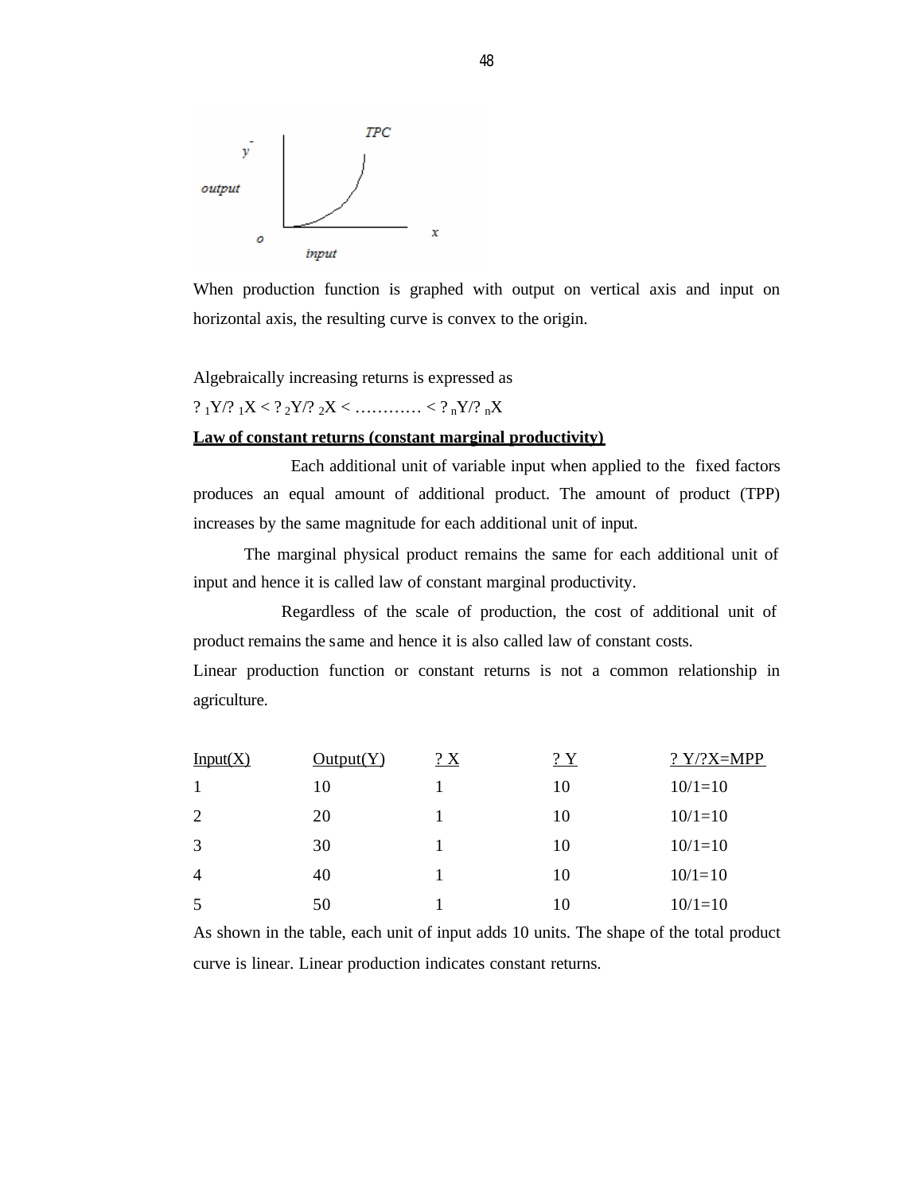When production function is graphed with output on vertical axis and input on horizontal axis, the resulting curve is convex to the origin.

Algebraically increasing returns is expressed as

$\Delta_1 Y/\Delta_1 X < \Delta_2 Y/\Delta_2 X < \ldots\ldots\ldots\ldots < \Delta_n Y/\Delta_n X$

**Law of constant returns (constant marginal productivity)**

Each additional unit of variable input when applied to the fixed factors produces an equal amount of additional product. The amount of product (TPP) increases by the same magnitude for each additional unit of input.

The marginal physical product remains the same for each additional unit of input and hence it is called law of constant marginal productivity.

Regardless of the scale of production, the cost of additional unit of product remains the same and hence it is also called law of constant costs.

Linear production function or constant returns is not a common relationship in agriculture.

| Input(X) | Output(Y) | $\Delta X$ | $\Delta Y$ | $\Delta Y/\Delta X$=MPP |
|---|---|---|---|---|
| 1 | 10 | 1 | 10 | 10/1=10 |
| 2 | 20 | 1 | 10 | 10/1=10 |
| 3 | 30 | 1 | 10 | 10/1=10 |
| 4 | 40 | 1 | 10 | 10/1=10 |
| 5 | 50 | 1 | 10 | 10/1=10 |

As shown in the table, each unit of input adds 10 units. The shape of the total product curve is linear. Linear production indicates constant returns.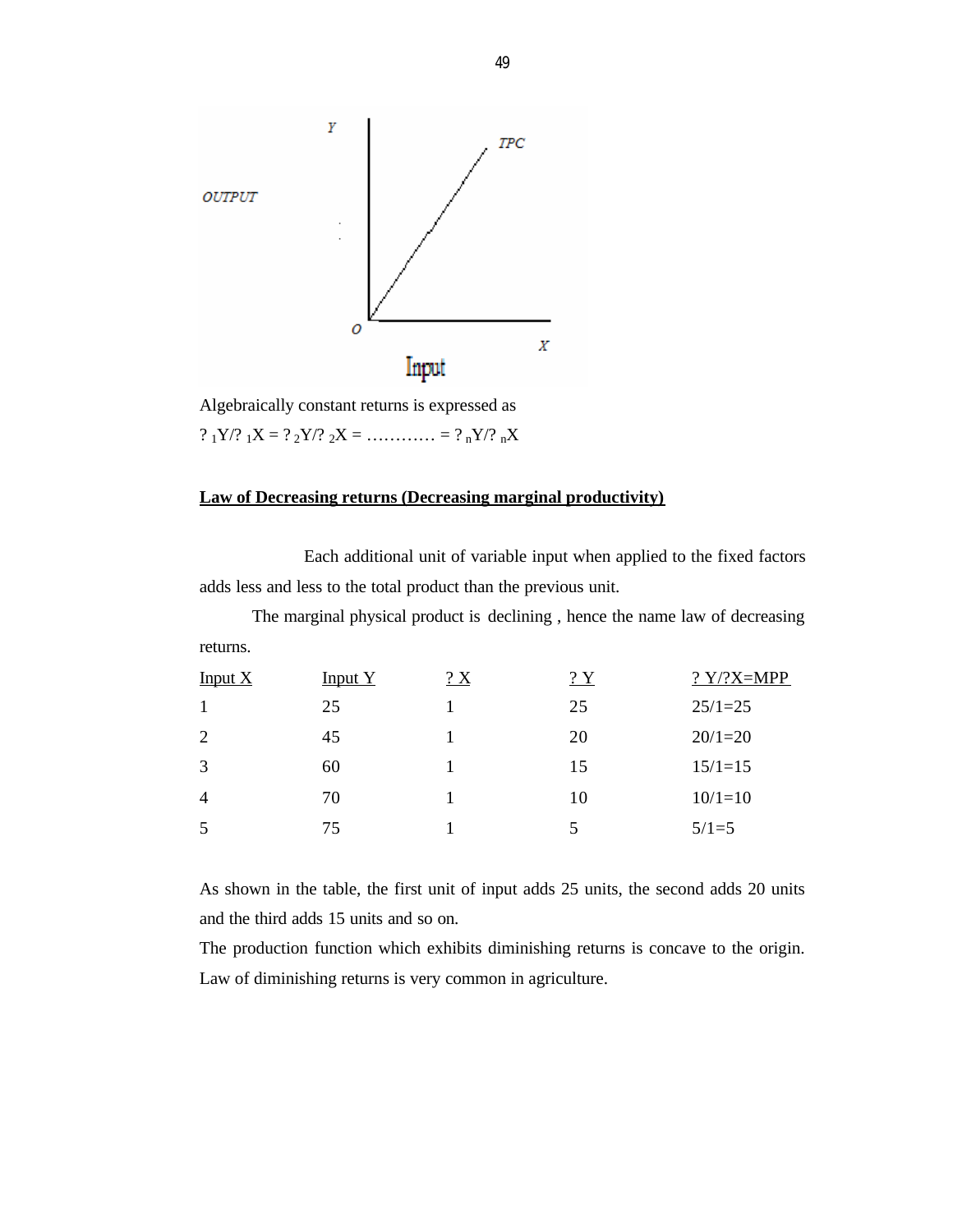Algebraically constant returns is expressed as

$? _1Y/? _1X = ? _2Y/? _2X = \ldots\ldots\ldots\ldots = ? _nY/? _nX$

**Law of Decreasing returns (Decreasing marginal productivity)**

Each additional unit of variable input when applied to the fixed factors adds less and less to the total product than the previous unit.

The marginal physical product is declining , hence the name law of decreasing returns.

| Input X | Input Y | ? X | ? Y | ? Y/?X=MPP |
|---|---|---|---|---|
| 1 | 25 | 1 | 25 | 25/1=25 |
| 2 | 45 | 1 | 20 | 20/1=20 |
| 3 | 60 | 1 | 15 | 15/1=15 |
| 4 | 70 | 1 | 10 | 10/1=10 |
| 5 | 75 | 1 | 5 | 5/1=5 |

As shown in the table, the first unit of input adds 25 units, the second adds 20 units and the third adds 15 units and so on.

The production function which exhibits diminishing returns is concave to the origin. Law of diminishing returns is very common in agriculture.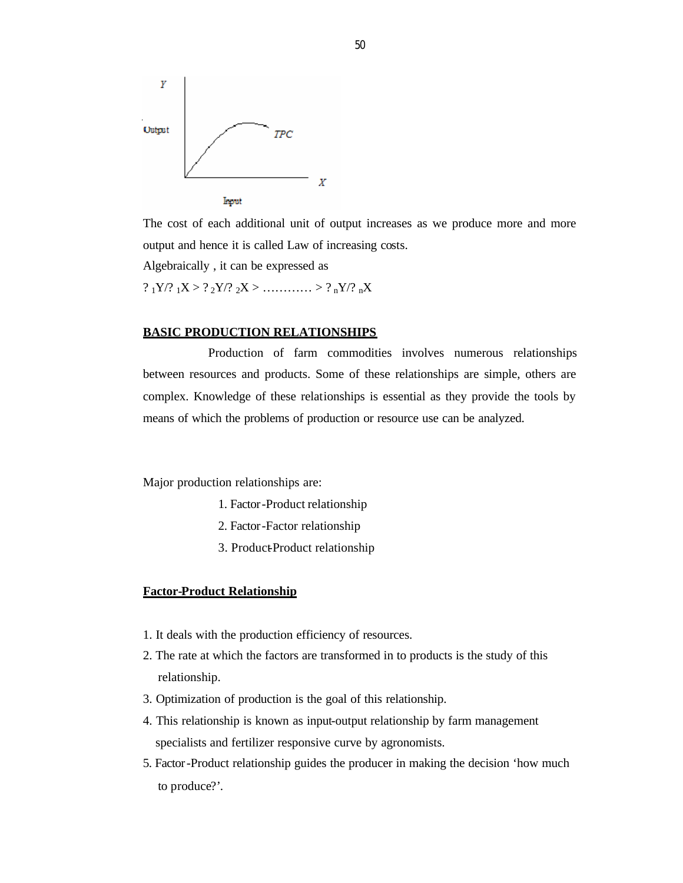The cost of each additional unit of output increases as we produce more and more output and hence it is called Law of increasing costs.

Algebraically , it can be expressed as

$\Delta_1 Y/\Delta_1 X > \Delta_2 Y/\Delta_2 X > \ldots\ldots\ldots > \Delta_n Y/\Delta_n X$

**BASIC PRODUCTION RELATIONSHIPS**

Production of farm commodities involves numerous relationships between resources and products. Some of these relationships are simple, others are complex. Knowledge of these relationships is essential as they provide the tools by means of which the problems of production or resource use can be analyzed.

Major production relationships are:

1. Factor-Product relationship
2. Factor-Factor relationship
3. Product-Product relationship

**Factor-Product Relationship**

1. It deals with the production efficiency of resources.
2. The rate at which the factors are transformed in to products is the study of this relationship.
3. Optimization of production is the goal of this relationship.
4. This relationship is known as input-output relationship by farm management specialists and fertilizer responsive curve by agronomists.
5. Factor-Product relationship guides the producer in making the decision 'how much to produce?'.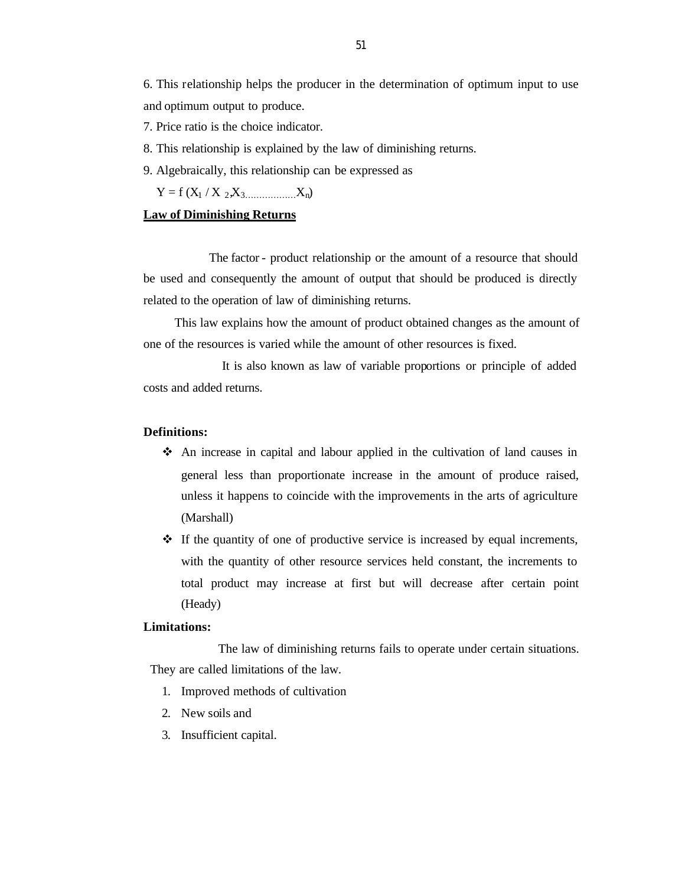6. This relationship helps the producer in the determination of optimum input to use and optimum output to produce.

7. Price ratio is the choice indicator.

8. This relationship is explained by the law of diminishing returns.

9. Algebraically, this relationship can be expressed as

$Y = f(X_1 / X_2, X_3 \ldots\ldots\ldots\ldots X_n)$

**Law of Diminishing Returns**

The factor - product relationship or the amount of a resource that should be used and consequently the amount of output that should be produced is directly related to the operation of law of diminishing returns.

This law explains how the amount of product obtained changes as the amount of one of the resources is varied while the amount of other resources is fixed.

It is also known as law of variable proportions or principle of added costs and added returns.

**Definitions:**

- An increase in capital and labour applied in the cultivation of land causes in general less than proportionate increase in the amount of produce raised, unless it happens to coincide with the improvements in the arts of agriculture (Marshall)
- If the quantity of one of productive service is increased by equal increments, with the quantity of other resource services held constant, the increments to total product may increase at first but will decrease after certain point (Heady)

**Limitations:**

The law of diminishing returns fails to operate under certain situations. They are called limitations of the law.

1. Improved methods of cultivation
2. New soils and
3. Insufficient capital.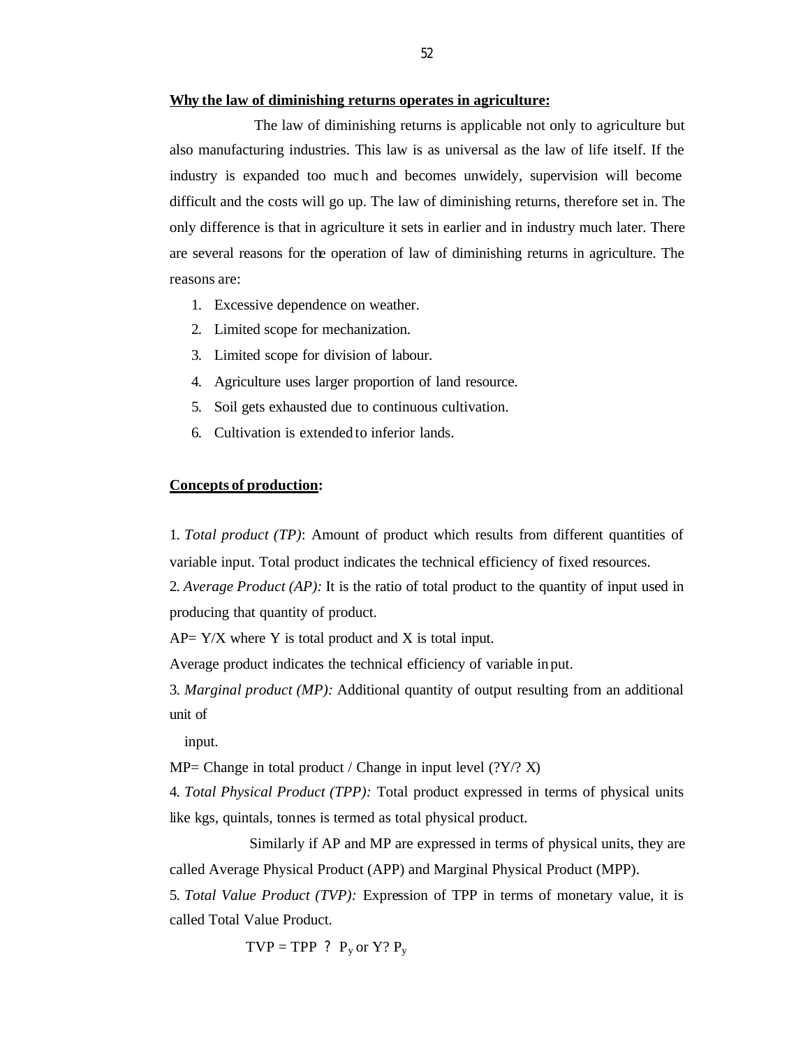**Why the law of diminishing returns operates in agriculture:**

The law of diminishing returns is applicable not only to agriculture but also manufacturing industries. This law is as universal as the law of life itself. If the industry is expanded too much and becomes unwidely, supervision will become difficult and the costs will go up. The law of diminishing returns, therefore set in. The only difference is that in agriculture it sets in earlier and in industry much later. There are several reasons for the operation of law of diminishing returns in agriculture. The reasons are:

1. Excessive dependence on weather.
2. Limited scope for mechanization.
3. Limited scope for division of labour.
4. Agriculture uses larger proportion of land resource.
5. Soil gets exhausted due to continuous cultivation.
6. Cultivation is extended to inferior lands.

**Concepts of production:**

1. *Total product (TP)*: Amount of product which results from different quantities of variable input. Total product indicates the technical efficiency of fixed resources.

2. *Average Product (AP):* It is the ratio of total product to the quantity of input used in producing that quantity of product.

AP= Y/X where Y is total product and X is total input.

Average product indicates the technical efficiency of variable input.

3. *Marginal product (MP):* Additional quantity of output resulting from an additional unit of

input.

MP= Change in total product / Change in input level ($\Delta Y/\Delta X$)

4. *Total Physical Product (TPP):* Total product expressed in terms of physical units like kgs, quintals, tonnes is termed as total physical product.

Similarly if AP and MP are expressed in terms of physical units, they are called Average Physical Product (APP) and Marginal Physical Product (MPP).

5. *Total Value Product (TVP):* Expression of TPP in terms of monetary value, it is called Total Value Product.

$$TVP = TPP \times P_y \text{ or } Y \times P_y$$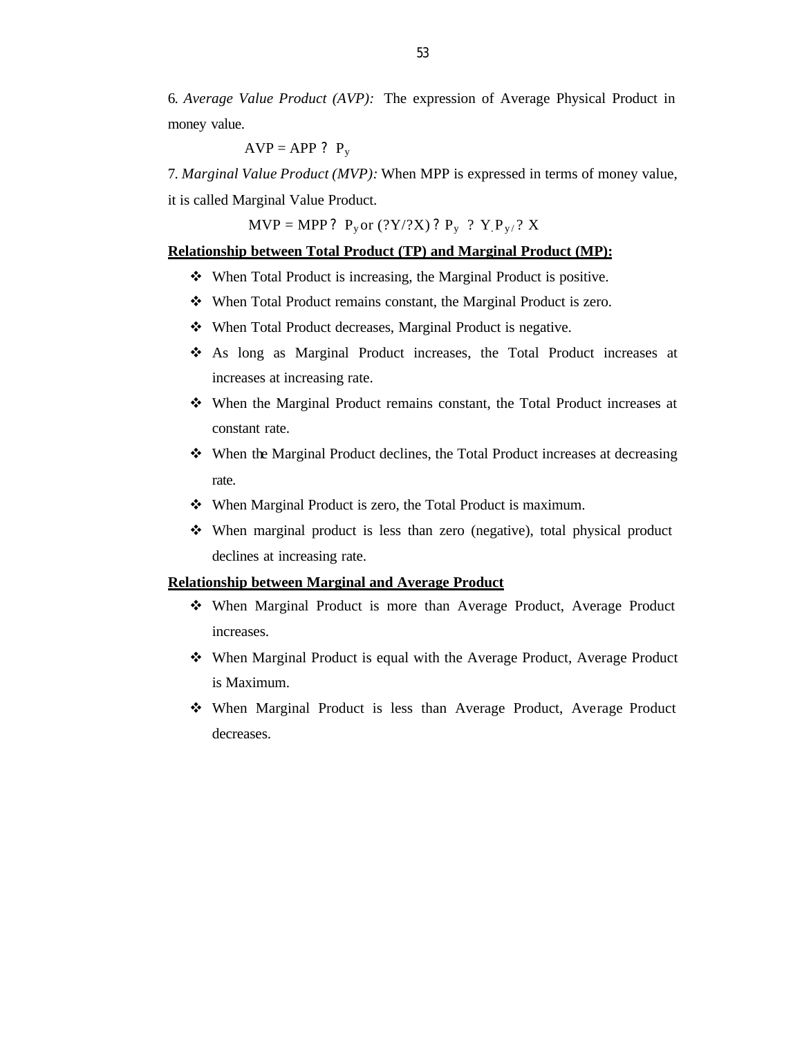6. *Average Value Product (AVP):* The expression of Average Physical Product in money value.

$$AVP = APP ? P_y$$

7. *Marginal Value Product (MVP):* When MPP is expressed in terms of money value, it is called Marginal Value Product.

$$MVP = MPP ? P_y \text{ or } (?Y/?X) ? P_y \; ? \; Y_{.}P_{y/} ? X$$

**Relationship between Total Product (TP) and Marginal Product (MP):**

- When Total Product is increasing, the Marginal Product is positive.
- When Total Product remains constant, the Marginal Product is zero.
- When Total Product decreases, Marginal Product is negative.
- As long as Marginal Product increases, the Total Product increases at increases at increasing rate.
- When the Marginal Product remains constant, the Total Product increases at constant rate.
- When the Marginal Product declines, the Total Product increases at decreasing rate.
- When Marginal Product is zero, the Total Product is maximum.
- When marginal product is less than zero (negative), total physical product declines at increasing rate.

**Relationship between Marginal and Average Product**

- When Marginal Product is more than Average Product, Average Product increases.
- When Marginal Product is equal with the Average Product, Average Product is Maximum.
- When Marginal Product is less than Average Product, Average Product decreases.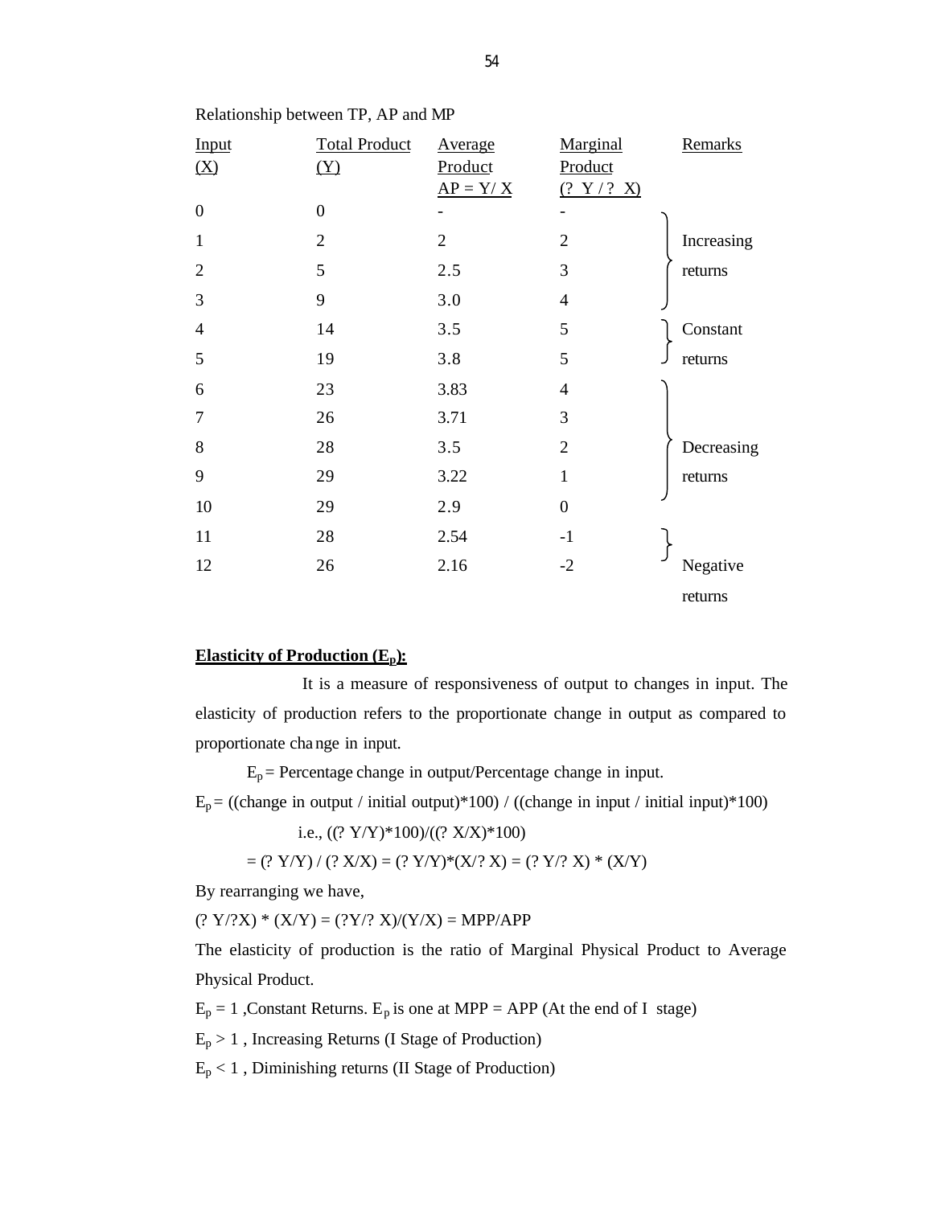Relationship between TP, AP and MP

| Input (X) | Total Product (Y) | Average Product AP = Y/ X | Marginal Product (? Y / ? X) | Remarks |
|---|---|---|---|---|
| 0 | 0 | - | - | |
| 1 | 2 | 2 | 2 | Increasing returns |
| 2 | 5 | 2.5 | 3 | |
| 3 | 9 | 3.0 | 4 | |
| 4 | 14 | 3.5 | 5 | Constant returns |
| 5 | 19 | 3.8 | 5 | |
| 6 | 23 | 3.83 | 4 | Decreasing returns |
| 7 | 26 | 3.71 | 3 | |
| 8 | 28 | 3.5 | 2 | |
| 9 | 29 | 3.22 | 1 | |
| 10 | 29 | 2.9 | 0 | |
| 11 | 28 | 2.54 | -1 | Negative returns |
| 12 | 26 | 2.16 | -2 | |

**Elasticity of Production ($E_p$):**

It is a measure of responsiveness of output to changes in input. The elasticity of production refers to the proportionate change in output as compared to proportionate change in input.

$E_p$ = Percentage change in output/Percentage change in input.

$E_p$ = ((change in output / initial output)*100) / ((change in input / initial input)*100)

i.e., ((? Y/Y)*100)/((? X/X)*100)

= (? Y/Y) / (? X/X) = (? Y/Y)*(X/? X) = (? Y/? X) * (X/Y)

By rearranging we have,

(? Y/?X) * (X/Y) = (?Y/? X)/(Y/X) = MPP/APP

The elasticity of production is the ratio of Marginal Physical Product to Average Physical Product.

$E_p = 1$ ,Constant Returns. $E_p$ is one at MPP = APP (At the end of I stage)

$E_p > 1$ , Increasing Returns (I Stage of Production)

$E_p < 1$ , Diminishing returns (II Stage of Production)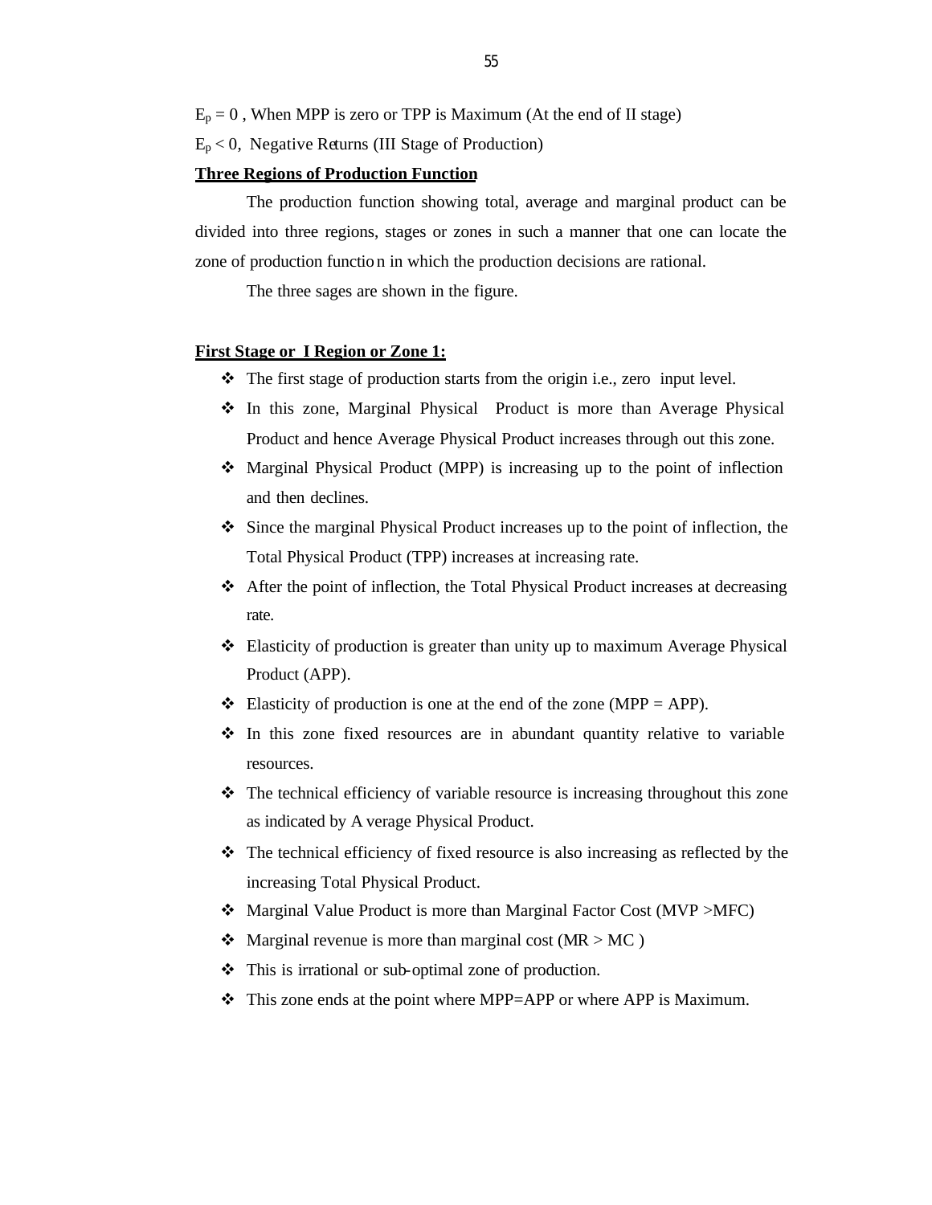$E_p = 0$ , When MPP is zero or TPP is Maximum (At the end of II stage)

$E_p < 0$, Negative Returns (III Stage of Production)

**Three Regions of Production Function**

The production function showing total, average and marginal product can be divided into three regions, stages or zones in such a manner that one can locate the zone of production function in which the production decisions are rational.

The three sages are shown in the figure.

**First Stage or I Region or Zone 1:**

- The first stage of production starts from the origin i.e., zero input level.
- In this zone, Marginal Physical Product is more than Average Physical Product and hence Average Physical Product increases through out this zone.
- Marginal Physical Product (MPP) is increasing up to the point of inflection and then declines.
- Since the marginal Physical Product increases up to the point of inflection, the Total Physical Product (TPP) increases at increasing rate.
- After the point of inflection, the Total Physical Product increases at decreasing rate.
- Elasticity of production is greater than unity up to maximum Average Physical Product (APP).
- Elasticity of production is one at the end of the zone (MPP = APP).
- In this zone fixed resources are in abundant quantity relative to variable resources.
- The technical efficiency of variable resource is increasing throughout this zone as indicated by Average Physical Product.
- The technical efficiency of fixed resource is also increasing as reflected by the increasing Total Physical Product.
- Marginal Value Product is more than Marginal Factor Cost (MVP >MFC)
- Marginal revenue is more than marginal cost (MR > MC )
- This is irrational or sub-optimal zone of production.
- This zone ends at the point where MPP=APP or where APP is Maximum.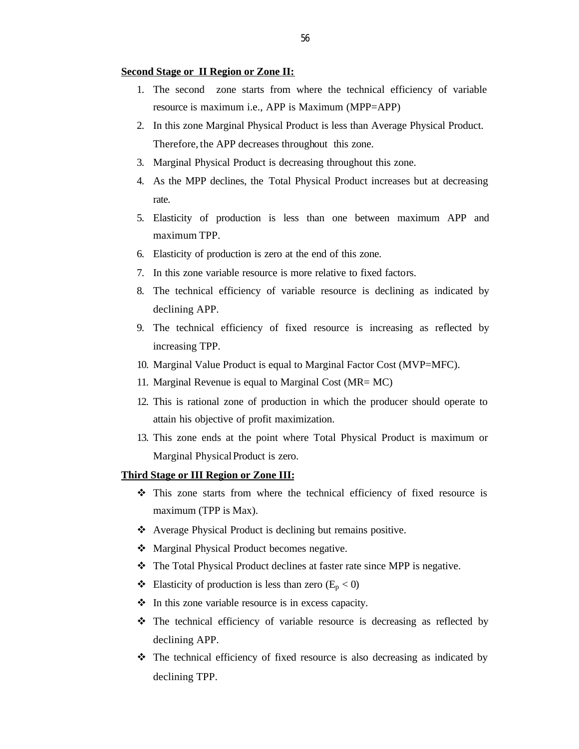**Second Stage or II Region or Zone II:**

1. The second zone starts from where the technical efficiency of variable resource is maximum i.e., APP is Maximum (MPP=APP)
2. In this zone Marginal Physical Product is less than Average Physical Product. Therefore, the APP decreases throughout this zone.
3. Marginal Physical Product is decreasing throughout this zone.
4. As the MPP declines, the Total Physical Product increases but at decreasing rate.
5. Elasticity of production is less than one between maximum APP and maximum TPP.
6. Elasticity of production is zero at the end of this zone.
7. In this zone variable resource is more relative to fixed factors.
8. The technical efficiency of variable resource is declining as indicated by declining APP.
9. The technical efficiency of fixed resource is increasing as reflected by increasing TPP.
10. Marginal Value Product is equal to Marginal Factor Cost (MVP=MFC).
11. Marginal Revenue is equal to Marginal Cost (MR= MC)
12. This is rational zone of production in which the producer should operate to attain his objective of profit maximization.
13. This zone ends at the point where Total Physical Product is maximum or Marginal Physical Product is zero.

**Third Stage or III Region or Zone III:**

- This zone starts from where the technical efficiency of fixed resource is maximum (TPP is Max).
- Average Physical Product is declining but remains positive.
- Marginal Physical Product becomes negative.
- The Total Physical Product declines at faster rate since MPP is negative.
- Elasticity of production is less than zero ($E_p < 0$)
- In this zone variable resource is in excess capacity.
- The technical efficiency of variable resource is decreasing as reflected by declining APP.
- The technical efficiency of fixed resource is also decreasing as indicated by declining TPP.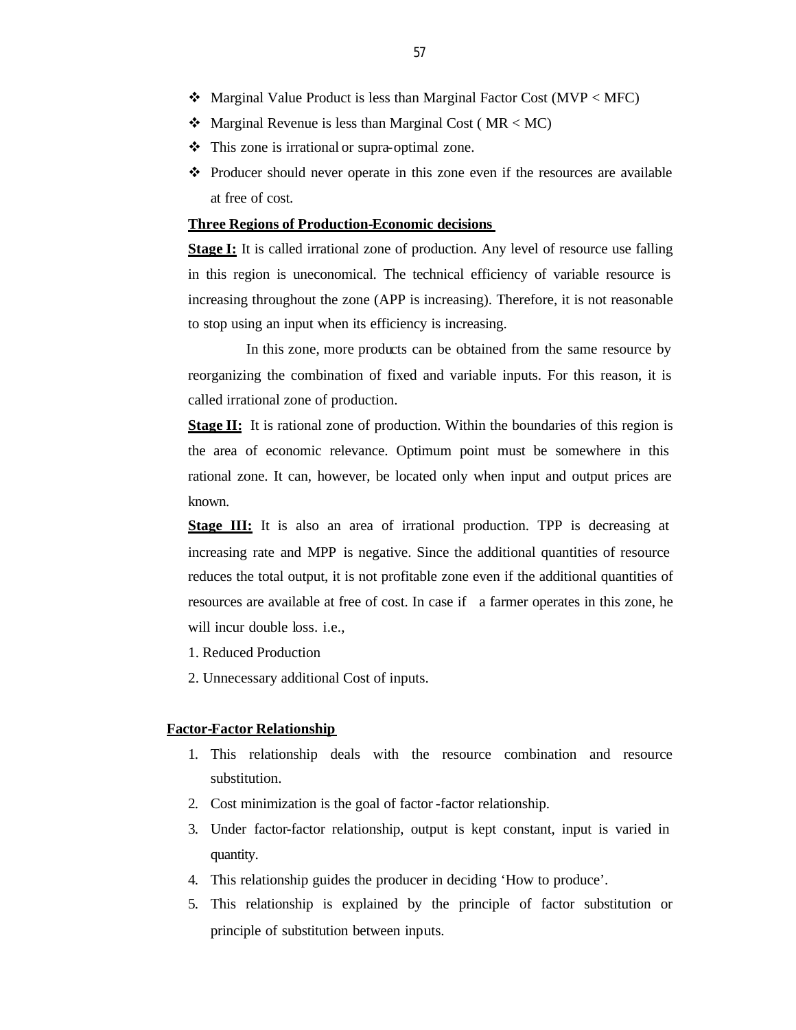- Marginal Value Product is less than Marginal Factor Cost (MVP < MFC)
- Marginal Revenue is less than Marginal Cost ( MR < MC)
- This zone is irrational or supra-optimal zone.
- Producer should never operate in this zone even if the resources are available at free of cost.

**Three Regions of Production-Economic decisions**

**Stage I:** It is called irrational zone of production. Any level of resource use falling in this region is uneconomical. The technical efficiency of variable resource is increasing throughout the zone (APP is increasing). Therefore, it is not reasonable to stop using an input when its efficiency is increasing.

In this zone, more products can be obtained from the same resource by reorganizing the combination of fixed and variable inputs. For this reason, it is called irrational zone of production.

**Stage II:** It is rational zone of production. Within the boundaries of this region is the area of economic relevance. Optimum point must be somewhere in this rational zone. It can, however, be located only when input and output prices are known.

**Stage III:** It is also an area of irrational production. TPP is decreasing at increasing rate and MPP is negative. Since the additional quantities of resource reduces the total output, it is not profitable zone even if the additional quantities of resources are available at free of cost. In case if a farmer operates in this zone, he will incur double loss. i.e.,

1. Reduced Production
2. Unnecessary additional Cost of inputs.

## Factor-Factor Relationship

1. This relationship deals with the resource combination and resource substitution.
2. Cost minimization is the goal of factor -factor relationship.
3. Under factor-factor relationship, output is kept constant, input is varied in quantity.
4. This relationship guides the producer in deciding 'How to produce'.
5. This relationship is explained by the principle of factor substitution or principle of substitution between inputs.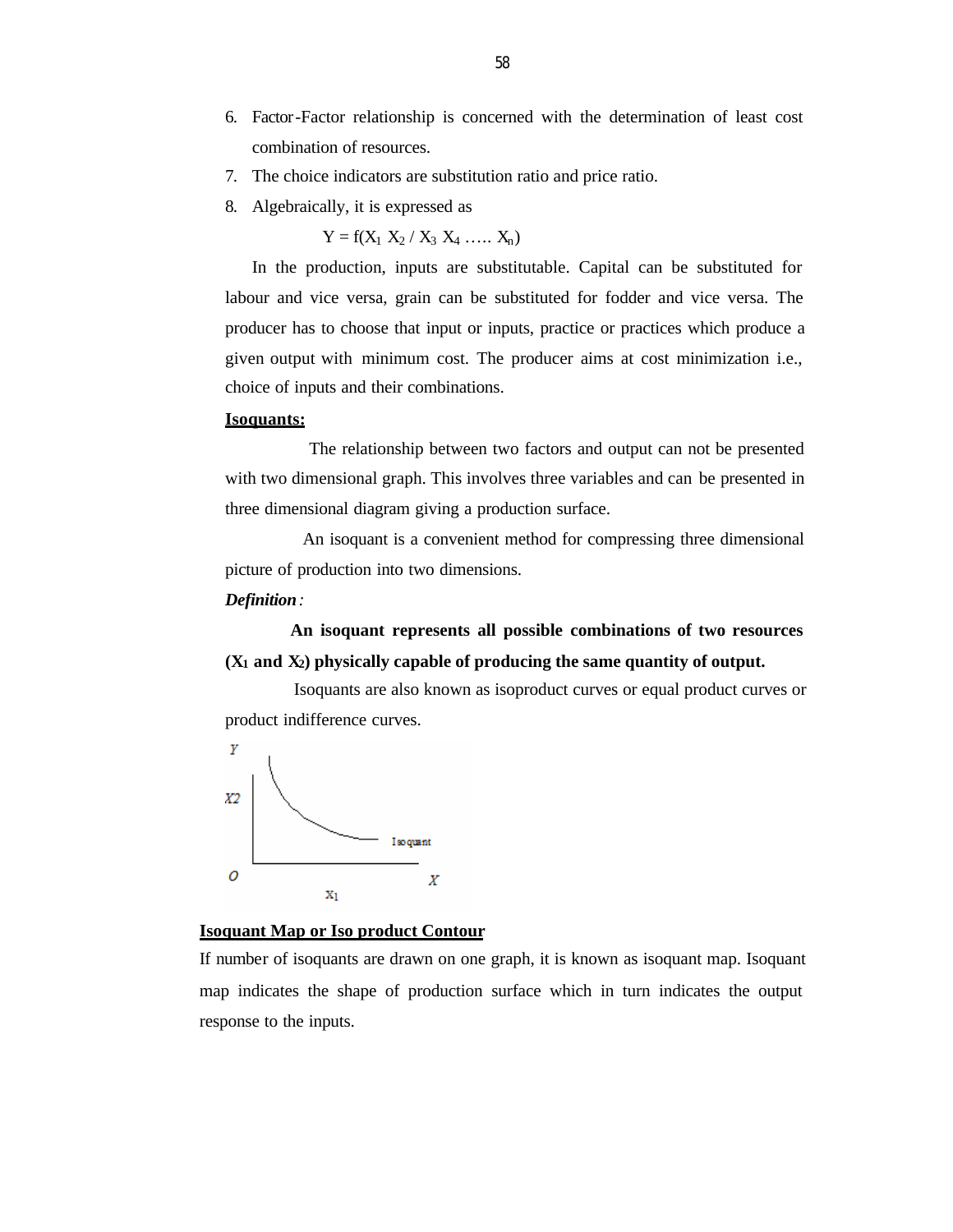6. Factor-Factor relationship is concerned with the determination of least cost combination of resources.
7. The choice indicators are substitution ratio and price ratio.
8. Algebraically, it is expressed as

$$Y = f(X_1 \; X_2 \,/\, X_3 \; X_4 \; ..... \; X_n)$$

In the production, inputs are substitutable. Capital can be substituted for labour and vice versa, grain can be substituted for fodder and vice versa. The producer has to choose that input or inputs, practice or practices which produce a given output with minimum cost. The producer aims at cost minimization i.e., choice of inputs and their combinations.

**Isoquants:**

The relationship between two factors and output can not be presented with two dimensional graph. This involves three variables and can be presented in three dimensional diagram giving a production surface.

An isoquant is a convenient method for compressing three dimensional picture of production into two dimensions.

***Definition*** *:*

**An isoquant represents all possible combinations of two resources ($X_1$ and $X_2$) physically capable of producing the same quantity of output.**

Isoquants are also known as isoproduct curves or equal product curves or product indifference curves.

**Isoquant Map or Iso product Contour**

If number of isoquants are drawn on one graph, it is known as isoquant map. Isoquant map indicates the shape of production surface which in turn indicates the output response to the inputs.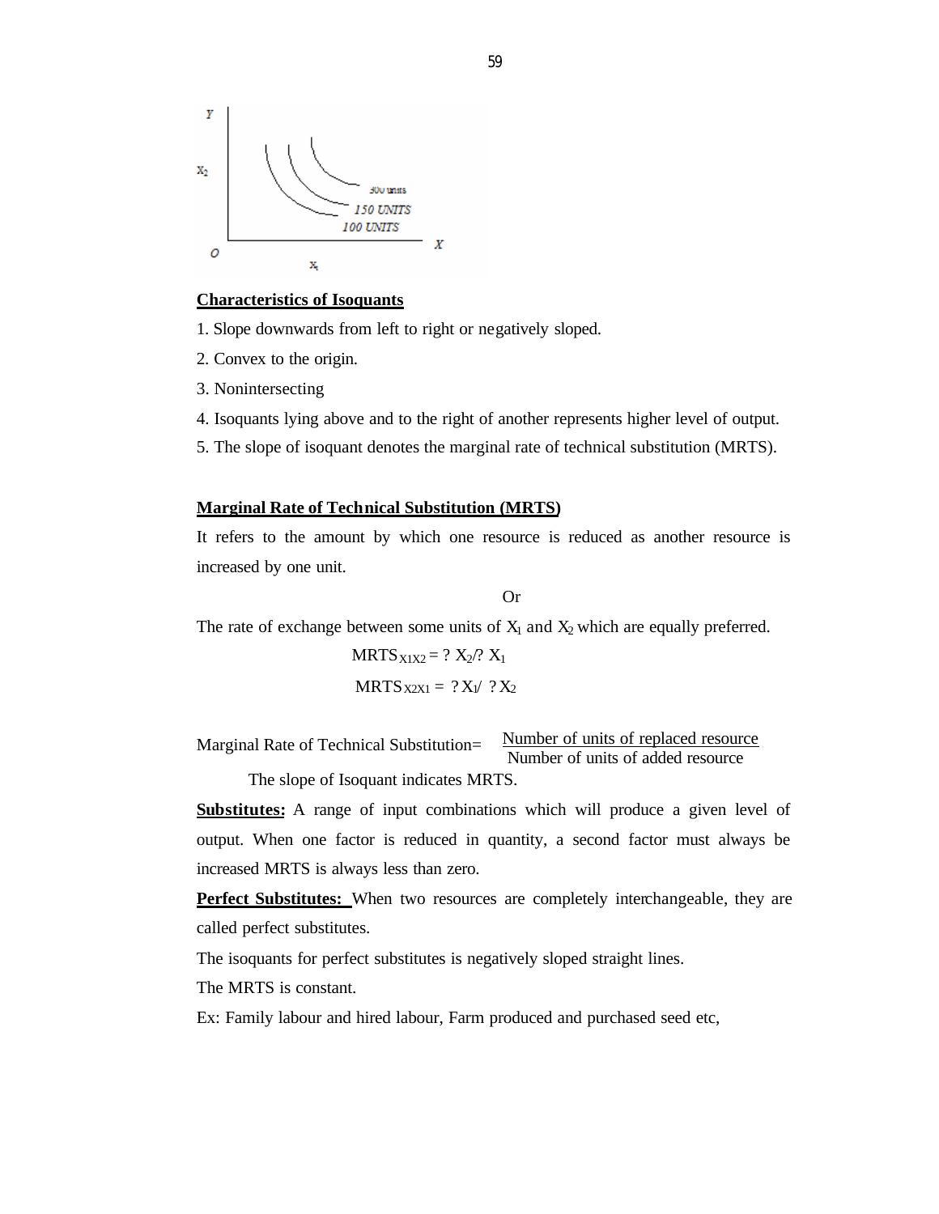## Characteristics of Isoquants

1. Slope downwards from left to right or negatively sloped.
2. Convex to the origin.
3. Nonintersecting
4. Isoquants lying above and to the right of another represents higher level of output.
5. The slope of isoquant denotes the marginal rate of technical substitution (MRTS).

## Marginal Rate of Technical Substitution (MRTS)

It refers to the amount by which one resource is reduced as another resource is increased by one unit.

Or

The rate of exchange between some units of $X_1$ and $X_2$ which are equally preferred.

$$MRTS_{X1X2} = ?\ X_2/?\ X_1$$

$$MRTS_{X2X1} = ?\ X_1/\ ?\ X_2$$

Marginal Rate of Technical Substitution= $\dfrac{\text{Number of units of replaced resource}}{\text{Number of units of added resource}}$

The slope of Isoquant indicates MRTS.

**Substitutes:** A range of input combinations which will produce a given level of output. When one factor is reduced in quantity, a second factor must always be increased MRTS is always less than zero.

**Perfect Substitutes:** When two resources are completely interchangeable, they are called perfect substitutes.

The isoquants for perfect substitutes is negatively sloped straight lines.

The MRTS is constant.

Ex: Family labour and hired labour, Farm produced and purchased seed etc,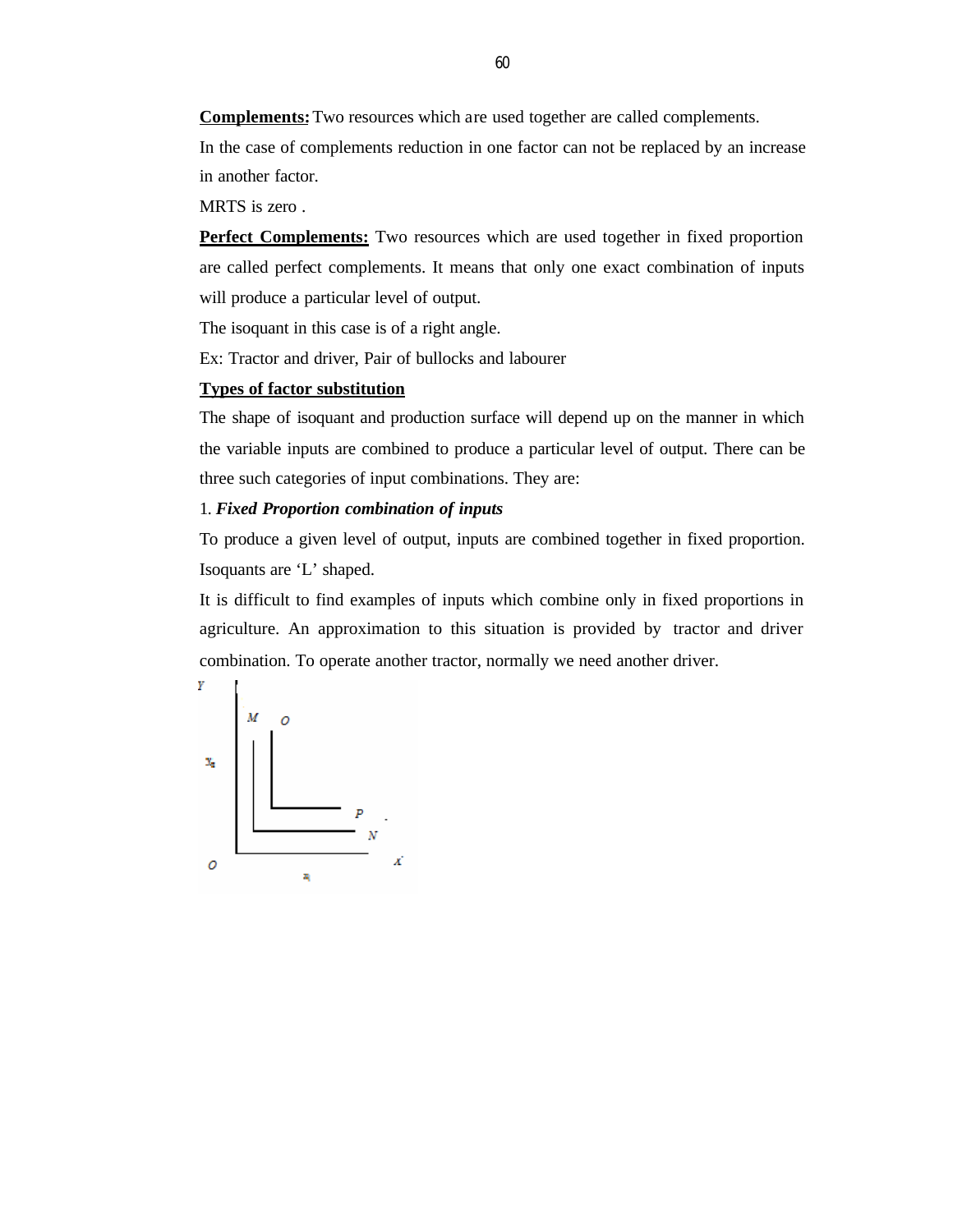**Complements:** Two resources which are used together are called complements.

In the case of complements reduction in one factor can not be replaced by an increase in another factor.

MRTS is zero .

**Perfect Complements:** Two resources which are used together in fixed proportion are called perfect complements. It means that only one exact combination of inputs will produce a particular level of output.

The isoquant in this case is of a right angle.

Ex: Tractor and driver, Pair of bullocks and labourer

**Types of factor substitution**

The shape of isoquant and production surface will depend up on the manner in which the variable inputs are combined to produce a particular level of output. There can be three such categories of input combinations. They are:

1. ***Fixed Proportion combination of inputs***

To produce a given level of output, inputs are combined together in fixed proportion. Isoquants are 'L' shaped.

It is difficult to find examples of inputs which combine only in fixed proportions in agriculture. An approximation to this situation is provided by tractor and driver combination. To operate another tractor, normally we need another driver.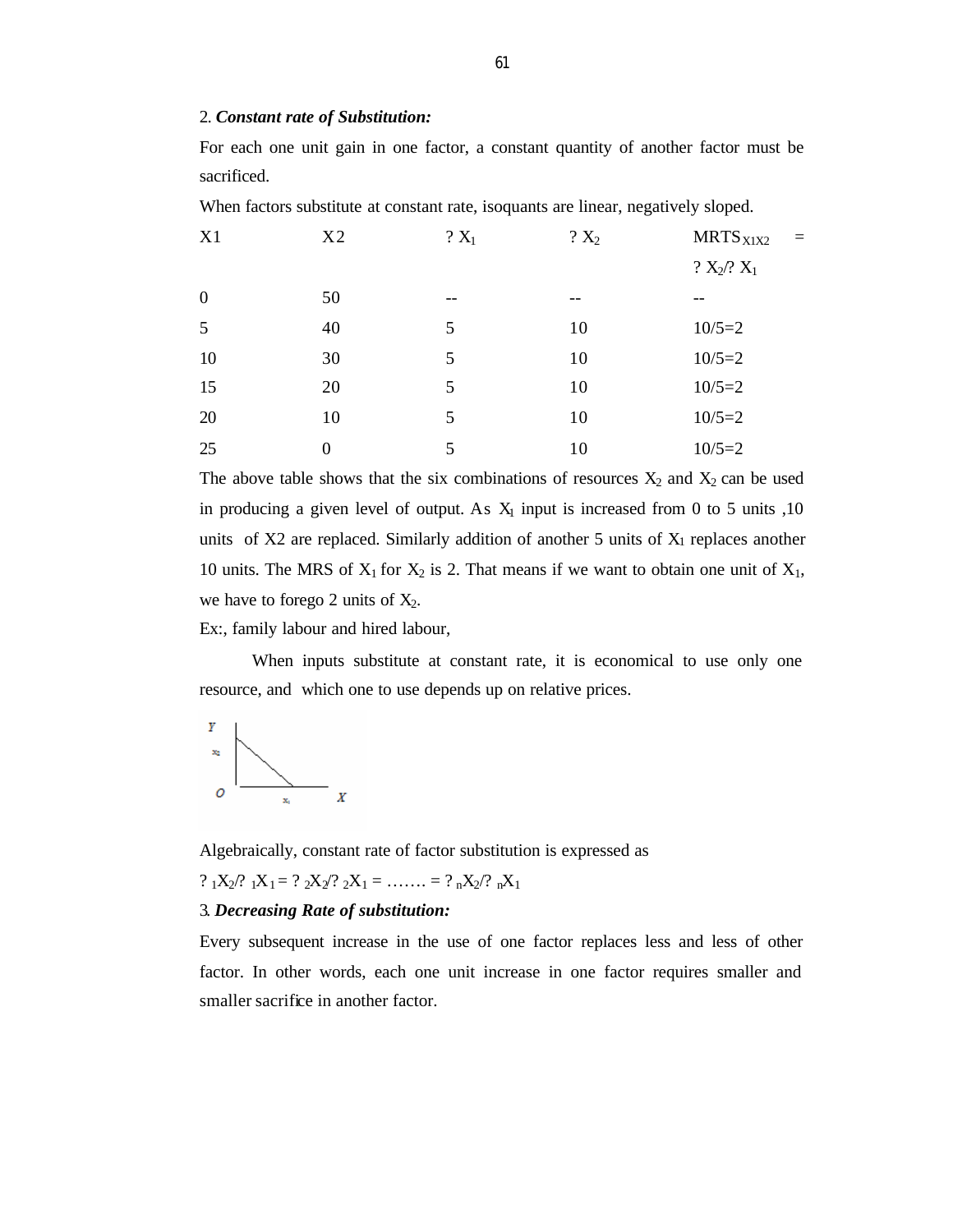2. ***Constant rate of Substitution:***

For each one unit gain in one factor, a constant quantity of another factor must be sacrificed.

When factors substitute at constant rate, isoquants are linear, negatively sloped.

| X1 | X2 | ? $X_1$ | ? $X_2$ | $MRTS_{X1X2}$ = ? $X_2$/? $X_1$ |
|---|---|---|---|---|
| 0 | 50 | -- | -- | -- |
| 5 | 40 | 5 | 10 | 10/5=2 |
| 10 | 30 | 5 | 10 | 10/5=2 |
| 15 | 20 | 5 | 10 | 10/5=2 |
| 20 | 10 | 5 | 10 | 10/5=2 |
| 25 | 0 | 5 | 10 | 10/5=2 |

The above table shows that the six combinations of resources $X_2$ and $X_2$ can be used in producing a given level of output. As $X_1$ input is increased from 0 to 5 units ,10 units of X2 are replaced. Similarly addition of another 5 units of $X_1$ replaces another 10 units. The MRS of $X_1$ for $X_2$ is 2. That means if we want to obtain one unit of $X_1$, we have to forego 2 units of $X_2$.

Ex:, family labour and hired labour,

When inputs substitute at constant rate, it is economical to use only one resource, and which one to use depends up on relative prices.

Algebraically, constant rate of factor substitution is expressed as

? $_1X_2$/? $_1X_1$ = ? $_2X_2$/? $_2X_1$ = ……. = ? $_nX_2$/? $_nX_1$

3. ***Decreasing Rate of substitution:***

Every subsequent increase in the use of one factor replaces less and less of other factor. In other words, each one unit increase in one factor requires smaller and smaller sacrifice in another factor.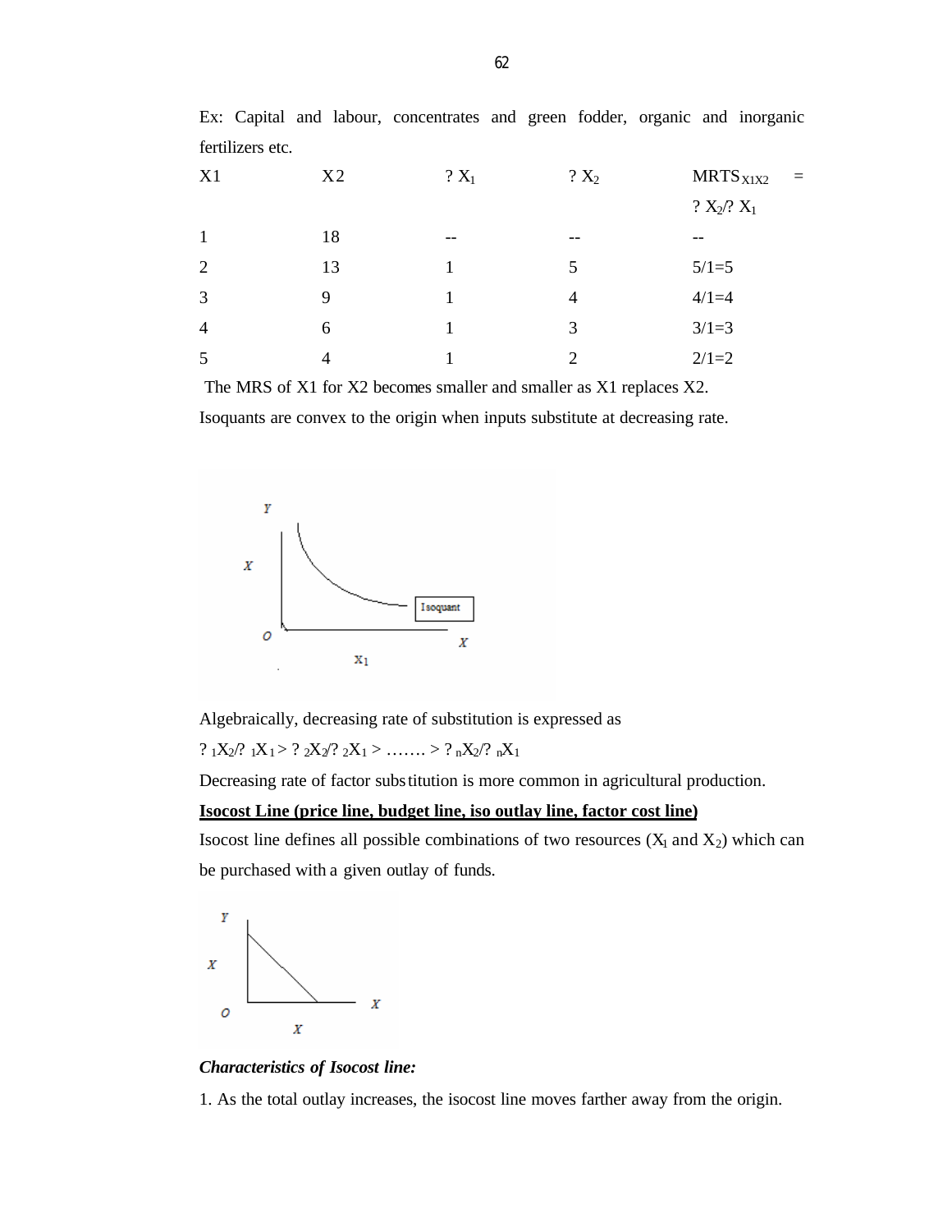Ex: Capital and labour, concentrates and green fodder, organic and inorganic fertilizers etc.

| X1 | X2 | ? $X_1$ | ? $X_2$ | $MRTS_{X1X2}$ = ? $X_2$/? $X_1$ |
|---|---|---|---|---|
| 1 | 18 | -- | -- | -- |
| 2 | 13 | 1 | 5 | 5/1=5 |
| 3 | 9 | 1 | 4 | 4/1=4 |
| 4 | 6 | 1 | 3 | 3/1=3 |
| 5 | 4 | 1 | 2 | 2/1=2 |

The MRS of X1 for X2 becomes smaller and smaller as X1 replaces X2.

Isoquants are convex to the origin when inputs substitute at decreasing rate.

Algebraically, decreasing rate of substitution is expressed as

? ${}_1X_2$/? ${}_1X_1$ > ? ${}_2X_2$/? ${}_2X_1$ > ……. > ? ${}_nX_2$/? ${}_nX_1$

Decreasing rate of factor substitution is more common in agricultural production.

**<u>Isocost Line (price line, budget line, iso outlay line, factor cost line)</u>**

Isocost line defines all possible combinations of two resources ($X_1$ and $X_2$) which can be purchased with a given outlay of funds.

***Characteristics of Isocost line:***

1. As the total outlay increases, the isocost line moves farther away from the origin.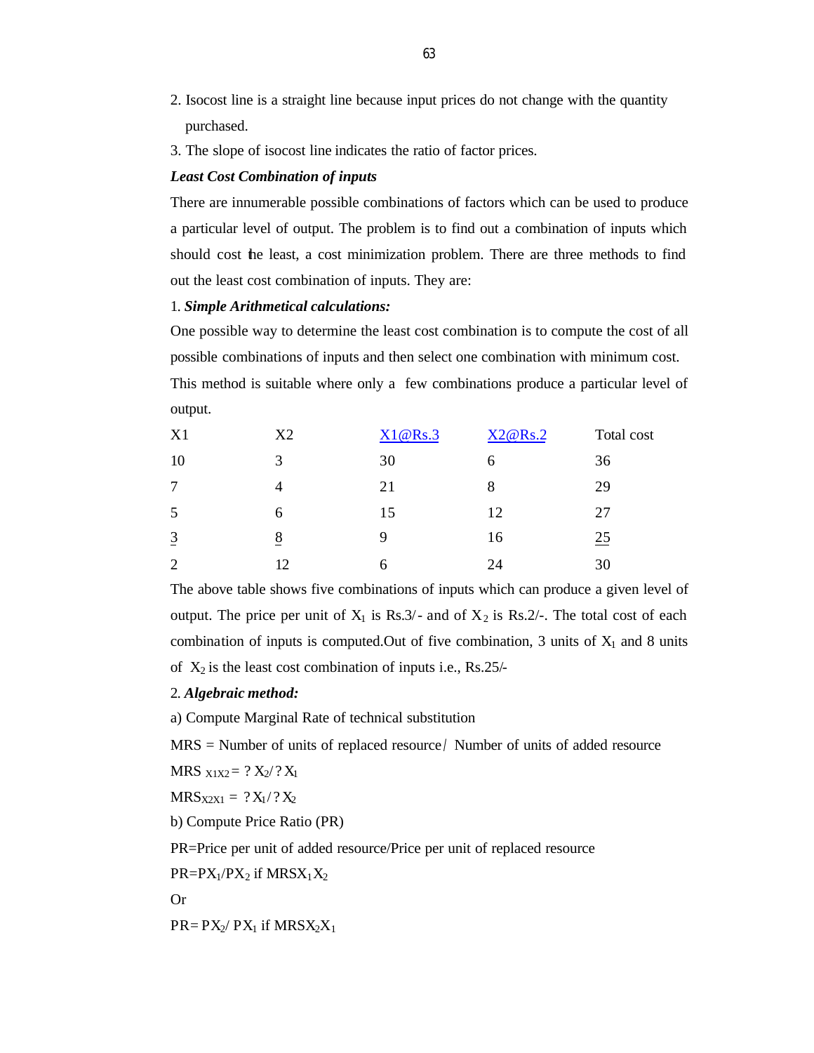2. Isocost line is a straight line because input prices do not change with the quantity purchased.
3. The slope of isocost line indicates the ratio of factor prices.

***Least Cost Combination of inputs***

There are innumerable possible combinations of factors which can be used to produce a particular level of output. The problem is to find out a combination of inputs which should cost the least, a cost minimization problem. There are three methods to find out the least cost combination of inputs. They are:

1. ***Simple Arithmetical calculations:***

One possible way to determine the least cost combination is to compute the cost of all possible combinations of inputs and then select one combination with minimum cost. This method is suitable where only a few combinations produce a particular level of output.

| X1 | X2 | X1@Rs.3 | X2@Rs.2 | Total cost |
|---|---|---|---|---|
| 10 | 3 | 30 | 6 | 36 |
| 7 | 4 | 21 | 8 | 29 |
| 5 | 6 | 15 | 12 | 27 |
| 3 | 8 | 9 | 16 | 25 |
| 2 | 12 | 6 | 24 | 30 |

The above table shows five combinations of inputs which can produce a given level of output. The price per unit of $X_1$ is Rs.3/- and of $X_2$ is Rs.2/-. The total cost of each combination of inputs is computed.Out of five combination, 3 units of $X_1$ and 8 units of $X_2$ is the least cost combination of inputs i.e., Rs.25/-

2. ***Algebraic method:***

a) Compute Marginal Rate of technical substitution

MRS = Number of units of replaced resource / Number of units of added resource

$MRS_{X1X2} = \Delta X_2 / \Delta X_1$

$MRS_{X2X1} = \Delta X_1 / \Delta X_2$

b) Compute Price Ratio (PR)

PR=Price per unit of added resource/Price per unit of replaced resource

$PR = PX_1/PX_2$ if $MRSX_1X_2$

Or

$PR = PX_2/PX_1$ if $MRSX_2X_1$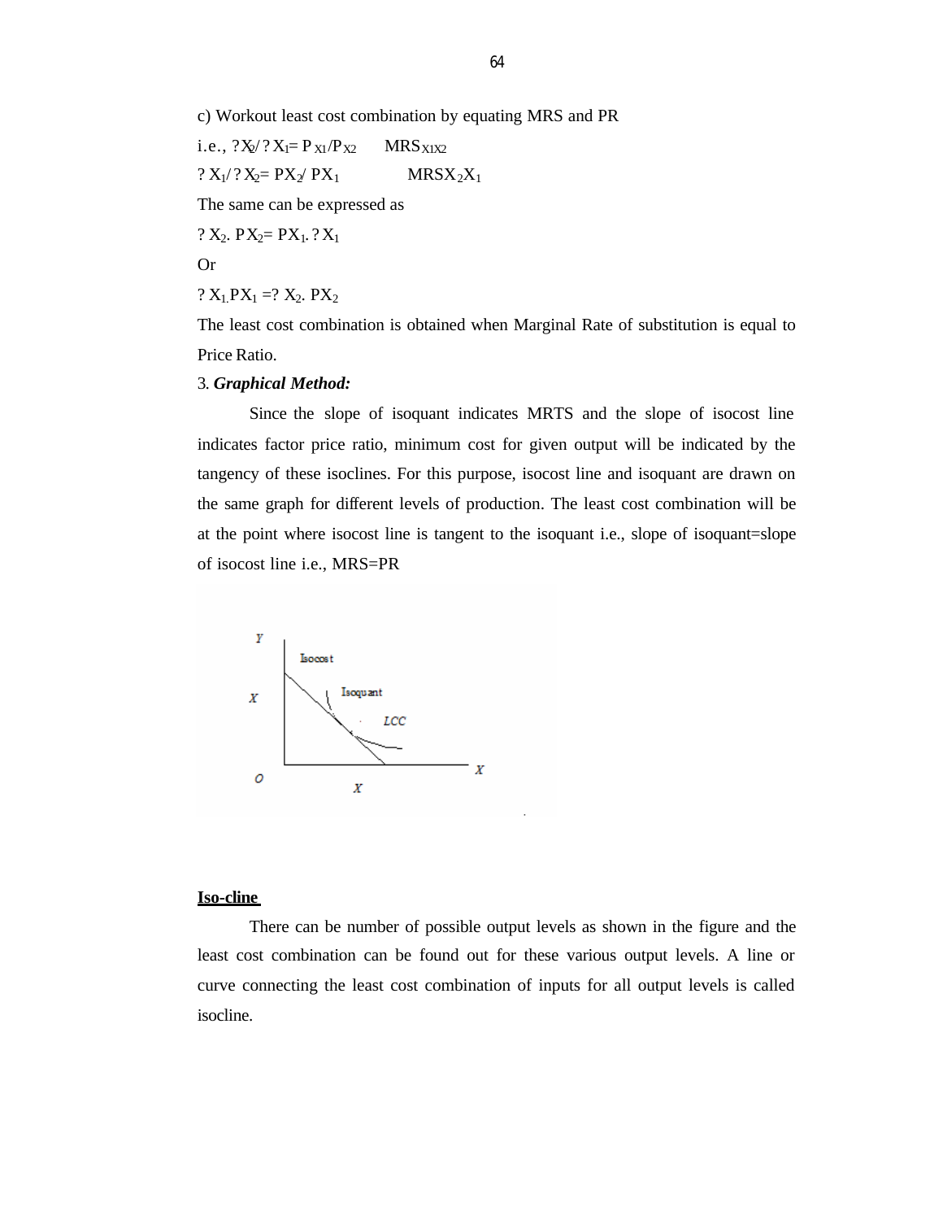c) Workout least cost combination by equating MRS and PR

i.e., $?X_2/?X_1 = P_{X1}/P_{X2}$ $\quad$ $MRS_{X1X2}$

$?X_1/?X_2 = PX_2/PX_1$ $\quad$ $MRSX_2X_1$

The same can be expressed as

$?X_2.PX_2 = PX_1.?X_1$

Or

$?X_1.PX_1 = ?X_2.PX_2$

The least cost combination is obtained when Marginal Rate of substitution is equal to Price Ratio.

3. ***Graphical Method:***

Since the slope of isoquant indicates MRTS and the slope of isocost line indicates factor price ratio, minimum cost for given output will be indicated by the tangency of these isoclines. For this purpose, isocost line and isoquant are drawn on the same graph for different levels of production. The least cost combination will be at the point where isocost line is tangent to the isoquant i.e., slope of isoquant=slope of isocost line i.e., MRS=PR

**Iso-cline**

There can be number of possible output levels as shown in the figure and the least cost combination can be found out for these various output levels. A line or curve connecting the least cost combination of inputs for all output levels is called isocline.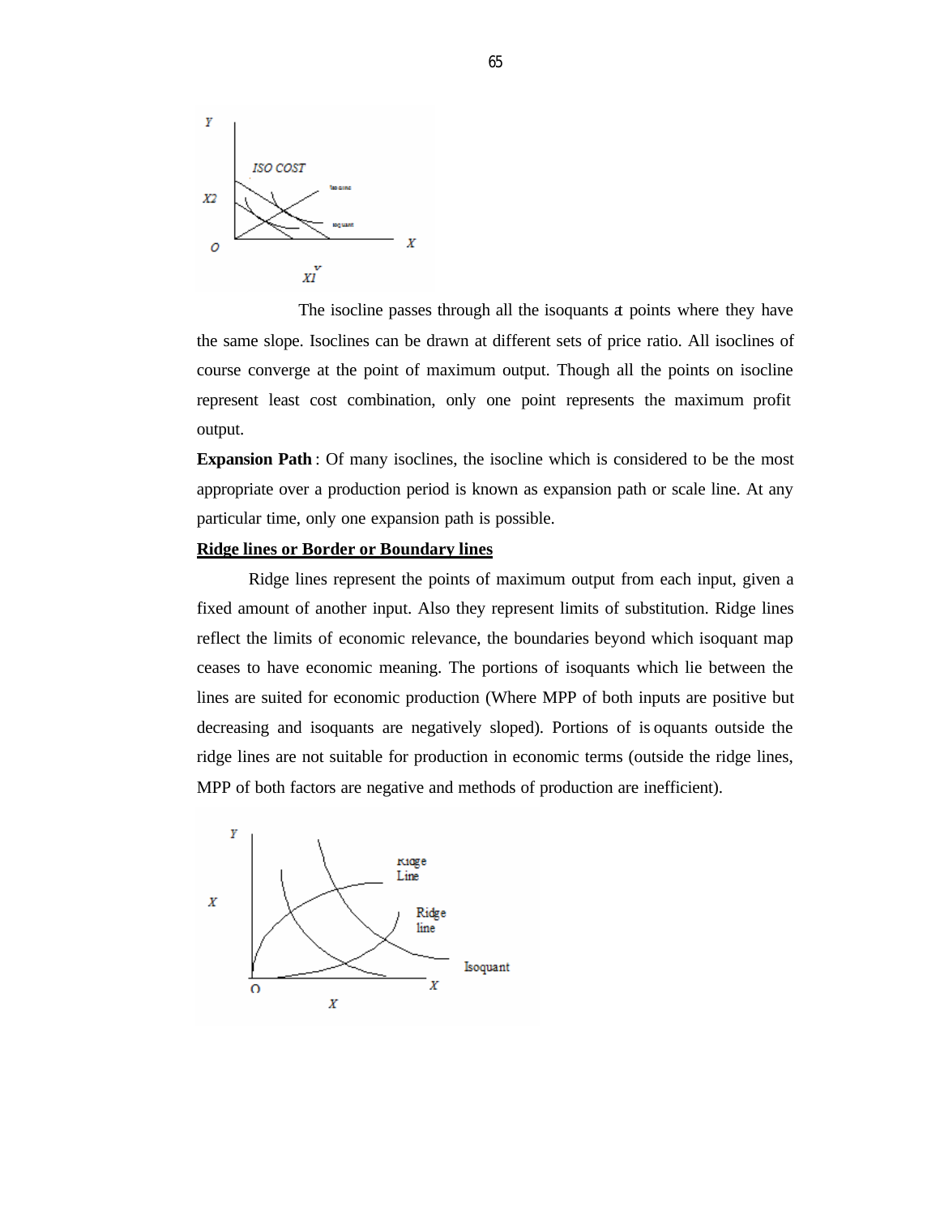The isocline passes through all the isoquants at points where they have the same slope. Isoclines can be drawn at different sets of price ratio. All isoclines of course converge at the point of maximum output. Though all the points on isocline represent least cost combination, only one point represents the maximum profit output.

**Expansion Path** : Of many isoclines, the isocline which is considered to be the most appropriate over a production period is known as expansion path or scale line. At any particular time, only one expansion path is possible.

**<u>Ridge lines or Border or Boundary lines</u>**

Ridge lines represent the points of maximum output from each input, given a fixed amount of another input. Also they represent limits of substitution. Ridge lines reflect the limits of economic relevance, the boundaries beyond which isoquant map ceases to have economic meaning. The portions of isoquants which lie between the lines are suited for economic production (Where MPP of both inputs are positive but decreasing and isoquants are negatively sloped). Portions of isoquants outside the ridge lines are not suitable for production in economic terms (outside the ridge lines, MPP of both factors are negative and methods of production are inefficient).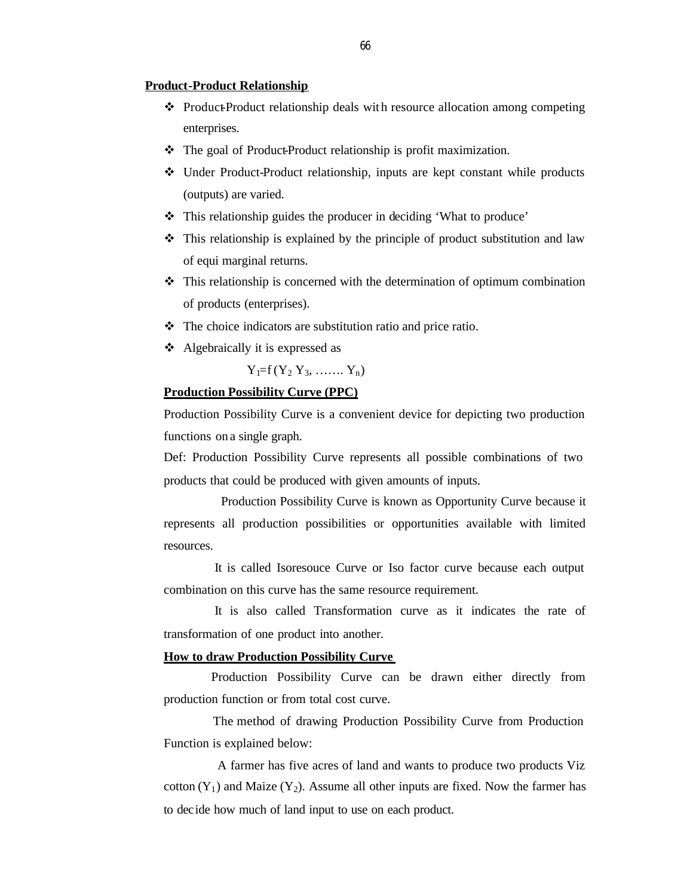**Product-Product Relationship**

- Product-Product relationship deals with resource allocation among competing enterprises.
- The goal of Product-Product relationship is profit maximization.
- Under Product-Product relationship, inputs are kept constant while products (outputs) are varied.
- This relationship guides the producer in deciding 'What to produce'
- This relationship is explained by the principle of product substitution and law of equi marginal returns.
- This relationship is concerned with the determination of optimum combination of products (enterprises).
- The choice indicators are substitution ratio and price ratio.
- Algebraically it is expressed as

$$Y_1 = f(Y_2\ Y_3, \ldots\ldots\ Y_n)$$

**Production Possibility Curve (PPC)**

Production Possibility Curve is a convenient device for depicting two production functions on a single graph.

Def: Production Possibility Curve represents all possible combinations of two products that could be produced with given amounts of inputs.

Production Possibility Curve is known as Opportunity Curve because it represents all production possibilities or opportunities available with limited resources.

It is called Isoresouce Curve or Iso factor curve because each output combination on this curve has the same resource requirement.

It is also called Transformation curve as it indicates the rate of transformation of one product into another.

**How to draw Production Possibility Curve**

Production Possibility Curve can be drawn either directly from production function or from total cost curve.

The method of drawing Production Possibility Curve from Production Function is explained below:

A farmer has five acres of land and wants to produce two products Viz cotton ($Y_1$) and Maize ($Y_2$). Assume all other inputs are fixed. Now the farmer has to decide how much of land input to use on each product.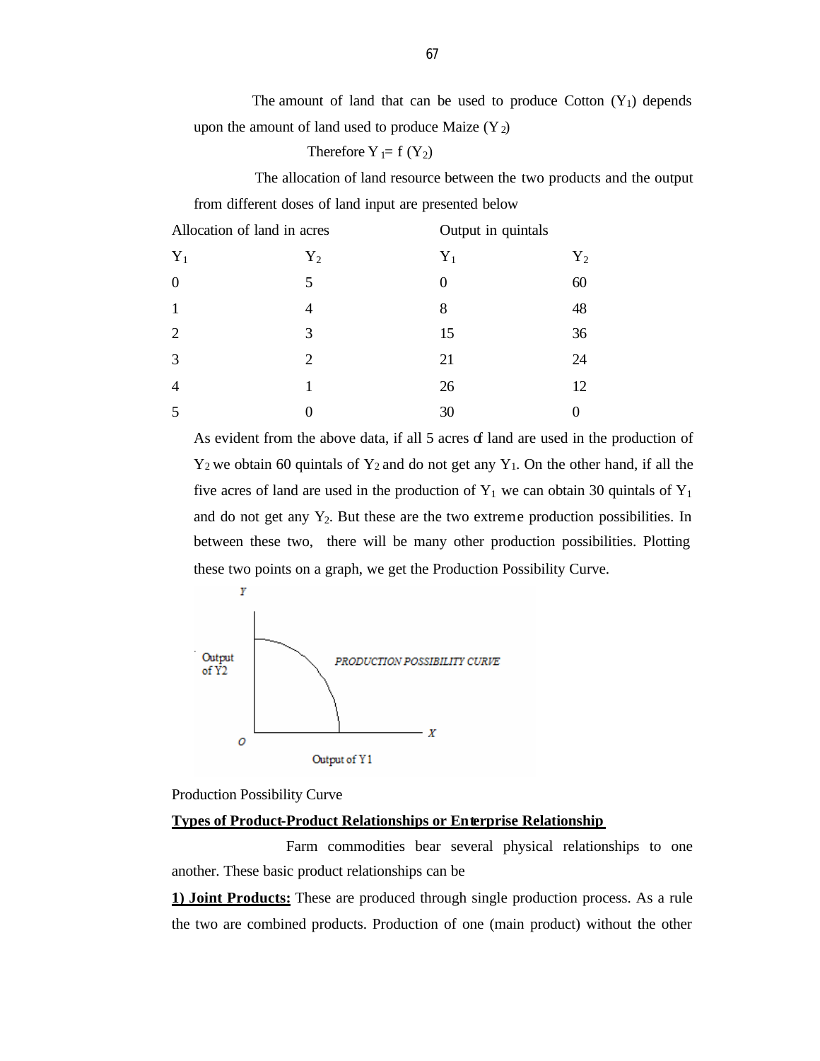The amount of land that can be used to produce Cotton ($Y_1$) depends upon the amount of land used to produce Maize ($Y_2$)

Therefore $Y_1 = f(Y_2)$

The allocation of land resource between the two products and the output from different doses of land input are presented below

| Allocation of land in acres | | Output in quintals | |
|---|---|---|---|
| $Y_1$ | $Y_2$ | $Y_1$ | $Y_2$ |
| 0 | 5 | 0 | 60 |
| 1 | 4 | 8 | 48 |
| 2 | 3 | 15 | 36 |
| 3 | 2 | 21 | 24 |
| 4 | 1 | 26 | 12 |
| 5 | 0 | 30 | 0 |

As evident from the above data, if all 5 acres of land are used in the production of $Y_2$ we obtain 60 quintals of $Y_2$ and do not get any $Y_1$. On the other hand, if all the five acres of land are used in the production of $Y_1$ we can obtain 30 quintals of $Y_1$ and do not get any $Y_2$. But these are the two extreme production possibilities. In between these two, there will be many other production possibilities. Plotting these two points on a graph, we get the Production Possibility Curve.

Production Possibility Curve

**Types of Product-Product Relationships or Enterprise Relationship**

Farm commodities bear several physical relationships to one another. These basic product relationships can be

**1) Joint Products:** These are produced through single production process. As a rule the two are combined products. Production of one (main product) without the other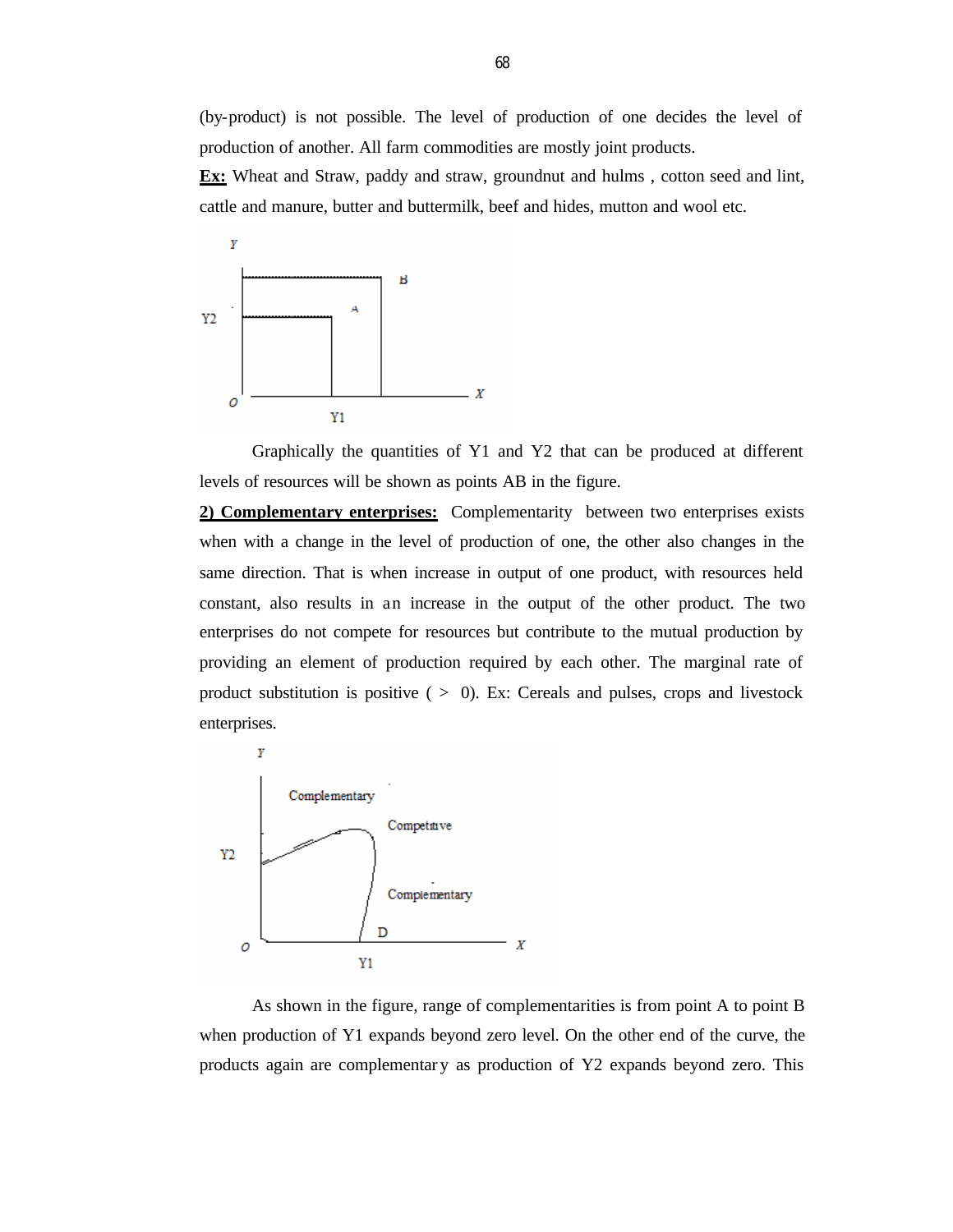(by-product) is not possible. The level of production of one decides the level of production of another. All farm commodities are mostly joint products.

**Ex:** Wheat and Straw, paddy and straw, groundnut and hulms , cotton seed and lint, cattle and manure, butter and buttermilk, beef and hides, mutton and wool etc.

Graphically the quantities of Y1 and Y2 that can be produced at different levels of resources will be shown as points AB in the figure.

**2) Complementary enterprises:** Complementarity between two enterprises exists when with a change in the level of production of one, the other also changes in the same direction. That is when increase in output of one product, with resources held constant, also results in an increase in the output of the other product. The two enterprises do not compete for resources but contribute to the mutual production by providing an element of production required by each other. The marginal rate of product substitution is positive ( > 0). Ex: Cereals and pulses, crops and livestock enterprises.

As shown in the figure, range of complementarities is from point A to point B when production of Y1 expands beyond zero level. On the other end of the curve, the products again are complementary as production of Y2 expands beyond zero. This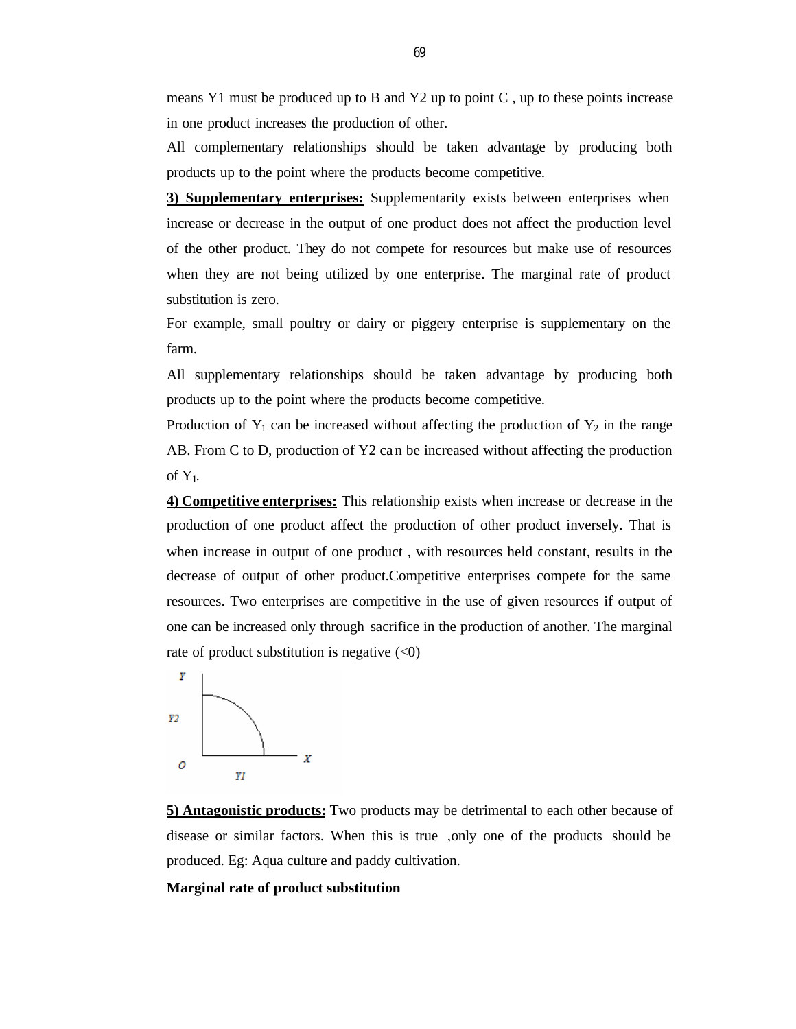means Y1 must be produced up to B and Y2 up to point C , up to these points increase in one product increases the production of other.

All complementary relationships should be taken advantage by producing both products up to the point where the products become competitive.

**3) Supplementary enterprises:** Supplementarity exists between enterprises when increase or decrease in the output of one product does not affect the production level of the other product. They do not compete for resources but make use of resources when they are not being utilized by one enterprise. The marginal rate of product substitution is zero.

For example, small poultry or dairy or piggery enterprise is supplementary on the farm.

All supplementary relationships should be taken advantage by producing both products up to the point where the products become competitive.

Production of $Y_1$ can be increased without affecting the production of $Y_2$ in the range AB. From C to D, production of Y2 can be increased without affecting the production of $Y_1$.

**4) Competitive enterprises:** This relationship exists when increase or decrease in the production of one product affect the production of other product inversely. That is when increase in output of one product , with resources held constant, results in the decrease of output of other product.Competitive enterprises compete for the same resources. Two enterprises are competitive in the use of given resources if output of one can be increased only through sacrifice in the production of another. The marginal rate of product substitution is negative (<0)

**5) Antagonistic products:** Two products may be detrimental to each other because of disease or similar factors. When this is true ,only one of the products should be produced. Eg: Aqua culture and paddy cultivation.

**Marginal rate of product substitution**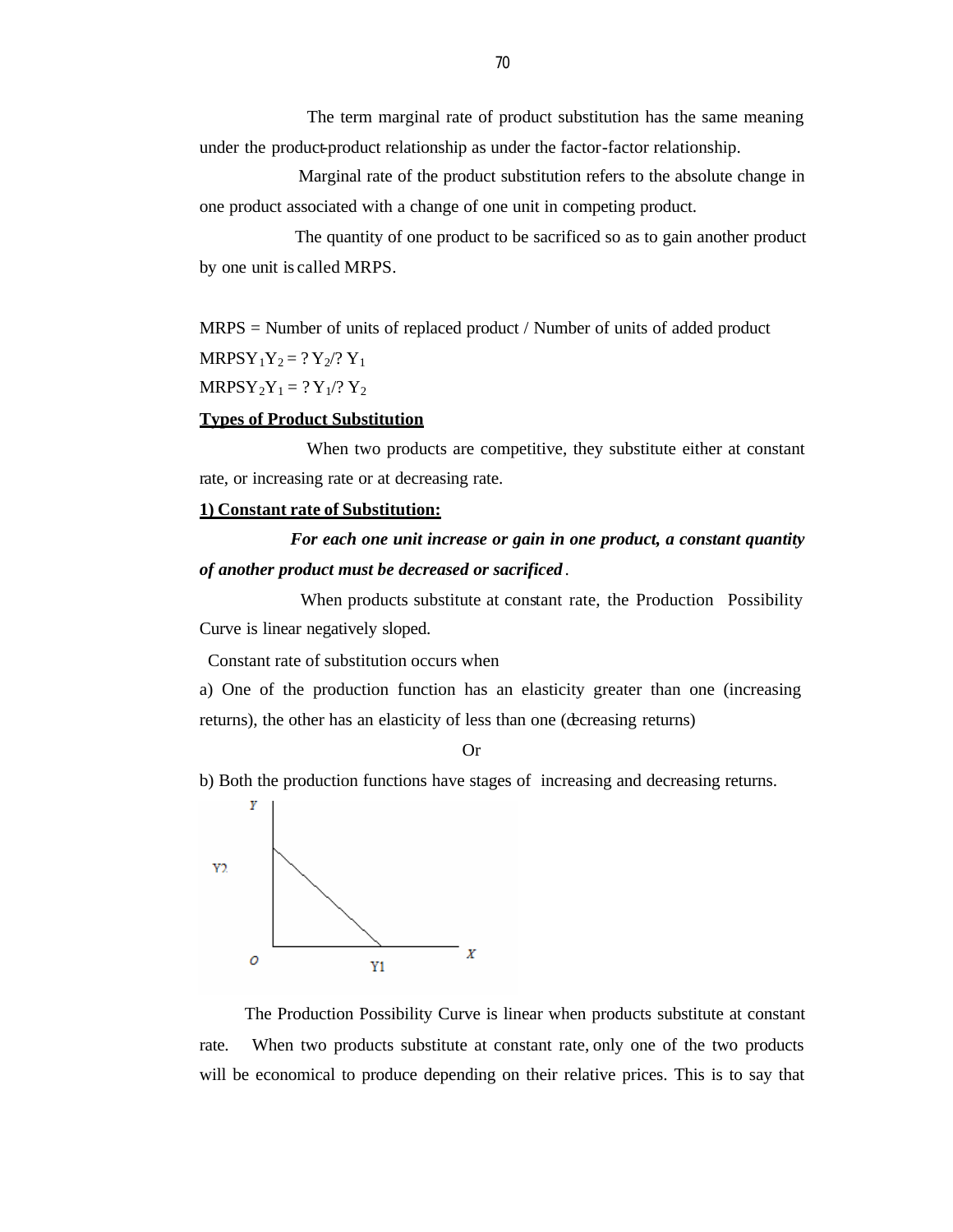The term marginal rate of product substitution has the same meaning under the product-product relationship as under the factor-factor relationship.

Marginal rate of the product substitution refers to the absolute change in one product associated with a change of one unit in competing product.

The quantity of one product to be sacrificed so as to gain another product by one unit is called MRPS.

MRPS = Number of units of replaced product / Number of units of added product

$MRPSY_1Y_2 = ?\,Y_2/?\,Y_1$

$MRPSY_2Y_1 = ?\,Y_1/?\,Y_2$

**Types of Product Substitution**

When two products are competitive, they substitute either at constant rate, or increasing rate or at decreasing rate.

**1) Constant rate of Substitution:**

***For each one unit increase or gain in one product, a constant quantity of another product must be decreased or sacrificed*.**

When products substitute at constant rate, the Production Possibility Curve is linear negatively sloped.

Constant rate of substitution occurs when

a) One of the production function has an elasticity greater than one (increasing returns), the other has an elasticity of less than one (decreasing returns)

Or

b) Both the production functions have stages of increasing and decreasing returns.

The Production Possibility Curve is linear when products substitute at constant rate. When two products substitute at constant rate, only one of the two products will be economical to produce depending on their relative prices. This is to say that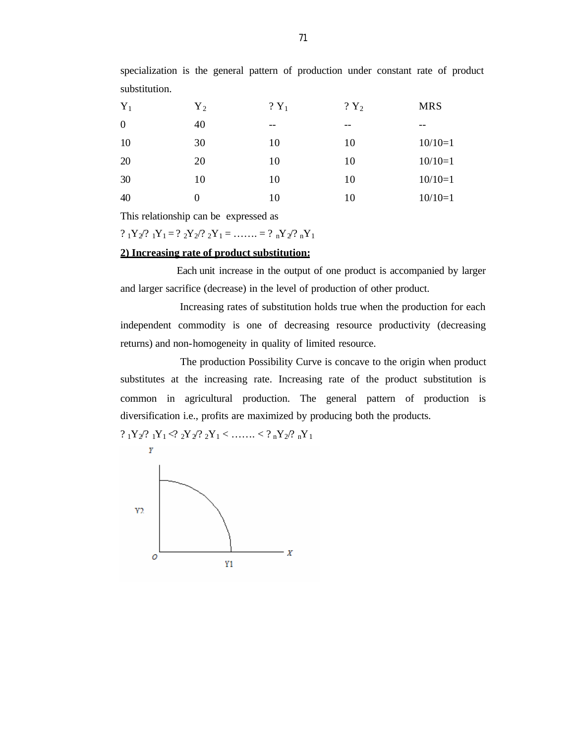specialization is the general pattern of production under constant rate of product substitution.

| $Y_1$ | $Y_2$ | $\Delta Y_1$ | $\Delta Y_2$ | MRS |
|---|---|---|---|---|
| 0 | 40 | -- | -- | -- |
| 10 | 30 | 10 | 10 | 10/10=1 |
| 20 | 20 | 10 | 10 | 10/10=1 |
| 30 | 10 | 10 | 10 | 10/10=1 |
| 40 | 0 | 10 | 10 | 10/10=1 |

This relationship can be expressed as

$$\Delta_1 Y_2 / \Delta_1 Y_1 = \Delta_2 Y_2 / \Delta_2 Y_1 = \ldots\ldots = \Delta_n Y_2 / \Delta_n Y_1$$

**2) Increasing rate of product substitution:**

Each unit increase in the output of one product is accompanied by larger and larger sacrifice (decrease) in the level of production of other product.

Increasing rates of substitution holds true when the production for each independent commodity is one of decreasing resource productivity (decreasing returns) and non-homogeneity in quality of limited resource.

The production Possibility Curve is concave to the origin when product substitutes at the increasing rate. Increasing rate of the product substitution is common in agricultural production. The general pattern of production is diversification i.e., profits are maximized by producing both the products.

$$\Delta_1 Y_2 / \Delta_1 Y_1 < \Delta_2 Y_2 / \Delta_2 Y_1 < \ldots\ldots < \Delta_n Y_2 / \Delta_n Y_1$$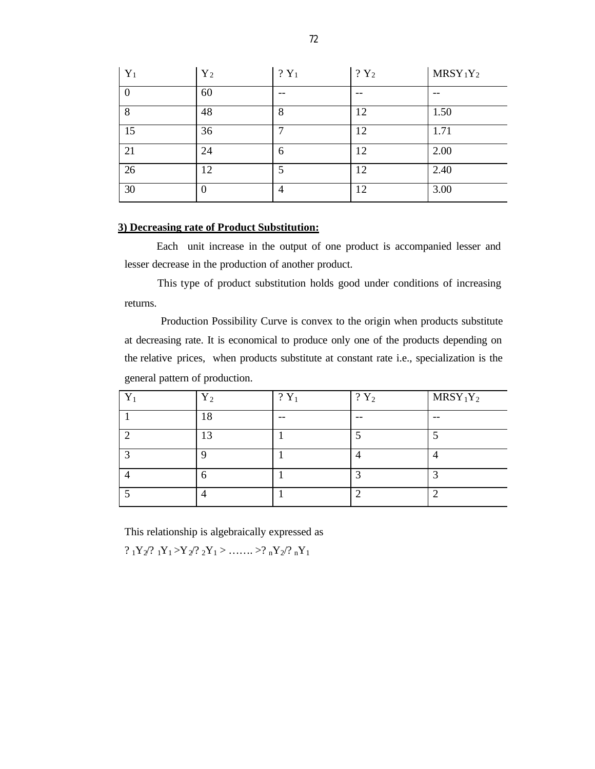| $Y_1$ | $Y_2$ | ? $Y_1$ | ? $Y_2$ | $MRSY_1Y_2$ |
|---|---|---|---|---|
| 0 | 60 | -- | -- | -- |
| 8 | 48 | 8 | 12 | 1.50 |
| 15 | 36 | 7 | 12 | 1.71 |
| 21 | 24 | 6 | 12 | 2.00 |
| 26 | 12 | 5 | 12 | 2.40 |
| 30 | 0 | 4 | 12 | 3.00 |

**3) Decreasing rate of Product Substitution:**

Each unit increase in the output of one product is accompanied lesser and lesser decrease in the production of another product.

This type of product substitution holds good under conditions of increasing returns.

Production Possibility Curve is convex to the origin when products substitute at decreasing rate. It is economical to produce only one of the products depending on the relative prices, when products substitute at constant rate i.e., specialization is the general pattern of production.

| $Y_1$ | $Y_2$ | ? $Y_1$ | ? $Y_2$ | $MRSY_1Y_2$ |
|---|---|---|---|---|
| 1 | 18 | -- | -- | -- |
| 2 | 13 | 1 | 5 | 5 |
| 3 | 9 | 1 | 4 | 4 |
| 4 | 6 | 1 | 3 | 3 |
| 5 | 4 | 1 | 2 | 2 |

This relationship is algebraically expressed as

$? _1Y_2/? _1Y_1 > Y_2/? _2Y_1 > \ldots\ldots. > ? _nY_2/? _nY_1$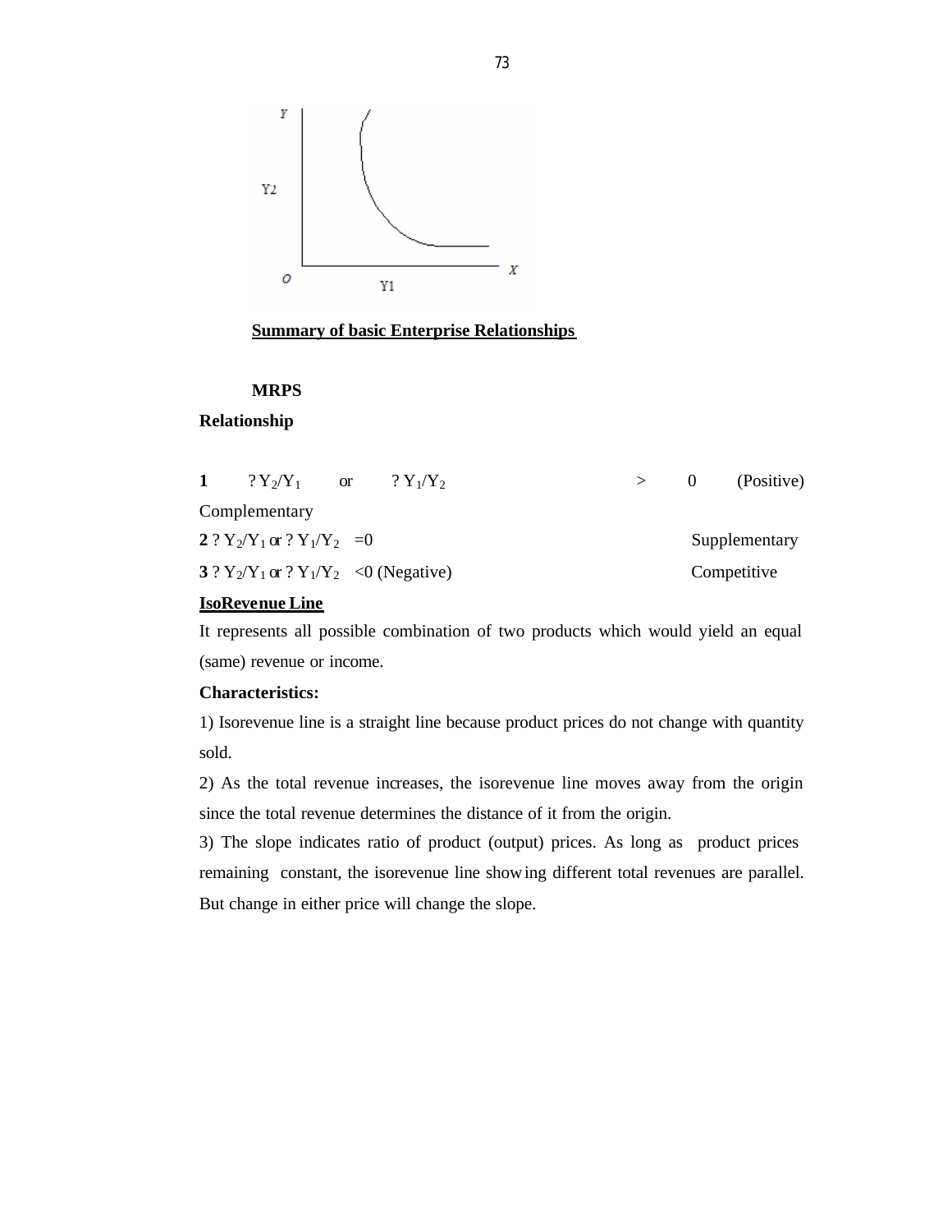## Summary of basic Enterprise Relationships

| Relationship | MRPS | |
|---|---|---|
| 1 Complementary | $? Y_2/Y_1$ or $? Y_1/Y_2$ | $> 0$ (Positive) |
| 2 Supplementary | $? Y_2/Y_1$ or $? Y_1/Y_2$ | $=0$ |
| 3 Competitive | $? Y_2/Y_1$ or $? Y_1/Y_2$ | $<0$ (Negative) |

## IsoRevenue Line

It represents all possible combination of two products which would yield an equal (same) revenue or income.

**Characteristics:**

1) Isorevenue line is a straight line because product prices do not change with quantity sold.

2) As the total revenue increases, the isorevenue line moves away from the origin since the total revenue determines the distance of it from the origin.

3) The slope indicates ratio of product (output) prices. As long as product prices remaining constant, the isorevenue line showing different total revenues are parallel. But change in either price will change the slope.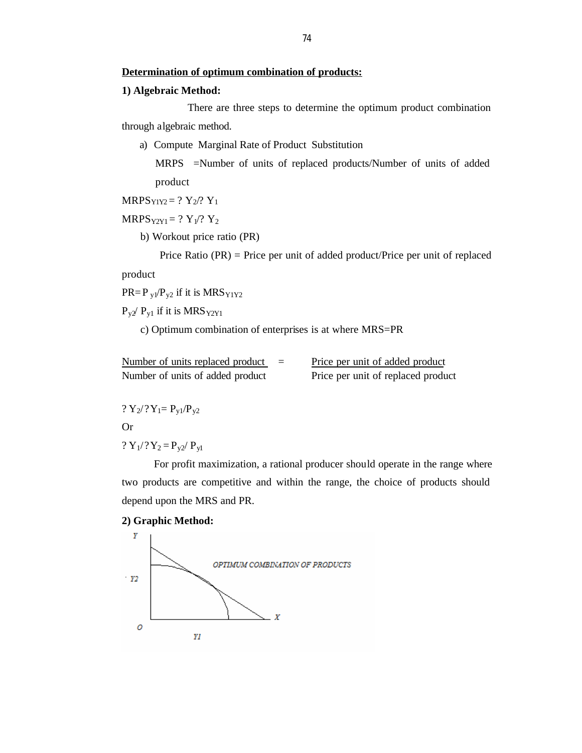**Determination of optimum combination of products:**

**1) Algebraic Method:**

There are three steps to determine the optimum product combination through algebraic method.

a) Compute Marginal Rate of Product Substitution

MRPS =Number of units of replaced products/Number of units of added product

$MRPS_{Y1Y2} = ?\, Y_2/?\, Y_1$

$MRPS_{Y2Y1} = ?\, Y_1/?\, Y_2$

b) Workout price ratio (PR)

Price Ratio (PR) = Price per unit of added product/Price per unit of replaced product

$PR = P_{y1}/P_{y2}$ if it is $MRS_{Y1Y2}$

$P_{y2}/ P_{y1}$ if it is $MRS_{Y2Y1}$

c) Optimum combination of enterprises is at where MRS=PR

$$\frac{\text{Number of units replaced product}}{\text{Number of units of added product}} = \frac{\text{Price per unit of added product}}{\text{Price per unit of replaced product}}$$

$?\, Y_2/?\, Y_1 = P_{y1}/P_{y2}$

Or

$?\, Y_1/?\, Y_2 = P_{y2}/ P_{y1}$

For profit maximization, a rational producer should operate in the range where two products are competitive and within the range, the choice of products should depend upon the MRS and PR.

**2) Graphic Method:**

OPTIMUM COMBINATION OF PRODUCTS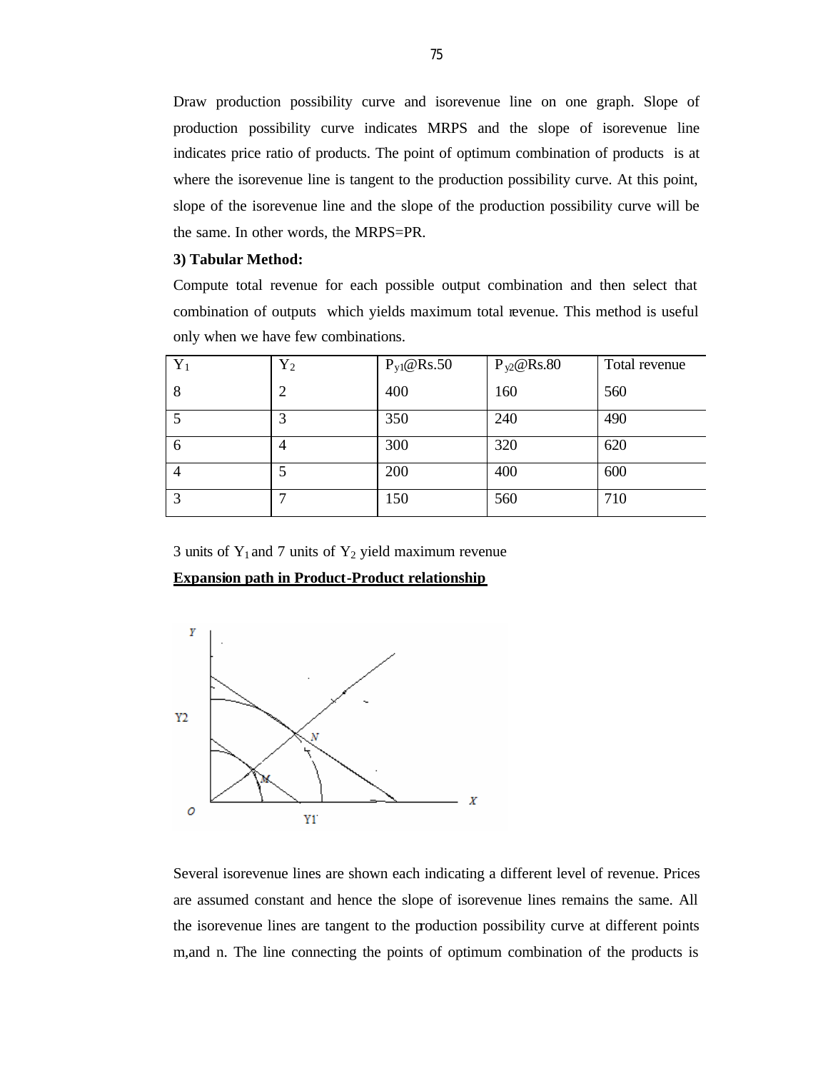Draw production possibility curve and isorevenue line on one graph. Slope of production possibility curve indicates MRPS and the slope of isorevenue line indicates price ratio of products. The point of optimum combination of products is at where the isorevenue line is tangent to the production possibility curve. At this point, slope of the isorevenue line and the slope of the production possibility curve will be the same. In other words, the MRPS=PR.

**3) Tabular Method:**

Compute total revenue for each possible output combination and then select that combination of outputs which yields maximum total revenue. This method is useful only when we have few combinations.

| $Y_1$ | $Y_2$ | $P_{y1}$@Rs.50 | $P_{y2}$@Rs.80 | Total revenue |
|---|---|---|---|---|
| 8 | 2 | 400 | 160 | 560 |
| 5 | 3 | 350 | 240 | 490 |
| 6 | 4 | 300 | 320 | 620 |
| 4 | 5 | 200 | 400 | 600 |
| 3 | 7 | 150 | 560 | 710 |

3 units of $Y_1$ and 7 units of $Y_2$ yield maximum revenue

**<u>Expansion path in Product-Product relationship</u>**

Several isorevenue lines are shown each indicating a different level of revenue. Prices are assumed constant and hence the slope of isorevenue lines remains the same. All the isorevenue lines are tangent to the production possibility curve at different points m,and n. The line connecting the points of optimum combination of the products is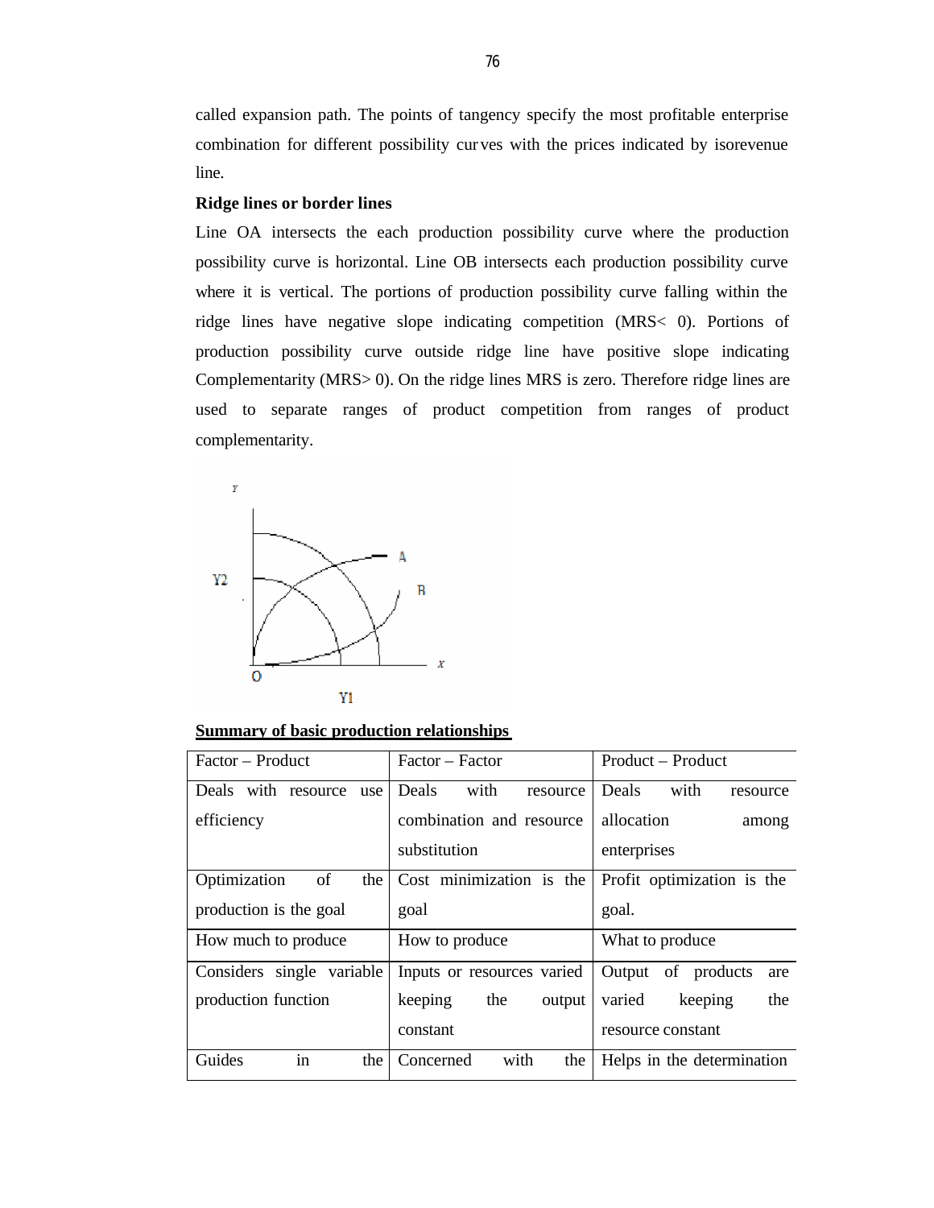called expansion path. The points of tangency specify the most profitable enterprise combination for different possibility curves with the prices indicated by isorevenue line.

**Ridge lines or border lines**

Line OA intersects the each production possibility curve where the production possibility curve is horizontal. Line OB intersects each production possibility curve where it is vertical. The portions of production possibility curve falling within the ridge lines have negative slope indicating competition (MRS< 0). Portions of production possibility curve outside ridge line have positive slope indicating Complementarity (MRS> 0). On the ridge lines MRS is zero. Therefore ridge lines are used to separate ranges of product competition from ranges of product complementarity.

**Summary of basic production relationships**

| Factor – Product | Factor – Factor | Product – Product |
|---|---|---|
| Deals with resource use efficiency | Deals with resource combination and resource substitution | Deals with resource allocation among enterprises |
| Optimization of the production is the goal | Cost minimization is the goal | Profit optimization is the goal. |
| How much to produce | How to produce | What to produce |
| Considers single variable production function | Inputs or resources varied keeping the output constant | Output of products are varied keeping the resource constant |
| Guides in the | Concerned with the | Helps in the determination |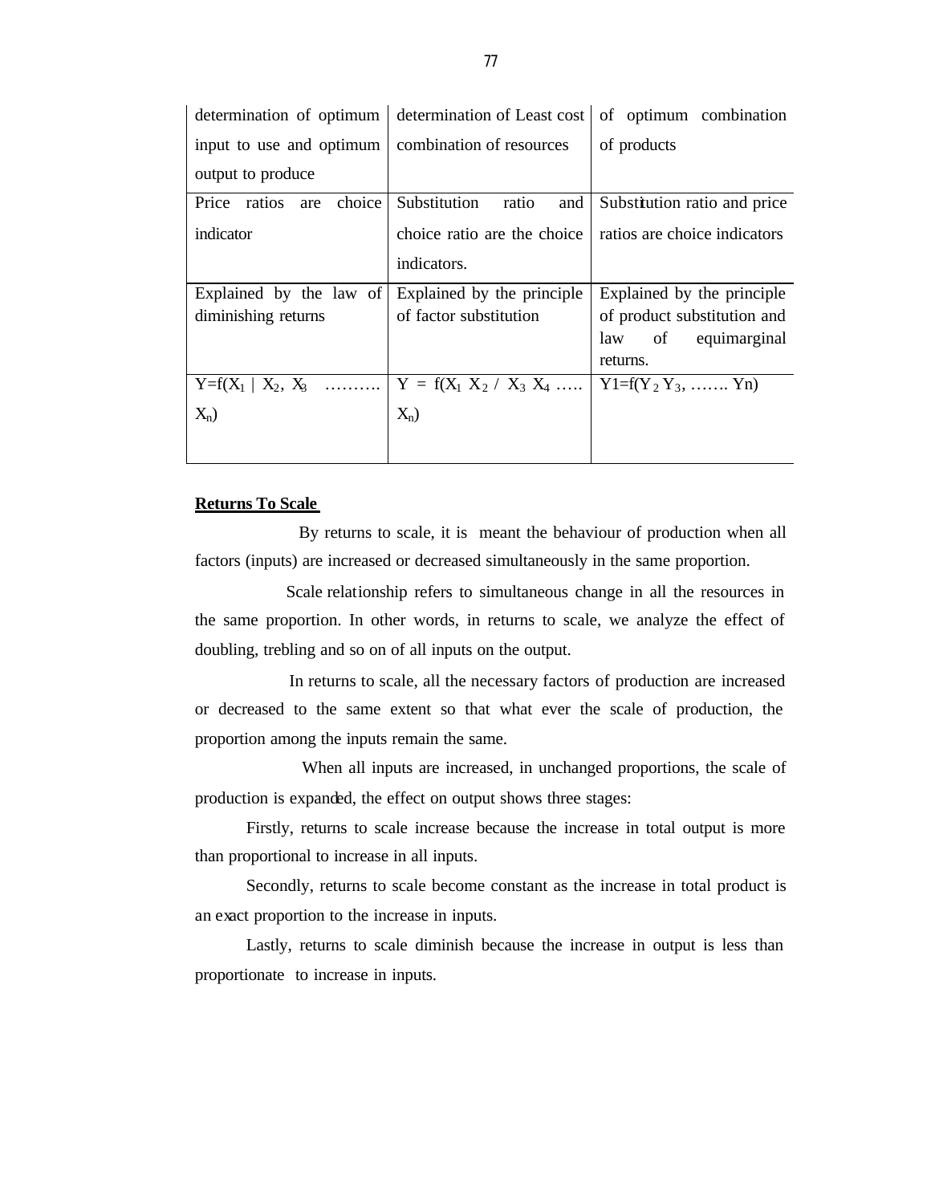| | | |
|---|---|---|
| determination of optimum input to use and optimum output to produce | determination of Least cost combination of resources | of optimum combination of products |
| Price ratios are choice indicator | Substitution ratio and choice ratio are the choice indicators. | Substitution ratio and price ratios are choice indicators |
| Explained by the law of diminishing returns | Explained by the principle of factor substitution | Explained by the principle of product substitution and law of equimarginal returns. |
| $Y=f(X_1 \mid X_2, X_3 \ldots\ldots\ldots X_n)$ | $Y = f(X_1\ X_2 / X_3\ X_4 \ldots\ldots X_n)$ | $Y1=f(Y_2\ Y_3, \ldots\ldots. Yn)$ |

**Returns To Scale**

By returns to scale, it is meant the behaviour of production when all factors (inputs) are increased or decreased simultaneously in the same proportion.

Scale relationship refers to simultaneous change in all the resources in the same proportion. In other words, in returns to scale, we analyze the effect of doubling, trebling and so on of all inputs on the output.

In returns to scale, all the necessary factors of production are increased or decreased to the same extent so that what ever the scale of production, the proportion among the inputs remain the same.

When all inputs are increased, in unchanged proportions, the scale of production is expanded, the effect on output shows three stages:

Firstly, returns to scale increase because the increase in total output is more than proportional to increase in all inputs.

Secondly, returns to scale become constant as the increase in total product is an exact proportion to the increase in inputs.

Lastly, returns to scale diminish because the increase in output is less than proportionate to increase in inputs.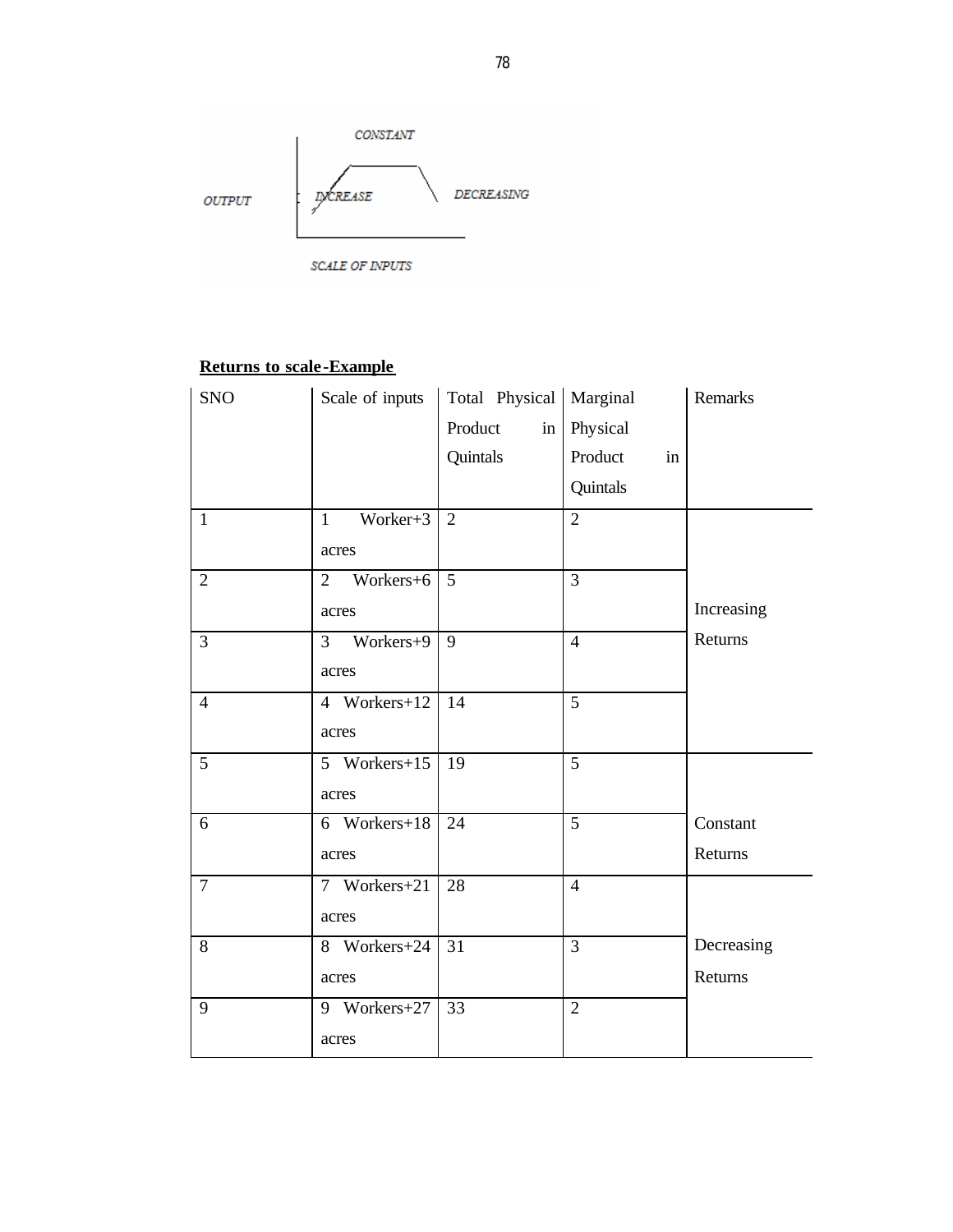**Returns to scale-Example**

| SNO | Scale of inputs | Total Physical Product in Quintals | Marginal Physical Product in Quintals | Remarks |
|---|---|---|---|---|
| 1 | 1 Worker+3 acres | 2 | 2 | |
| 2 | 2 Workers+6 acres | 5 | 3 | Increasing Returns |
| 3 | 3 Workers+9 acres | 9 | 4 | |
| 4 | 4 Workers+12 acres | 14 | 5 | |
| 5 | 5 Workers+15 acres | 19 | 5 | Constant Returns |
| 6 | 6 Workers+18 acres | 24 | 5 | |
| 7 | 7 Workers+21 acres | 28 | 4 | |
| 8 | 8 Workers+24 acres | 31 | 3 | Decreasing Returns |
| 9 | 9 Workers+27 acres | 33 | 2 | |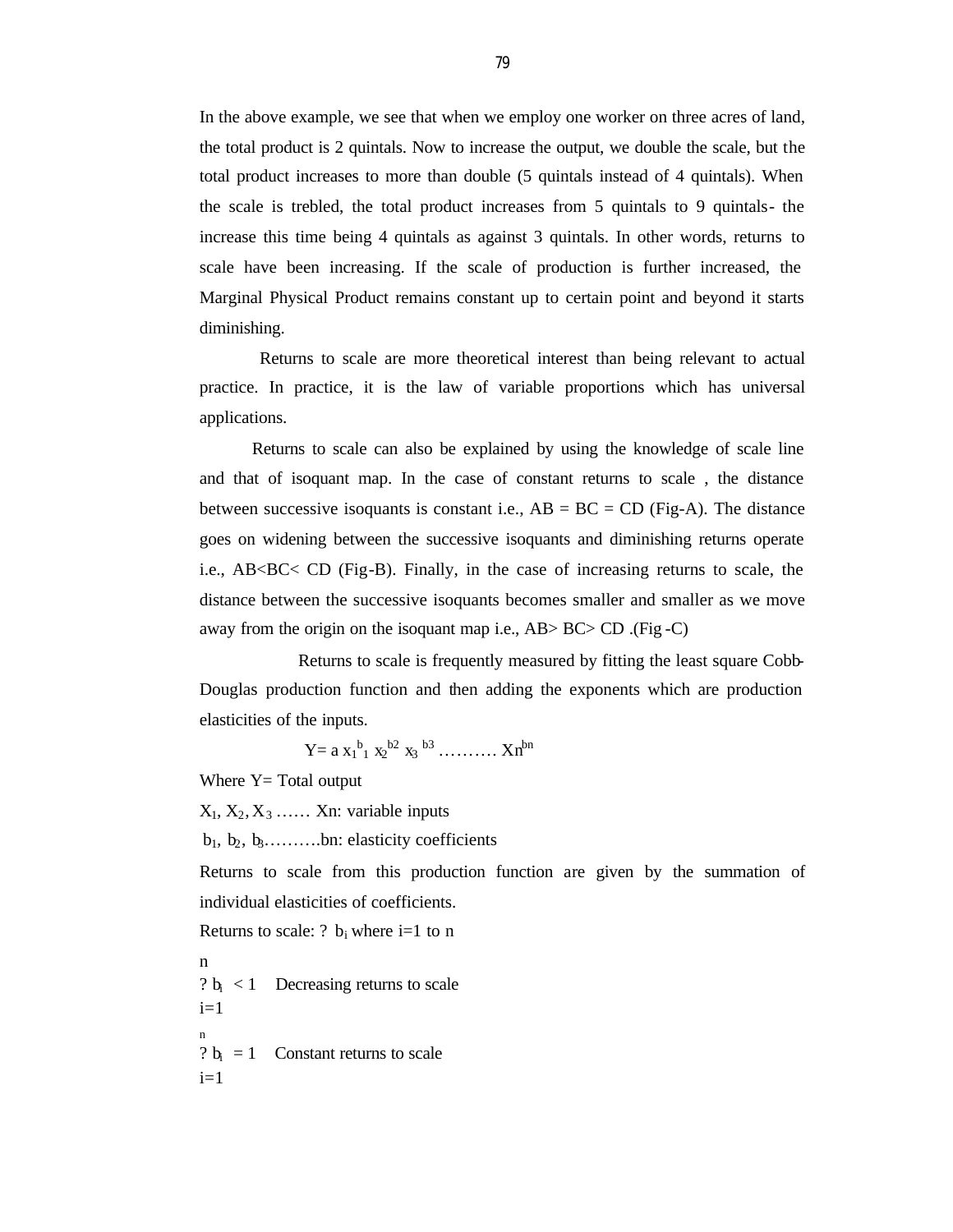In the above example, we see that when we employ one worker on three acres of land, the total product is 2 quintals. Now to increase the output, we double the scale, but the total product increases to more than double (5 quintals instead of 4 quintals). When the scale is trebled, the total product increases from 5 quintals to 9 quintals- the increase this time being 4 quintals as against 3 quintals. In other words, returns to scale have been increasing. If the scale of production is further increased, the Marginal Physical Product remains constant up to certain point and beyond it starts diminishing.

Returns to scale are more theoretical interest than being relevant to actual practice. In practice, it is the law of variable proportions which has universal applications.

Returns to scale can also be explained by using the knowledge of scale line and that of isoquant map. In the case of constant returns to scale , the distance between successive isoquants is constant i.e., AB = BC = CD (Fig-A). The distance goes on widening between the successive isoquants and diminishing returns operate i.e., AB<BC< CD (Fig-B). Finally, in the case of increasing returns to scale, the distance between the successive isoquants becomes smaller and smaller as we move away from the origin on the isoquant map i.e., AB> BC> CD .(Fig -C)

Returns to scale is frequently measured by fitting the least square Cobb-Douglas production function and then adding the exponents which are production elasticities of the inputs.

$$Y = a\, x_1^{b_1}\, x_2^{b_2}\, x_3^{b_3} \ldots\ldots\ldots\ X_n^{b_n}$$

Where Y= Total output

$X_1, X_2, X_3 \ldots\ldots X_n$: variable inputs

$b_1, b_2, b_3 \ldots\ldots\ldots b_n$: elasticity coefficients

Returns to scale from this production function are given by the summation of individual elasticities of coefficients.

Returns to scale: $\sum b_i$ where i=1 to n

$\sum_{i=1}^{n} b_i < 1$ Decreasing returns to scale

$\sum_{i=1}^{n} b_i = 1$ Constant returns to scale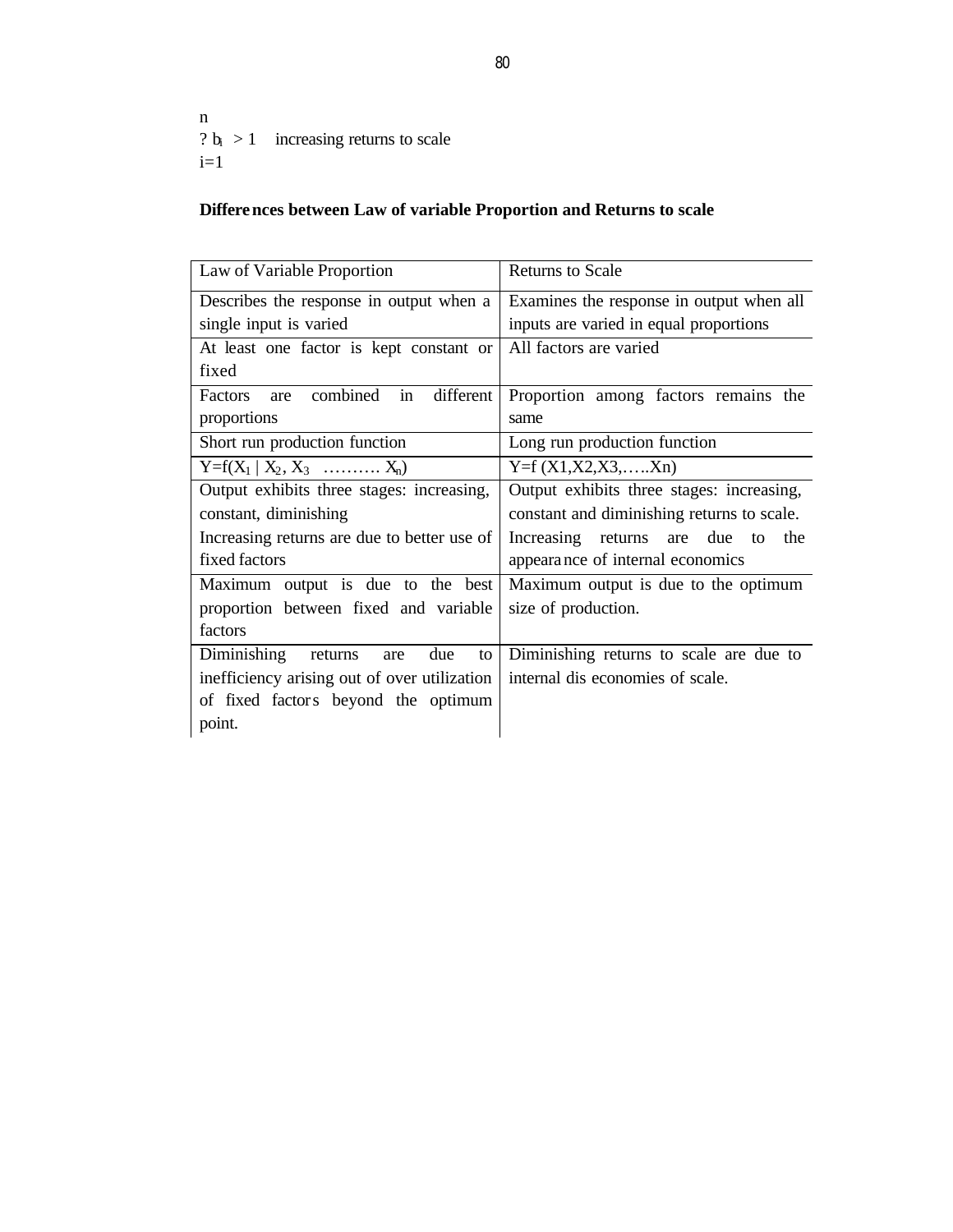$$\sum_{i=1}^{n} b_i > 1 \quad \text{increasing returns to scale}$$

**Differences between Law of variable Proportion and Returns to scale**

| Law of Variable Proportion | Returns to Scale |
|---|---|
| Describes the response in output when a single input is varied | Examines the response in output when all inputs are varied in equal proportions |
| At least one factor is kept constant or fixed | All factors are varied |
| Factors are combined in different proportions | Proportion among factors remains the same |
| Short run production function | Long run production function |
| $Y=f(X_1 \mid X_2, X_3 \ \ldots\ldots\ldots \ X_n)$ | Y=f (X1,X2,X3,…..Xn) |
| Output exhibits three stages: increasing, constant, diminishing<br>Increasing returns are due to better use of fixed factors | Output exhibits three stages: increasing, constant and diminishing returns to scale.<br>Increasing returns are due to the appearance of internal economics |
| Maximum output is due to the best proportion between fixed and variable factors | Maximum output is due to the optimum size of production. |
| Diminishing returns are due to inefficiency arising out of over utilization of fixed factors beyond the optimum point. | Diminishing returns to scale are due to internal dis economies of scale. |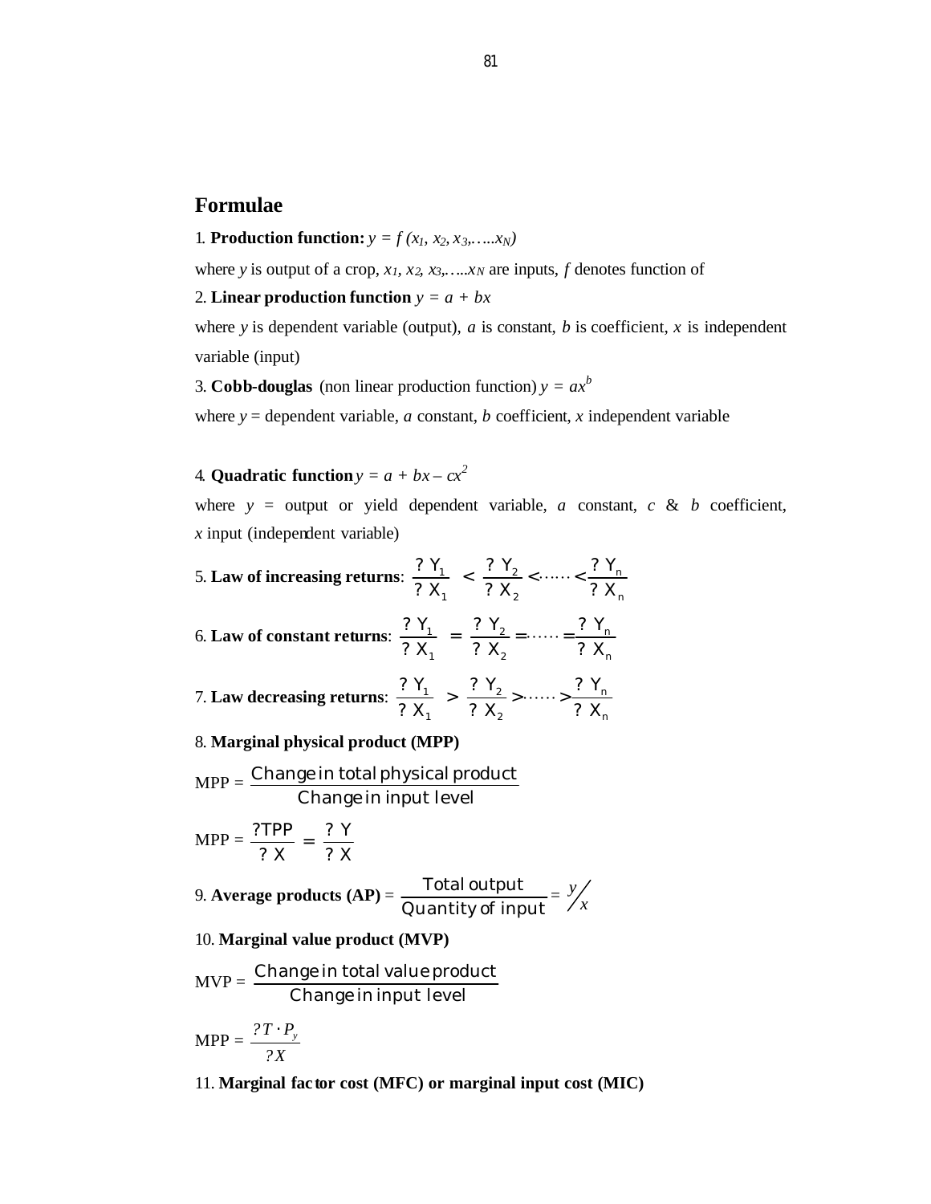## Formulae

1. **Production function:** $y = f(x_1, x_2, x_3, \ldots x_N)$

where $y$ is output of a crop, $x_1, x_2, x_3, \ldots x_N$ are inputs, $f$ denotes function of

2. **Linear production function** $y = a + bx$

where $y$ is dependent variable (output), $a$ is constant, $b$ is coefficient, $x$ is independent variable (input)

3. **Cobb-douglas** (non linear production function) $y = ax^b$

where $y$ = dependent variable, $a$ constant, $b$ coefficient, $x$ independent variable

4. **Quadratic function** $y = a + bx - cx^2$

where $y$ = output or yield dependent variable, $a$ constant, $c$ & $b$ coefficient, $x$ input (independent variable)

5. **Law of increasing returns**: $\frac{\Delta Y_1}{\Delta X_1} < \frac{\Delta Y_2}{\Delta X_2} < \cdots\cdots < \frac{\Delta Y_n}{\Delta X_n}$

6. **Law of constant returns**: $\frac{\Delta Y_1}{\Delta X_1} = \frac{\Delta Y_2}{\Delta X_2} = \cdots\cdots = \frac{\Delta Y_n}{\Delta X_n}$

7. **Law decreasing returns**: $\frac{\Delta Y_1}{\Delta X_1} > \frac{\Delta Y_2}{\Delta X_2} > \cdots\cdots > \frac{\Delta Y_n}{\Delta X_n}$

8. **Marginal physical product (MPP)**

$$\text{MPP} = \frac{\text{Change in total physical product}}{\text{Change in input level}}$$

$$\text{MPP} = \frac{\Delta TPP}{\Delta X} = \frac{\Delta Y}{\Delta X}$$

9. **Average products (AP)** = $\frac{\text{Total output}}{\text{Quantity of input}} = y/x$

10. **Marginal value product (MVP)**

$$\text{MVP} = \frac{\text{Change in total value product}}{\text{Change in input level}}$$

$$\text{MPP} = \frac{\Delta T \cdot P_y}{\Delta X}$$

11. **Marginal factor cost (MFC) or marginal input cost (MIC)**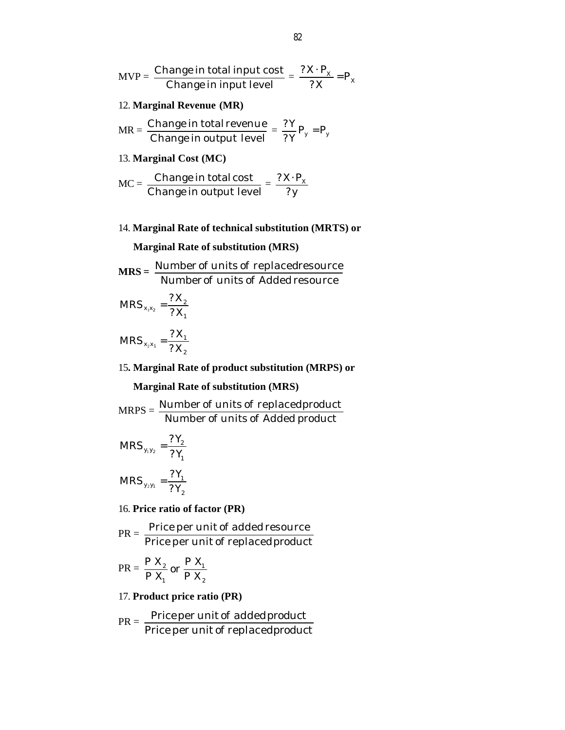$$\text{MVP} = \frac{\text{Change in total input cost}}{\text{Change in input level}} = \frac{?X \cdot P_x}{?X} = P_x$$

12. **Marginal Revenue (MR)**

$$\text{MR} = \frac{\text{Change in total revenue}}{\text{Change in output level}} = \frac{?Y}{?Y} P_y = P_y$$

13. **Marginal Cost (MC)**

$$\text{MC} = \frac{\text{Change in total cost}}{\text{Change in output level}} = \frac{?X \cdot P_x}{?y}$$

14. **Marginal Rate of technical substitution (MRTS) or**

**Marginal Rate of substitution (MRS)**

$$\textbf{MRS} = \frac{\text{Number of units of replaced resource}}{\text{Number of units of Added resource}}$$

$$MRS_{x_1x_2} = \frac{?X_2}{?X_1}$$

$$MRS_{x_2x_1} = \frac{?X_1}{?X_2}$$

15. **Marginal Rate of product substitution (MRPS) or**

**Marginal Rate of substitution (MRS)**

$$\text{MRPS} = \frac{\text{Number of units of replaced product}}{\text{Number of units of Added product}}$$

$$MRS_{y_1y_2} = \frac{?Y_2}{?Y_1}$$

$$MRS_{y_2y_1} = \frac{?Y_1}{?Y_2}$$

16. **Price ratio of factor (PR)**

$$\text{PR} = \frac{\text{Price per unit of added resource}}{\text{Price per unit of replaced product}}$$

$$\text{PR} = \frac{P\,X_2}{P\,X_1} \text{ or } \frac{P\,X_1}{P\,X_2}$$

17. **Product price ratio (PR)**

$$\text{PR} = \frac{\text{Price per unit of added product}}{\text{Price per unit of replaced product}}$$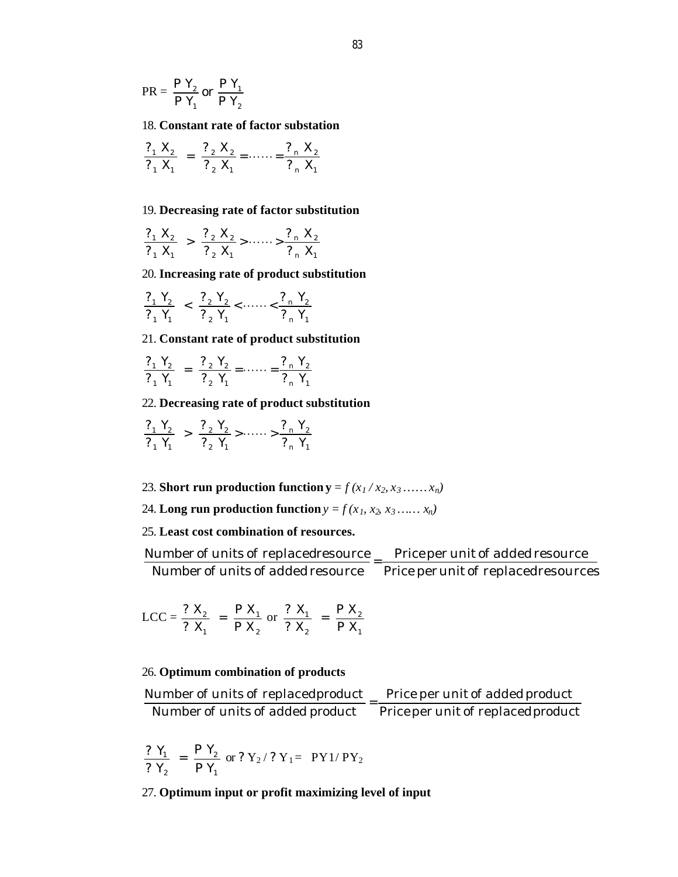$$PR = \frac{P\ Y_2}{P\ Y_1} \text{ or } \frac{P\ Y_1}{P\ Y_2}$$

18. **Constant rate of factor substation**

$$\frac{?_1\ X_2}{?_1\ X_1} = \frac{?_2\ X_2}{?_2\ X_1} = \ldots\ldots = \frac{?_n\ X_2}{?_n\ X_1}$$

19. **Decreasing rate of factor substitution**

$$\frac{?_1\ X_2}{?_1\ X_1} > \frac{?_2\ X_2}{?_2\ X_1} > \ldots\ldots > \frac{?_n\ X_2}{?_n\ X_1}$$

20. **Increasing rate of product substitution**

$$\frac{?_1\ Y_2}{?_1\ Y_1} < \frac{?_2\ Y_2}{?_2\ Y_1} < \ldots\ldots < \frac{?_n\ Y_2}{?_n\ Y_1}$$

21. **Constant rate of product substitution**

$$\frac{?_1\ Y_2}{?_1\ Y_1} = \frac{?_2\ Y_2}{?_2\ Y_1} = \ldots\ldots = \frac{?_n\ Y_2}{?_n\ Y_1}$$

22. **Decreasing rate of product substitution**

$$\frac{?_1\ Y_2}{?_1\ Y_1} > \frac{?_2\ Y_2}{?_2\ Y_1} > \ldots\ldots > \frac{?_n\ Y_2}{?_n\ Y_1}$$

23. **Short run production function** $y = f\,(x_1 / x_2, x_3 \ldots\ldots x_n)$

24. **Long run production function** $y = f\,(x_1, x_2, x_3 \ldots\ldots x_n)$

25. **Least cost combination of resources.**

$$\frac{\text{Number of units of replaced resource}}{\text{Number of units of added resource}} = \frac{\text{Price per unit of added resource}}{\text{Price per unit of replaced resources}}$$

$$LCC = \frac{?\ X_2}{?\ X_1} = \frac{P\ X_1}{P\ X_2} \text{ or } \frac{?\ X_1}{?\ X_2} = \frac{P\ X_2}{P\ X_1}$$

26. **Optimum combination of products**

$$\frac{\text{Number of units of replaced product}}{\text{Number of units of added product}} = \frac{\text{Price per unit of added product}}{\text{Price per unit of replaced product}}$$

$$\frac{?\ Y_1}{?\ Y_2} = \frac{P\ Y_2}{P\ Y_1} \text{ or } ?\ Y_2 / ?\ Y_1 = PY1 / PY_2$$

27. **Optimum input or profit maximizing level of input**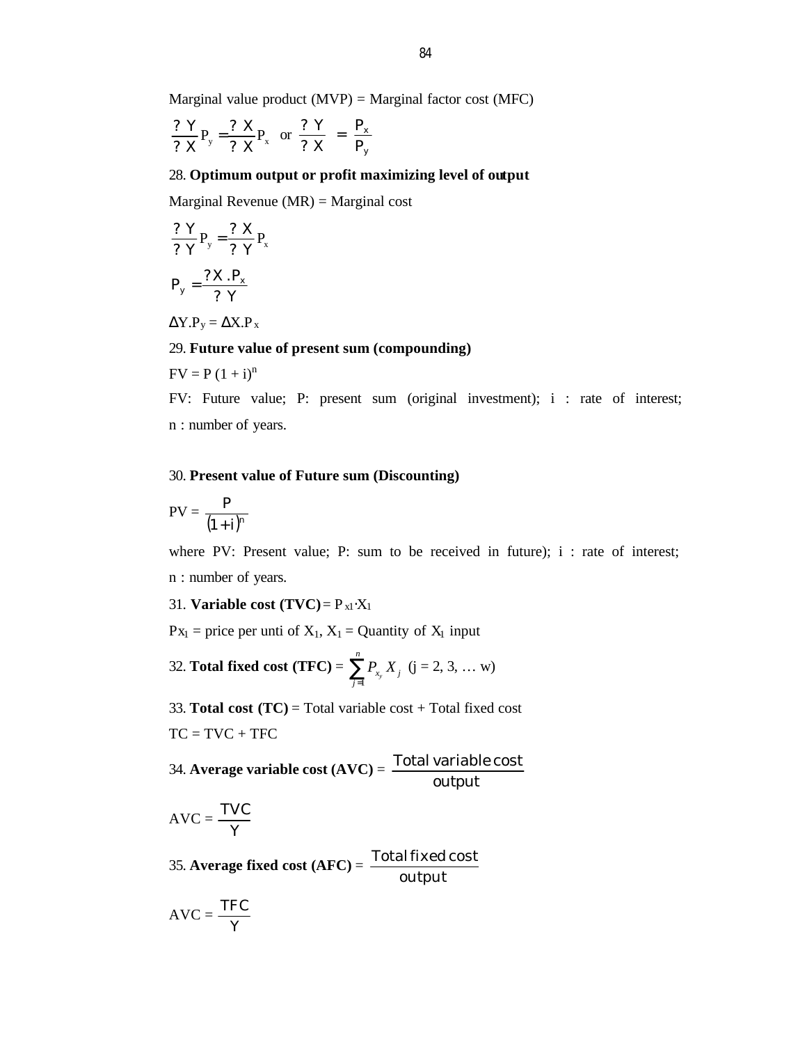Marginal value product (MVP) = Marginal factor cost (MFC)

$$\frac{?Y}{?X}P_y = \frac{?X}{?X}P_x \text{ or } \frac{?Y}{?X} = \frac{P_x}{P_y}$$

28. **Optimum output or profit maximizing level of output**

Marginal Revenue (MR) = Marginal cost

$$\frac{?Y}{?Y}P_y = \frac{?X}{?Y}P_x$$

$$P_y = \frac{?X.P_x}{?Y}$$

$\Delta Y.P_y = \Delta X.P_x$

29. **Future value of present sum (compounding)**

$FV = P(1 + i)^n$

FV: Future value; P: present sum (original investment); i : rate of interest; n : number of years.

30. **Present value of Future sum (Discounting)**

$$PV = \frac{P}{(1+i)^n}$$

where PV: Present value; P: sum to be received in future); i : rate of interest; n : number of years.

31. **Variable cost (TVC)** = $P_{x1} \cdot X_1$

$Px_1$ = price per unti of $X_1$, $X_1$ = Quantity of $X_1$ input

32. **Total fixed cost (TFC)** = $\sum_{j=1}^{n} P_{x_y} X_j$ (j = 2, 3, … w)

33. **Total cost (TC)** = Total variable cost + Total fixed cost

TC = TVC + TFC

34. **Average variable cost (AVC)** = $\frac{\text{Total variable cost}}{\text{output}}$

$$AVC = \frac{TVC}{Y}$$

35. **Average fixed cost (AFC)** = $\frac{\text{Total fixed cost}}{\text{output}}$

$$AVC = \frac{TFC}{Y}$$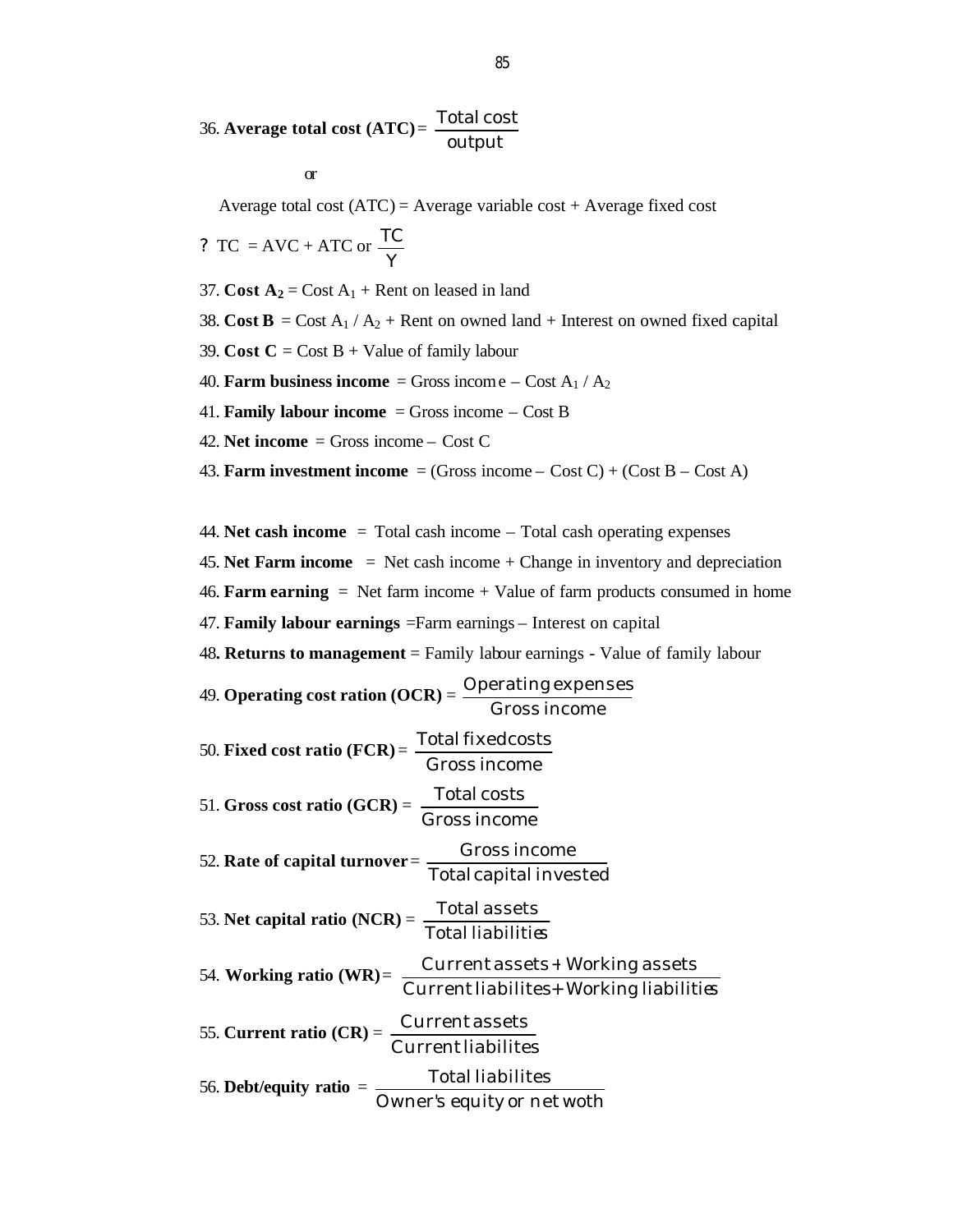36. **Average total cost (ATC)** = $\frac{\text{Total cost}}{\text{output}}$

or

Average total cost (ATC) = Average variable cost + Average fixed cost

? TC = AVC + ATC or $\frac{TC}{Y}$

37. **Cost $A_2$** = Cost $A_1$ + Rent on leased in land

38. **Cost B** = Cost $A_1$ / $A_2$ + Rent on owned land + Interest on owned fixed capital

39. **Cost C** = Cost B + Value of family labour

40. **Farm business income** = Gross income – Cost $A_1$ / $A_2$

41. **Family labour income** = Gross income – Cost B

42. **Net income** = Gross income – Cost C

43. **Farm investment income** = (Gross income – Cost C) + (Cost B – Cost A)

44. **Net cash income** = Total cash income – Total cash operating expenses

45. **Net Farm income** = Net cash income + Change in inventory and depreciation

46. **Farm earning** = Net farm income + Value of farm products consumed in home

47. **Family labour earnings** =Farm earnings – Interest on capital

48. **Returns to management** = Family labour earnings - Value of family labour

49. **Operating cost ration (OCR)** = $\frac{\text{Operating expenses}}{\text{Gross income}}$

50. **Fixed cost ratio (FCR)** = $\frac{\text{Total fixed costs}}{\text{Gross income}}$

51. **Gross cost ratio (GCR)** = $\frac{\text{Total costs}}{\text{Gross income}}$

52. **Rate of capital turnover** = $\frac{\text{Gross income}}{\text{Total capital invested}}$

53. **Net capital ratio (NCR)** = $\frac{\text{Total assets}}{\text{Total liabilities}}$

54. **Working ratio (WR)** = $\frac{\text{Current assets + Working assets}}{\text{Current liabilites + Working liabilities}}$

55. **Current ratio (CR)** = $\frac{\text{Current assets}}{\text{Current liabilites}}$

56. **Debt/equity ratio** = $\frac{\text{Total liabilites}}{\text{Owner's equity or net woth}}$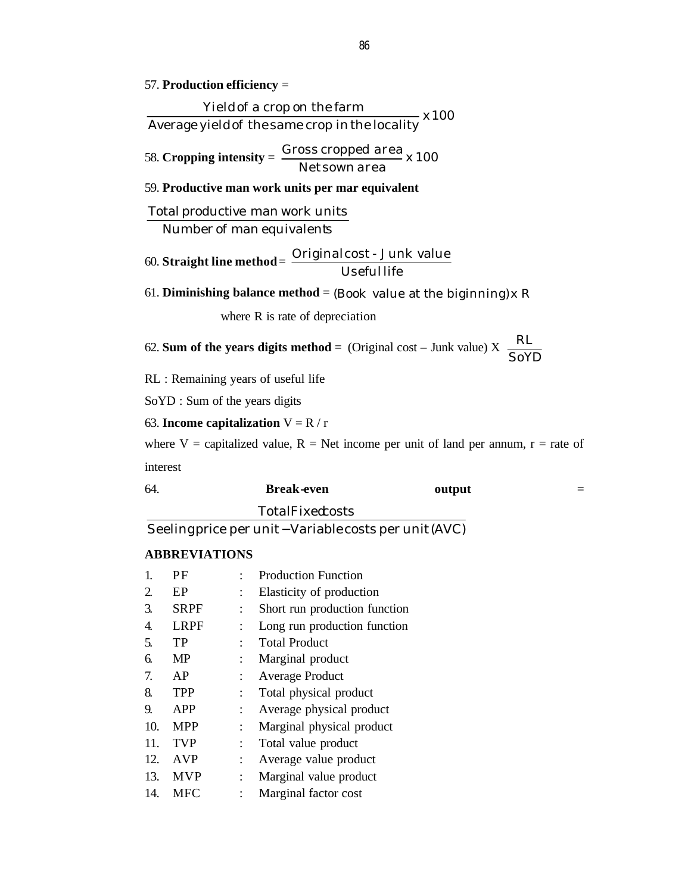57. **Production efficiency** =

$$\frac{\text{Yield of a crop on the farm}}{\text{Average yield of the same crop in the locality}} \times 100$$

58. **Cropping intensity** = $\frac{\text{Gross cropped area}}{\text{Net sown area}} \times 100$

59. **Productive man work units per mar equivalent**

$$\frac{\text{Total productive man work units}}{\text{Number of man equivalents}}$$

60. **Straight line method** = $\frac{\text{Original cost - Junk value}}{\text{Useful life}}$

61. **Diminishing balance method** = (Book value at the biginning) x R

where R is rate of depreciation

62. **Sum of the years digits method** = (Original cost – Junk value) X $\frac{RL}{SoYD}$

RL : Remaining years of useful life

SoYD : Sum of the years digits

63. **Income capitalization** $V = R / r$

where V = capitalized value, R = Net income per unit of land per annum, r = rate of interest

64. **Break-even output** =

$$\frac{\text{Total Fixed costs}}{\text{Seeling price per unit} - \text{Variable costs per unit (AVC)}}$$

**ABBREVIATIONS**

1. PF : Production Function
2. EP : Elasticity of production
3. SRPF : Short run production function
4. LRPF : Long run production function
5. TP : Total Product
6. MP : Marginal product
7. AP : Average Product
8. TPP : Total physical product
9. APP : Average physical product
10. MPP : Marginal physical product
11. TVP : Total value product
12. AVP : Average value product
13. MVP : Marginal value product
14. MFC : Marginal factor cost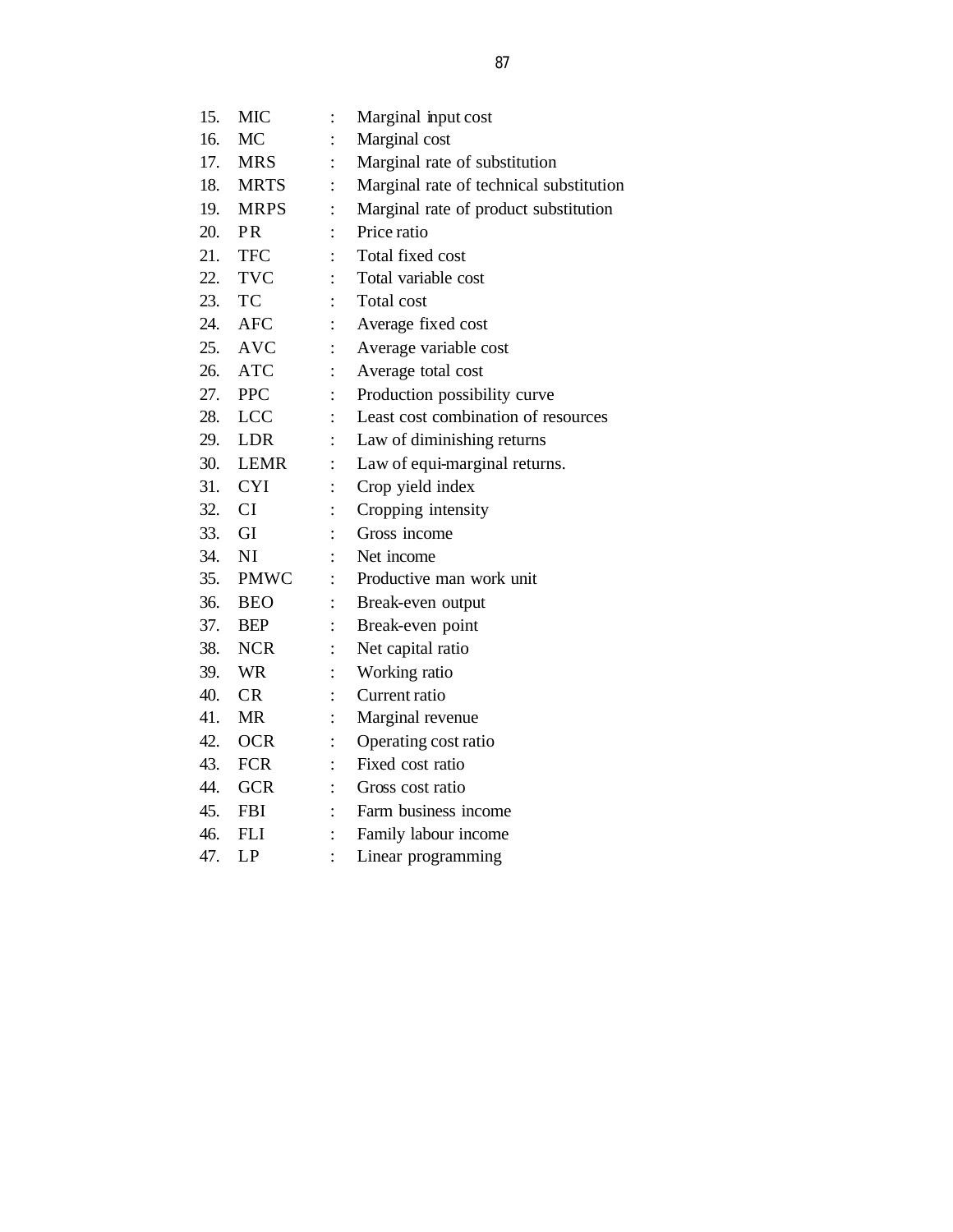15. MIC : Marginal input cost
16. MC : Marginal cost
17. MRS : Marginal rate of substitution
18. MRTS : Marginal rate of technical substitution
19. MRPS : Marginal rate of product substitution
20. PR : Price ratio
21. TFC : Total fixed cost
22. TVC : Total variable cost
23. TC : Total cost
24. AFC : Average fixed cost
25. AVC : Average variable cost
26. ATC : Average total cost
27. PPC : Production possibility curve
28. LCC : Least cost combination of resources
29. LDR : Law of diminishing returns
30. LEMR : Law of equi-marginal returns.
31. CYI : Crop yield index
32. CI : Cropping intensity
33. GI : Gross income
34. NI : Net income
35. PMWC : Productive man work unit
36. BEO : Break-even output
37. BEP : Break-even point
38. NCR : Net capital ratio
39. WR : Working ratio
40. CR : Current ratio
41. MR : Marginal revenue
42. OCR : Operating cost ratio
43. FCR : Fixed cost ratio
44. GCR : Gross cost ratio
45. FBI : Farm business income
46. FLI : Family labour income
47. LP : Linear programming